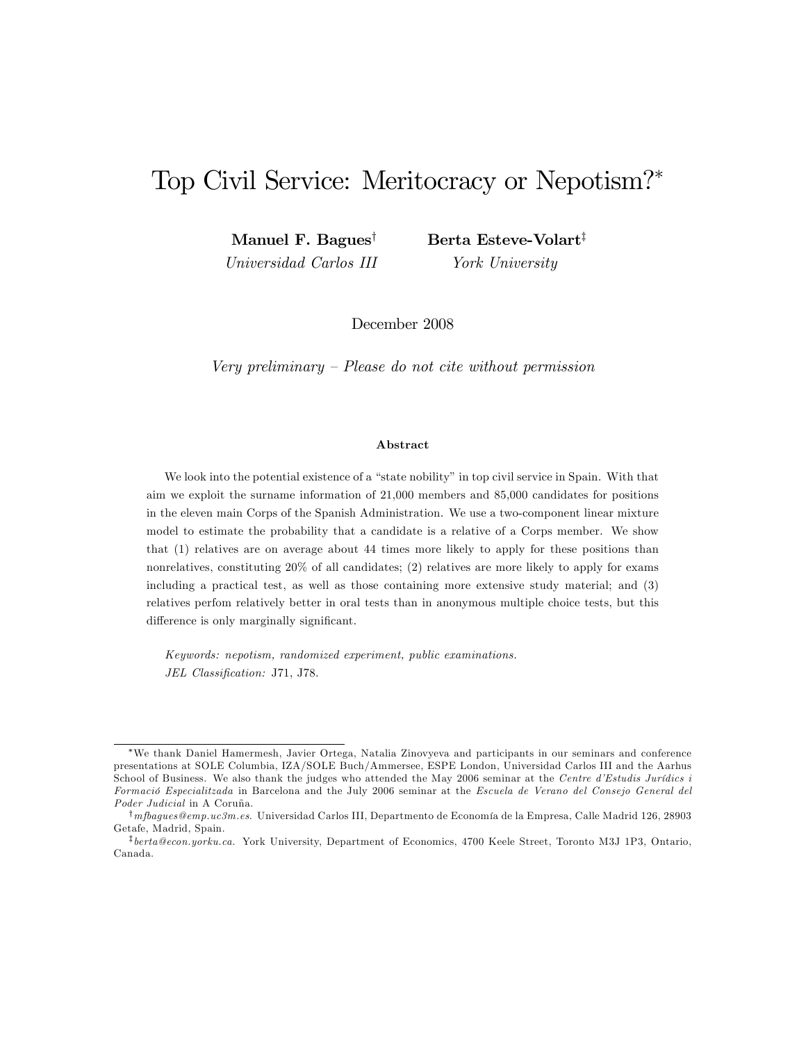# Top Civil Service: Meritocracy or Nepotism?*

**Manuel F. Bagues**[†]
*Universidad Carlos III*

**Berta Esteve-Volart**[‡]
*York University*

December 2008

*Very preliminary – Please do not cite without permission*

### Abstract

We look into the potential existence of a "state nobility" in top civil service in Spain. With that aim we exploit the surname information of 21,000 members and 85,000 candidates for positions in the eleven main Corps of the Spanish Administration. We use a two-component linear mixture model to estimate the probability that a candidate is a relative of a Corps member. We show that (1) relatives are on average about 44 times more likely to apply for these positions than nonrelatives, constituting 20% of all candidates; (2) relatives are more likely to apply for exams including a practical test, as well as those containing more extensive study material; and (3) relatives perfom relatively better in oral tests than in anonymous multiple choice tests, but this difference is only marginally significant.

*Keywords: nepotism, randomized experiment, public examinations.*
*JEL Classification:* J71, J78.

---

*We thank Daniel Hamermesh, Javier Ortega, Natalia Zinovyeva and participants in our seminars and conference presentations at SOLE Columbia, IZA/SOLE Buch/Ammersee, ESPE London, Universidad Carlos III and the Aarhus School of Business. We also thank the judges who attended the May 2006 seminar at the *Centre d'Estudis Jurídics i Formació Especialitzada* in Barcelona and the July 2006 seminar at the *Escuela de Verano del Consejo General del Poder Judicial* in A Coruña.

† *mfbagues@emp.uc3m.es*. Universidad Carlos III, Departmento de Economía de la Empresa, Calle Madrid 126, 28903 Getafe, Madrid, Spain.

‡ *berta@econ.yorku.ca*. York University, Department of Economics, 4700 Keele Street, Toronto M3J 1P3, Ontario, Canada.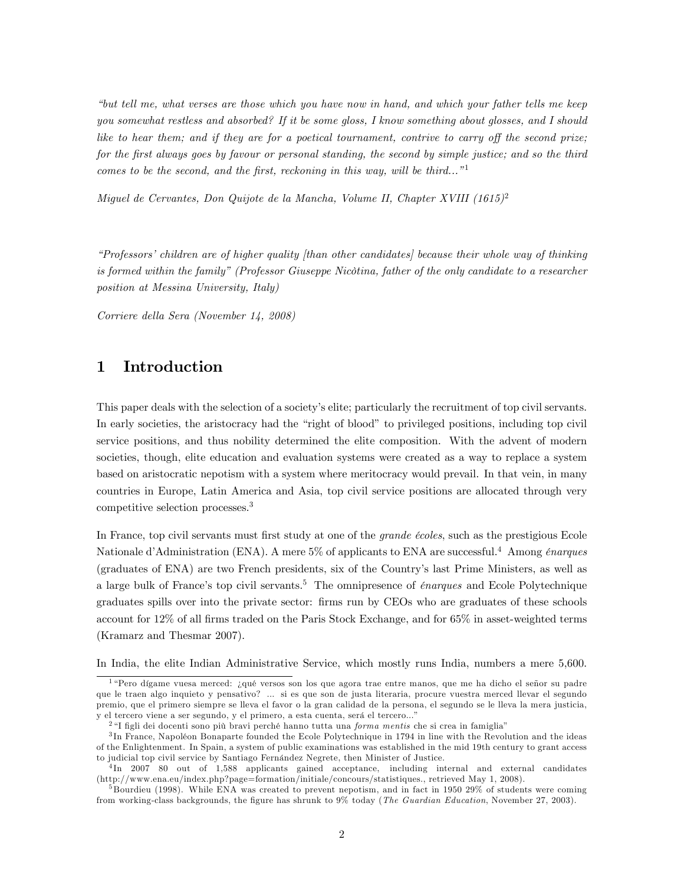*"but tell me, what verses are those which you have now in hand, and which your father tells me keep you somewhat restless and absorbed? If it be some gloss, I know something about glosses, and I should like to hear them; and if they are for a poetical tournament, contrive to carry off the second prize; for the first always goes by favour or personal standing, the second by simple justice; and so the third comes to be the second, and the first, reckoning in this way, will be third..."*[1]

*Miguel de Cervantes, Don Quijote de la Mancha, Volume II, Chapter XVIII (1615)*[2]

*"Professors' children are of higher quality [than other candidates] because their whole way of thinking is formed within the family" (Professor Giuseppe Nicòtina, father of the only candidate to a researcher position at Messina University, Italy)*

*Corriere della Sera (November 14, 2008)*

# 1 Introduction

This paper deals with the selection of a society's elite; particularly the recruitment of top civil servants. In early societies, the aristocracy had the "right of blood" to privileged positions, including top civil service positions, and thus nobility determined the elite composition. With the advent of modern societies, though, elite education and evaluation systems were created as a way to replace a system based on aristocratic nepotism with a system where meritocracy would prevail. In that vein, in many countries in Europe, Latin America and Asia, top civil service positions are allocated through very competitive selection processes.[3]

In France, top civil servants must first study at one of the *grande écoles*, such as the prestigious Ecole Nationale d'Administration (ENA). A mere 5% of applicants to ENA are successful.[4] Among *énarques* (graduates of ENA) are two French presidents, six of the Country's last Prime Ministers, as well as a large bulk of France's top civil servants.[5] The omnipresence of *énarques* and Ecole Polytechnique graduates spills over into the private sector: firms run by CEOs who are graduates of these schools account for 12% of all firms traded on the Paris Stock Exchange, and for 65% in asset-weighted terms (Kramarz and Thesmar 2007).

In India, the elite Indian Administrative Service, which mostly runs India, numbers a mere 5,600.

---

[1] "Pero dígame vuesa merced: ¿qué versos son los que agora trae entre manos, que me ha dicho el señor su padre que le traen algo inquieto y pensativo? ... si es que son de justa literaria, procure vuestra merced llevar el segundo premio, que el primero siempre se lleva el favor o la gran calidad de la persona, el segundo se le lleva la mera justicia, y el tercero viene a ser segundo, y el primero, a esta cuenta, será el tercero..."

[2] "I figli dei docenti sono più bravi perché hanno tutta una *forma mentis* che si crea in famiglia"

[3] In France, Napoléon Bonaparte founded the Ecole Polytechnique in 1794 in line with the Revolution and the ideas of the Enlightenment. In Spain, a system of public examinations was established in the mid 19th century to grant access to judicial top civil service by Santiago Fernández Negrete, then Minister of Justice.

[4] In 2007 80 out of 1,588 applicants gained acceptance, including internal and external candidates (http://www.ena.eu/index.php?page=formation/initiale/concours/statistiques., retrieved May 1, 2008).

[5] Bourdieu (1998). While ENA was created to prevent nepotism, and in fact in 1950 29% of students were coming from working-class backgrounds, the figure has shrunk to 9% today (*The Guardian Education*, November 27, 2003).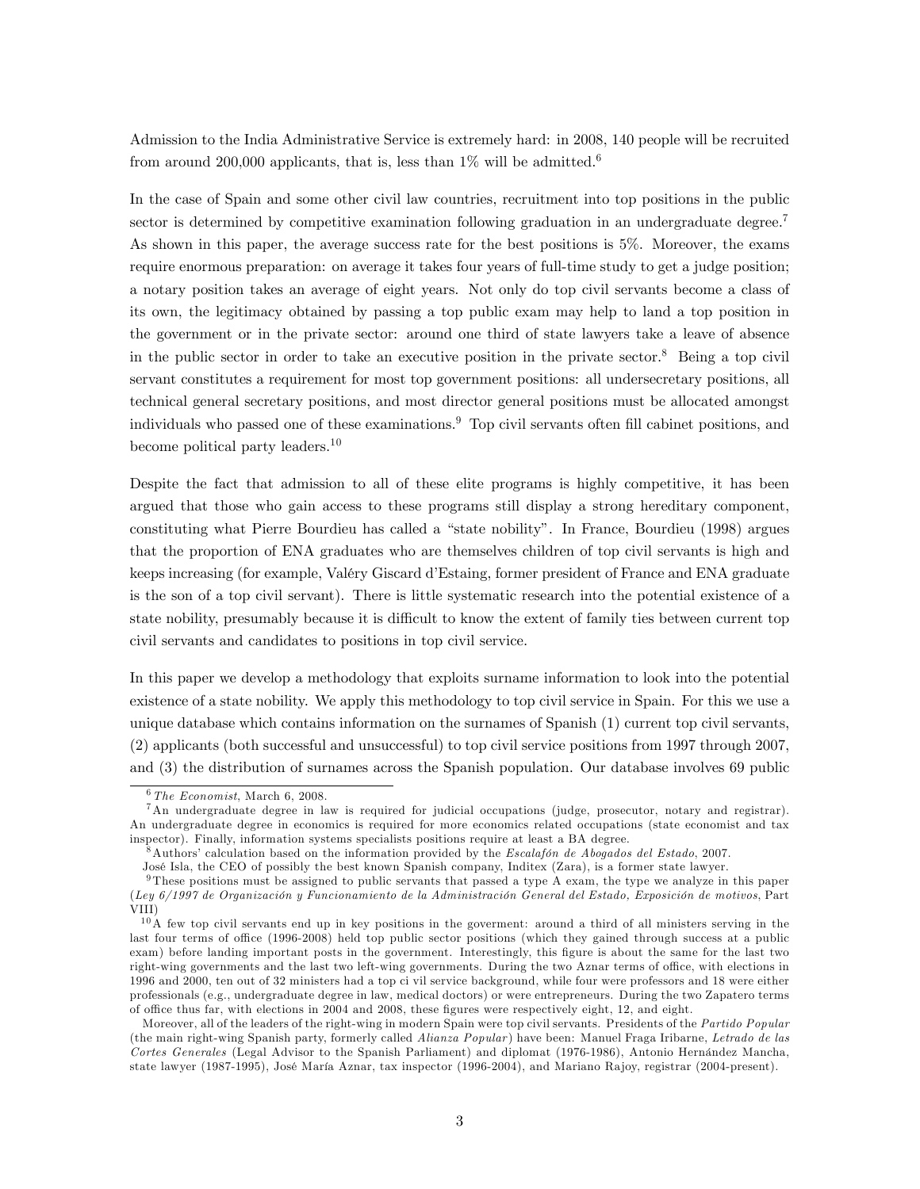Admission to the India Administrative Service is extremely hard: in 2008, 140 people will be recruited from around 200,000 applicants, that is, less than 1% will be admitted.[6]

In the case of Spain and some other civil law countries, recruitment into top positions in the public sector is determined by competitive examination following graduation in an undergraduate degree.[7] As shown in this paper, the average success rate for the best positions is 5%. Moreover, the exams require enormous preparation: on average it takes four years of full-time study to get a judge position; a notary position takes an average of eight years. Not only do top civil servants become a class of its own, the legitimacy obtained by passing a top public exam may help to land a top position in the government or in the private sector: around one third of state lawyers take a leave of absence in the public sector in order to take an executive position in the private sector.[8] Being a top civil servant constitutes a requirement for most top government positions: all undersecretary positions, all technical general secretary positions, and most director general positions must be allocated amongst individuals who passed one of these examinations.[9] Top civil servants often fill cabinet positions, and become political party leaders.[10]

Despite the fact that admission to all of these elite programs is highly competitive, it has been argued that those who gain access to these programs still display a strong hereditary component, constituting what Pierre Bourdieu has called a "state nobility". In France, Bourdieu (1998) argues that the proportion of ENA graduates who are themselves children of top civil servants is high and keeps increasing (for example, Valéry Giscard d'Estaing, former president of France and ENA graduate is the son of a top civil servant). There is little systematic research into the potential existence of a state nobility, presumably because it is difficult to know the extent of family ties between current top civil servants and candidates to positions in top civil service.

In this paper we develop a methodology that exploits surname information to look into the potential existence of a state nobility. We apply this methodology to top civil service in Spain. For this we use a unique database which contains information on the surnames of Spanish (1) current top civil servants, (2) applicants (both successful and unsuccessful) to top civil service positions from 1997 through 2007, and (3) the distribution of surnames across the Spanish population. Our database involves 69 public

---

[6] *The Economist*, March 6, 2008.

[7] An undergraduate degree in law is required for judicial occupations (judge, prosecutor, notary and registrar). An undergraduate degree in economics is required for more economics related occupations (state economist and tax inspector). Finally, information systems specialists positions require at least a BA degree.

[8] Authors' calculation based on the information provided by the *Escalafón de Abogados del Estado*, 2007.

José Isla, the CEO of possibly the best known Spanish company, Inditex (Zara), is a former state lawyer.

[9] These positions must be assigned to public servants that passed a type A exam, the type we analyze in this paper (*Ley 6/1997 de Organización y Funcionamiento de la Administración General del Estado, Exposición de motivos*, Part VIII)

[10] A few top civil servants end up in key positions in the goverment: around a third of all ministers serving in the last four terms of office (1996-2008) held top public sector positions (which they gained through success at a public exam) before landing important posts in the government. Interestingly, this figure is about the same for the last two right-wing governments and the last two left-wing governments. During the two Aznar terms of office, with elections in 1996 and 2000, ten out of 32 ministers had a top ci vil service background, while four were professors and 18 were either professionals (e.g., undergraduate degree in law, medical doctors) or were entrepreneurs. During the two Zapatero terms of office thus far, with elections in 2004 and 2008, these figures were respectively eight, 12, and eight.

Moreover, all of the leaders of the right-wing in modern Spain were top civil servants. Presidents of the *Partido Popular* (the main right-wing Spanish party, formerly called *Alianza Popular*) have been: Manuel Fraga Iribarne, *Letrado de las Cortes Generales* (Legal Advisor to the Spanish Parliament) and diplomat (1976-1986), Antonio Hernández Mancha, state lawyer (1987-1995), José María Aznar, tax inspector (1996-2004), and Mariano Rajoy, registrar (2004-present).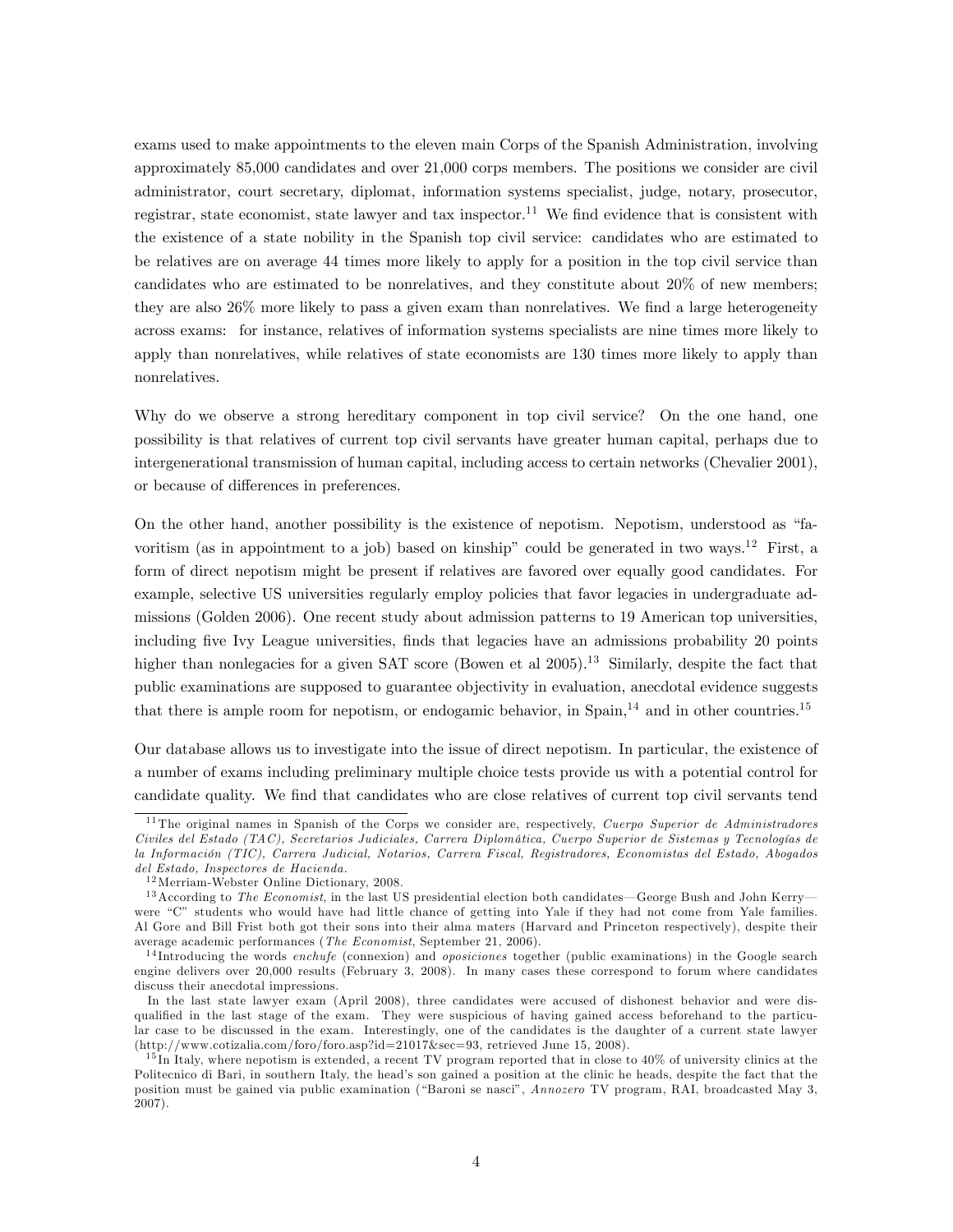exams used to make appointments to the eleven main Corps of the Spanish Administration, involving approximately 85,000 candidates and over 21,000 corps members. The positions we consider are civil administrator, court secretary, diplomat, information systems specialist, judge, notary, prosecutor, registrar, state economist, state lawyer and tax inspector.[11] We find evidence that is consistent with the existence of a state nobility in the Spanish top civil service: candidates who are estimated to be relatives are on average 44 times more likely to apply for a position in the top civil service than candidates who are estimated to be nonrelatives, and they constitute about 20% of new members; they are also 26% more likely to pass a given exam than nonrelatives. We find a large heterogeneity across exams: for instance, relatives of information systems specialists are nine times more likely to apply than nonrelatives, while relatives of state economists are 130 times more likely to apply than nonrelatives.

Why do we observe a strong hereditary component in top civil service? On the one hand, one possibility is that relatives of current top civil servants have greater human capital, perhaps due to intergenerational transmission of human capital, including access to certain networks (Chevalier 2001), or because of differences in preferences.

On the other hand, another possibility is the existence of nepotism. Nepotism, understood as "favoritism (as in appointment to a job) based on kinship" could be generated in two ways.[12] First, a form of direct nepotism might be present if relatives are favored over equally good candidates. For example, selective US universities regularly employ policies that favor legacies in undergraduate admissions (Golden 2006). One recent study about admission patterns to 19 American top universities, including five Ivy League universities, finds that legacies have an admissions probability 20 points higher than nonlegacies for a given SAT score (Bowen et al 2005).[13] Similarly, despite the fact that public examinations are supposed to guarantee objectivity in evaluation, anecdotal evidence suggests that there is ample room for nepotism, or endogamic behavior, in Spain,[14] and in other countries.[15]

Our database allows us to investigate into the issue of direct nepotism. In particular, the existence of a number of exams including preliminary multiple choice tests provide us with a potential control for candidate quality. We find that candidates who are close relatives of current top civil servants tend

---

[11] The original names in Spanish of the Corps we consider are, respectively, *Cuerpo Superior de Administradores Civiles del Estado (TAC), Secretarios Judiciales, Carrera Diplomática, Cuerpo Superior de Sistemas y Tecnologías de la Información (TIC), Carrera Judicial, Notarios, Carrera Fiscal, Registradores, Economistas del Estado, Abogados del Estado, Inspectores de Hacienda.*

[12] Merriam-Webster Online Dictionary, 2008.

[13] According to *The Economist*, in the last US presidential election both candidates—George Bush and John Kerry—were "C" students who would have had little chance of getting into Yale if they had not come from Yale families. Al Gore and Bill Frist both got their sons into their alma maters (Harvard and Princeton respectively), despite their average academic performances (*The Economist*, September 21, 2006).

[14] Introducing the words *enchufe* (connexion) and *oposiciones* together (public examinations) in the Google search engine delivers over 20,000 results (February 3, 2008). In many cases these correspond to forum where candidates discuss their anecdotal impressions.

In the last state lawyer exam (April 2008), three candidates were accused of dishonest behavior and were disqualified in the last stage of the exam. They were suspicious of having gained access beforehand to the particular case to be discussed in the exam. Interestingly, one of the candidates is the daughter of a current state lawyer (http://www.cotizalia.com/foro/foro.asp?id=21017&sec=93, retrieved June 15, 2008).

[15] In Italy, where nepotism is extended, a recent TV program reported that in close to 40% of university clinics at the Politecnico di Bari, in southern Italy, the head's son gained a position at the clinic he heads, despite the fact that the position must be gained via public examination ("Baroni se nasci", *Annozero* TV program, RAI, broadcasted May 3, 2007).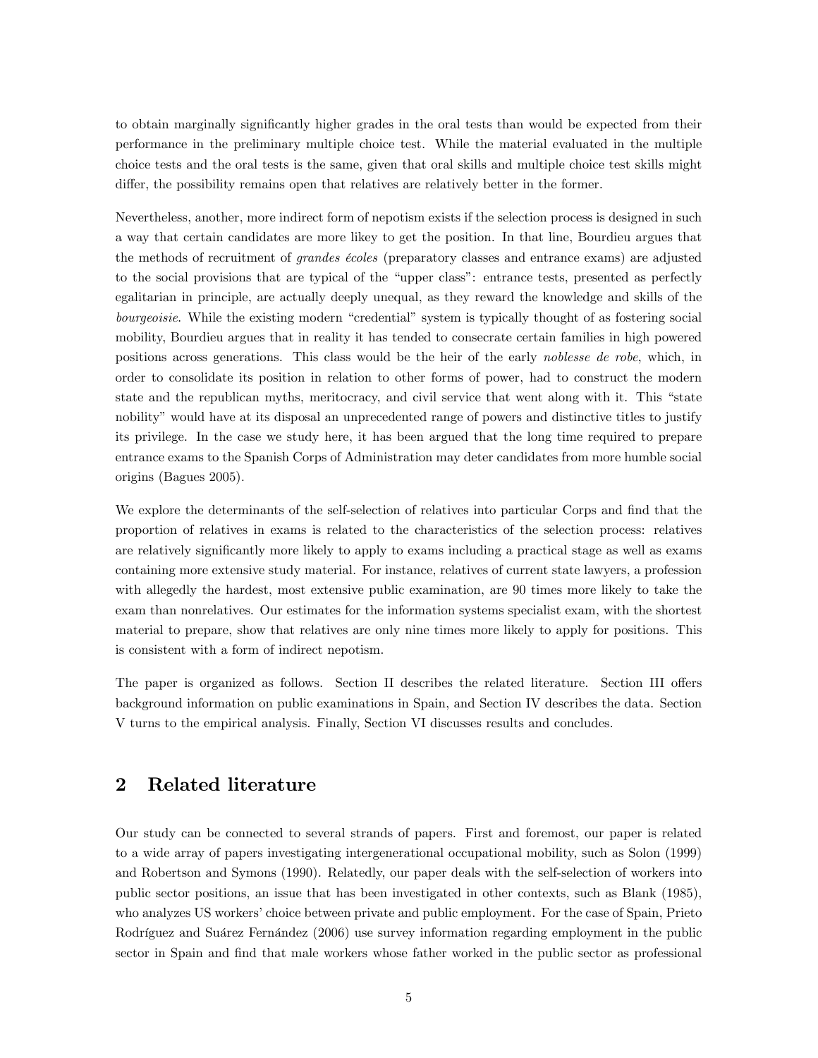to obtain marginally significantly higher grades in the oral tests than would be expected from their performance in the preliminary multiple choice test. While the material evaluated in the multiple choice tests and the oral tests is the same, given that oral skills and multiple choice test skills might differ, the possibility remains open that relatives are relatively better in the former.

Nevertheless, another, more indirect form of nepotism exists if the selection process is designed in such a way that certain candidates are more likey to get the position. In that line, Bourdieu argues that the methods of recruitment of *grandes écoles* (preparatory classes and entrance exams) are adjusted to the social provisions that are typical of the "upper class": entrance tests, presented as perfectly egalitarian in principle, are actually deeply unequal, as they reward the knowledge and skills of the *bourgeoisie*. While the existing modern "credential" system is typically thought of as fostering social mobility, Bourdieu argues that in reality it has tended to consecrate certain families in high powered positions across generations. This class would be the heir of the early *noblesse de robe*, which, in order to consolidate its position in relation to other forms of power, had to construct the modern state and the republican myths, meritocracy, and civil service that went along with it. This "state nobility" would have at its disposal an unprecedented range of powers and distinctive titles to justify its privilege. In the case we study here, it has been argued that the long time required to prepare entrance exams to the Spanish Corps of Administration may deter candidates from more humble social origins (Bagues 2005).

We explore the determinants of the self-selection of relatives into particular Corps and find that the proportion of relatives in exams is related to the characteristics of the selection process: relatives are relatively significantly more likely to apply to exams including a practical stage as well as exams containing more extensive study material. For instance, relatives of current state lawyers, a profession with allegedly the hardest, most extensive public examination, are 90 times more likely to take the exam than nonrelatives. Our estimates for the information systems specialist exam, with the shortest material to prepare, show that relatives are only nine times more likely to apply for positions. This is consistent with a form of indirect nepotism.

The paper is organized as follows. Section II describes the related literature. Section III offers background information on public examinations in Spain, and Section IV describes the data. Section V turns to the empirical analysis. Finally, Section VI discusses results and concludes.

## 2 Related literature

Our study can be connected to several strands of papers. First and foremost, our paper is related to a wide array of papers investigating intergenerational occupational mobility, such as Solon (1999) and Robertson and Symons (1990). Relatedly, our paper deals with the self-selection of workers into public sector positions, an issue that has been investigated in other contexts, such as Blank (1985), who analyzes US workers' choice between private and public employment. For the case of Spain, Prieto Rodríguez and Suárez Fernández (2006) use survey information regarding employment in the public sector in Spain and find that male workers whose father worked in the public sector as professional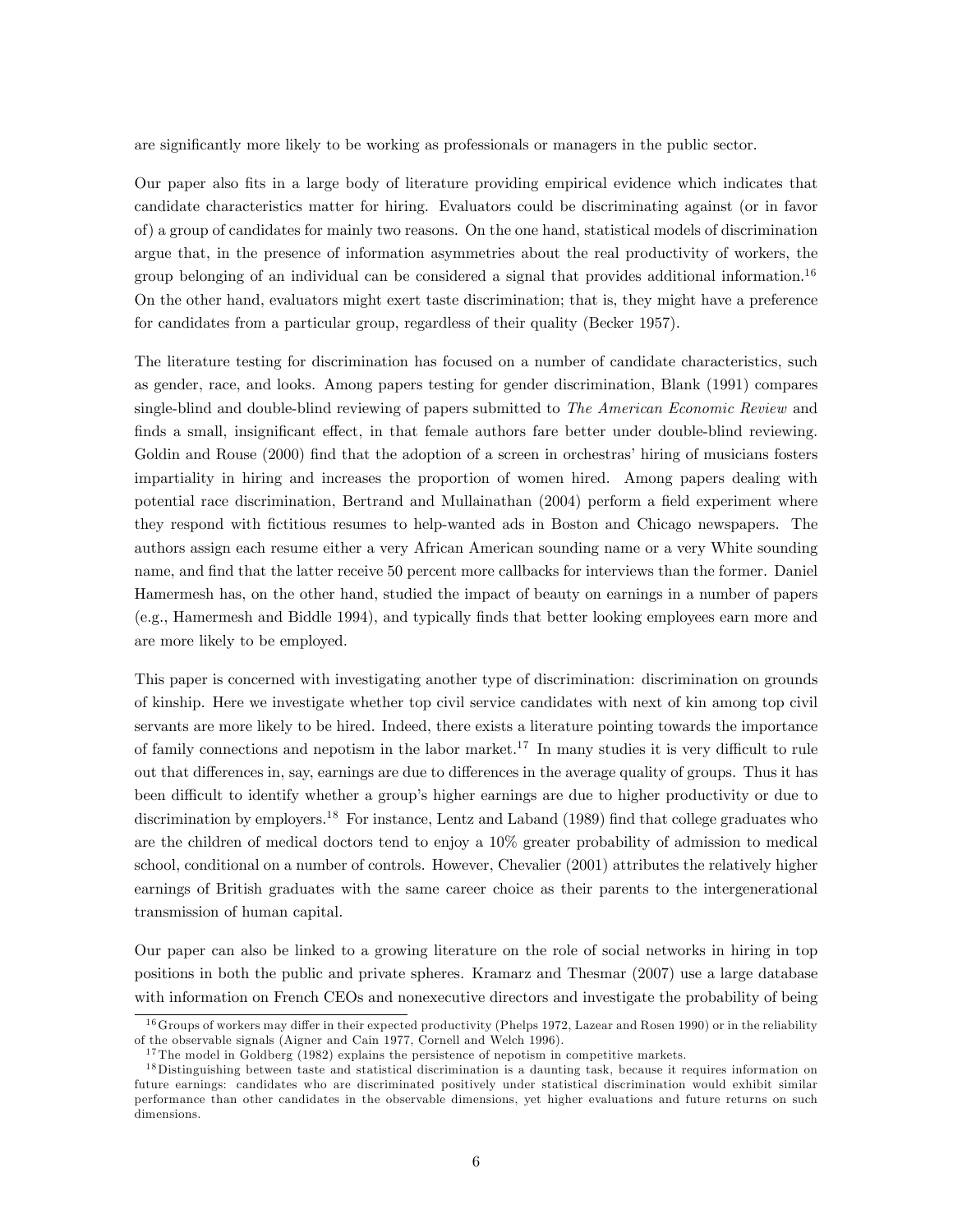are significantly more likely to be working as professionals or managers in the public sector.

Our paper also fits in a large body of literature providing empirical evidence which indicates that candidate characteristics matter for hiring. Evaluators could be discriminating against (or in favor of) a group of candidates for mainly two reasons. On the one hand, statistical models of discrimination argue that, in the presence of information asymmetries about the real productivity of workers, the group belonging of an individual can be considered a signal that provides additional information.[16] On the other hand, evaluators might exert taste discrimination; that is, they might have a preference for candidates from a particular group, regardless of their quality (Becker 1957).

The literature testing for discrimination has focused on a number of candidate characteristics, such as gender, race, and looks. Among papers testing for gender discrimination, Blank (1991) compares single-blind and double-blind reviewing of papers submitted to *The American Economic Review* and finds a small, insignificant effect, in that female authors fare better under double-blind reviewing. Goldin and Rouse (2000) find that the adoption of a screen in orchestras' hiring of musicians fosters impartiality in hiring and increases the proportion of women hired. Among papers dealing with potential race discrimination, Bertrand and Mullainathan (2004) perform a field experiment where they respond with fictitious resumes to help-wanted ads in Boston and Chicago newspapers. The authors assign each resume either a very African American sounding name or a very White sounding name, and find that the latter receive 50 percent more callbacks for interviews than the former. Daniel Hamermesh has, on the other hand, studied the impact of beauty on earnings in a number of papers (e.g., Hamermesh and Biddle 1994), and typically finds that better looking employees earn more and are more likely to be employed.

This paper is concerned with investigating another type of discrimination: discrimination on grounds of kinship. Here we investigate whether top civil service candidates with next of kin among top civil servants are more likely to be hired. Indeed, there exists a literature pointing towards the importance of family connections and nepotism in the labor market.[17] In many studies it is very difficult to rule out that differences in, say, earnings are due to differences in the average quality of groups. Thus it has been difficult to identify whether a group's higher earnings are due to higher productivity or due to discrimination by employers.[18] For instance, Lentz and Laband (1989) find that college graduates who are the children of medical doctors tend to enjoy a 10% greater probability of admission to medical school, conditional on a number of controls. However, Chevalier (2001) attributes the relatively higher earnings of British graduates with the same career choice as their parents to the intergenerational transmission of human capital.

Our paper can also be linked to a growing literature on the role of social networks in hiring in top positions in both the public and private spheres. Kramarz and Thesmar (2007) use a large database with information on French CEOs and nonexecutive directors and investigate the probability of being

---

[16] Groups of workers may differ in their expected productivity (Phelps 1972, Lazear and Rosen 1990) or in the reliability of the observable signals (Aigner and Cain 1977, Cornell and Welch 1996).

[17] The model in Goldberg (1982) explains the persistence of nepotism in competitive markets.

[18] Distinguishing between taste and statistical discrimination is a daunting task, because it requires information on future earnings: candidates who are discriminated positively under statistical discrimination would exhibit similar performance than other candidates in the observable dimensions, yet higher evaluations and future returns on such dimensions.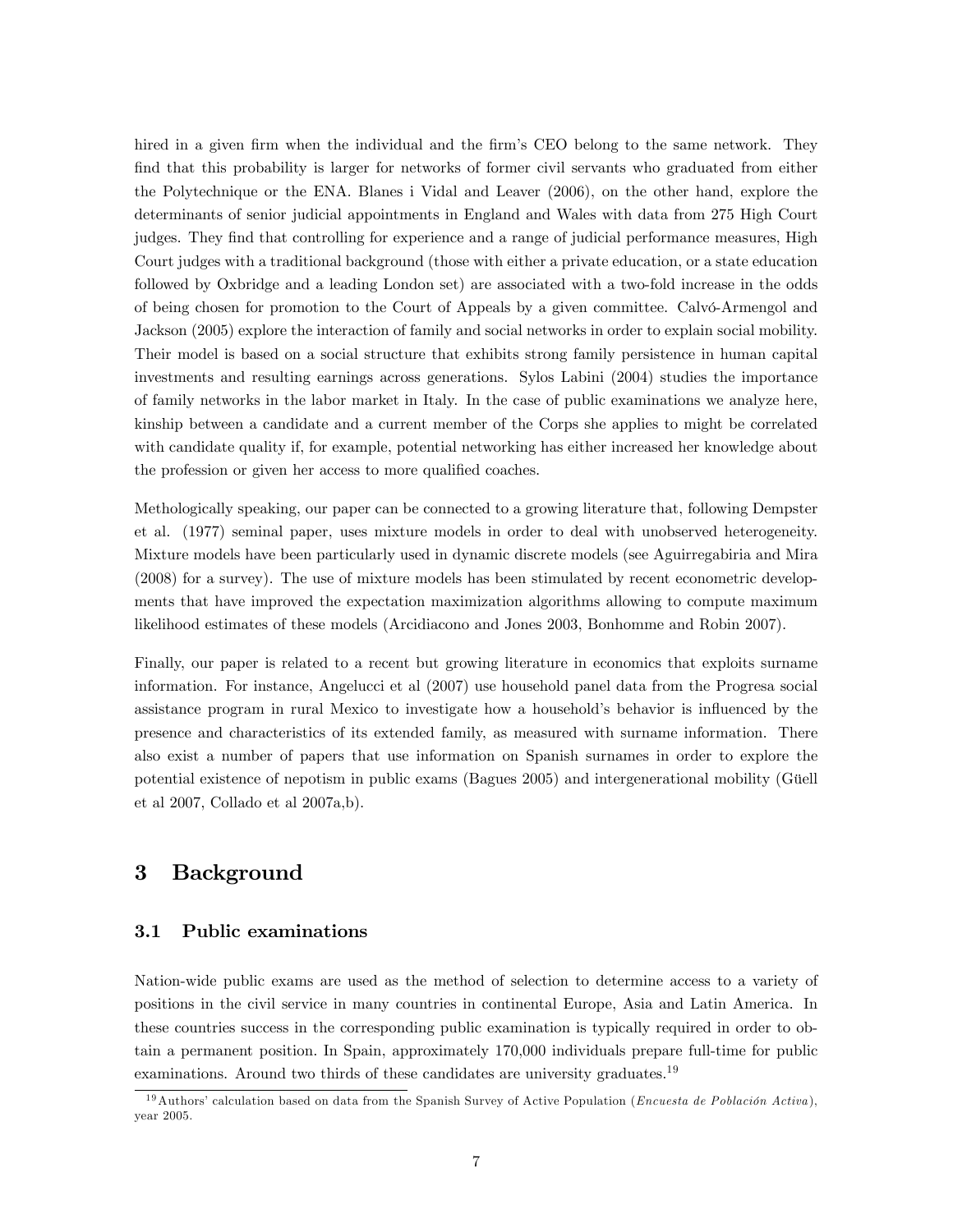hired in a given firm when the individual and the firm's CEO belong to the same network. They find that this probability is larger for networks of former civil servants who graduated from either the Polytechnique or the ENA. Blanes i Vidal and Leaver (2006), on the other hand, explore the determinants of senior judicial appointments in England and Wales with data from 275 High Court judges. They find that controlling for experience and a range of judicial performance measures, High Court judges with a traditional background (those with either a private education, or a state education followed by Oxbridge and a leading London set) are associated with a two-fold increase in the odds of being chosen for promotion to the Court of Appeals by a given committee. Calvó-Armengol and Jackson (2005) explore the interaction of family and social networks in order to explain social mobility. Their model is based on a social structure that exhibits strong family persistence in human capital investments and resulting earnings across generations. Sylos Labini (2004) studies the importance of family networks in the labor market in Italy. In the case of public examinations we analyze here, kinship between a candidate and a current member of the Corps she applies to might be correlated with candidate quality if, for example, potential networking has either increased her knowledge about the profession or given her access to more qualified coaches.

Methologically speaking, our paper can be connected to a growing literature that, following Dempster et al. (1977) seminal paper, uses mixture models in order to deal with unobserved heterogeneity. Mixture models have been particularly used in dynamic discrete models (see Aguirregabiria and Mira (2008) for a survey). The use of mixture models has been stimulated by recent econometric developments that have improved the expectation maximization algorithms allowing to compute maximum likelihood estimates of these models (Arcidiacono and Jones 2003, Bonhomme and Robin 2007).

Finally, our paper is related to a recent but growing literature in economics that exploits surname information. For instance, Angelucci et al (2007) use household panel data from the Progresa social assistance program in rural Mexico to investigate how a household's behavior is influenced by the presence and characteristics of its extended family, as measured with surname information. There also exist a number of papers that use information on Spanish surnames in order to explore the potential existence of nepotism in public exams (Bagues 2005) and intergenerational mobility (Güell et al 2007, Collado et al 2007a,b).

# 3 Background

## 3.1 Public examinations

Nation-wide public exams are used as the method of selection to determine access to a variety of positions in the civil service in many countries in continental Europe, Asia and Latin America. In these countries success in the corresponding public examination is typically required in order to obtain a permanent position. In Spain, approximately 170,000 individuals prepare full-time for public examinations. Around two thirds of these candidates are university graduates.[19]

[19] Authors' calculation based on data from the Spanish Survey of Active Population (*Encuesta de Población Activa*), year 2005.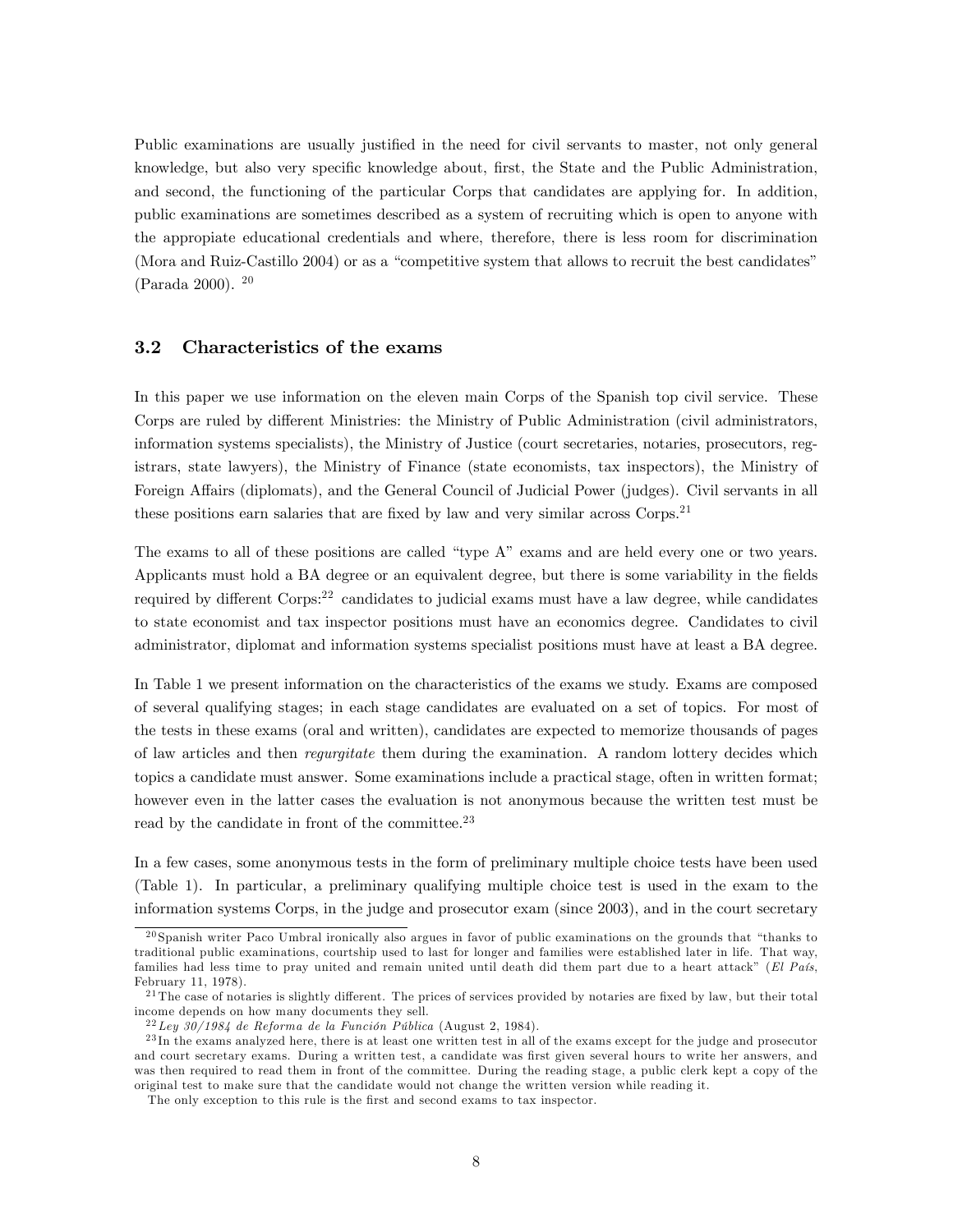Public examinations are usually justified in the need for civil servants to master, not only general knowledge, but also very specific knowledge about, first, the State and the Public Administration, and second, the functioning of the particular Corps that candidates are applying for. In addition, public examinations are sometimes described as a system of recruiting which is open to anyone with the appropiate educational credentials and where, therefore, there is less room for discrimination (Mora and Ruiz-Castillo 2004) or as a "competitive system that allows to recruit the best candidates" (Parada 2000). [20]

### 3.2 Characteristics of the exams

In this paper we use information on the eleven main Corps of the Spanish top civil service. These Corps are ruled by different Ministries: the Ministry of Public Administration (civil administrators, information systems specialists), the Ministry of Justice (court secretaries, notaries, prosecutors, registrars, state lawyers), the Ministry of Finance (state economists, tax inspectors), the Ministry of Foreign Affairs (diplomats), and the General Council of Judicial Power (judges). Civil servants in all these positions earn salaries that are fixed by law and very similar across Corps.[21]

The exams to all of these positions are called "type A" exams and are held every one or two years. Applicants must hold a BA degree or an equivalent degree, but there is some variability in the fields required by different Corps:[22] candidates to judicial exams must have a law degree, while candidates to state economist and tax inspector positions must have an economics degree. Candidates to civil administrator, diplomat and information systems specialist positions must have at least a BA degree.

In Table 1 we present information on the characteristics of the exams we study. Exams are composed of several qualifying stages; in each stage candidates are evaluated on a set of topics. For most of the tests in these exams (oral and written), candidates are expected to memorize thousands of pages of law articles and then *regurgitate* them during the examination. A random lottery decides which topics a candidate must answer. Some examinations include a practical stage, often in written format; however even in the latter cases the evaluation is not anonymous because the written test must be read by the candidate in front of the committee.[23]

In a few cases, some anonymous tests in the form of preliminary multiple choice tests have been used (Table 1). In particular, a preliminary qualifying multiple choice test is used in the exam to the information systems Corps, in the judge and prosecutor exam (since 2003), and in the court secretary

---

[20] Spanish writer Paco Umbral ironically also argues in favor of public examinations on the grounds that "thanks to traditional public examinations, courtship used to last for longer and families were established later in life. That way, families had less time to pray united and remain united until death did them part due to a heart attack" (*El País*, February 11, 1978).

[21] The case of notaries is slightly different. The prices of services provided by notaries are fixed by law, but their total income depends on how many documents they sell.

[22] *Ley 30/1984 de Reforma de la Función Pública* (August 2, 1984).

[23] In the exams analyzed here, there is at least one written test in all of the exams except for the judge and prosecutor and court secretary exams. During a written test, a candidate was first given several hours to write her answers, and was then required to read them in front of the committee. During the reading stage, a public clerk kept a copy of the original test to make sure that the candidate would not change the written version while reading it.

The only exception to this rule is the first and second exams to tax inspector.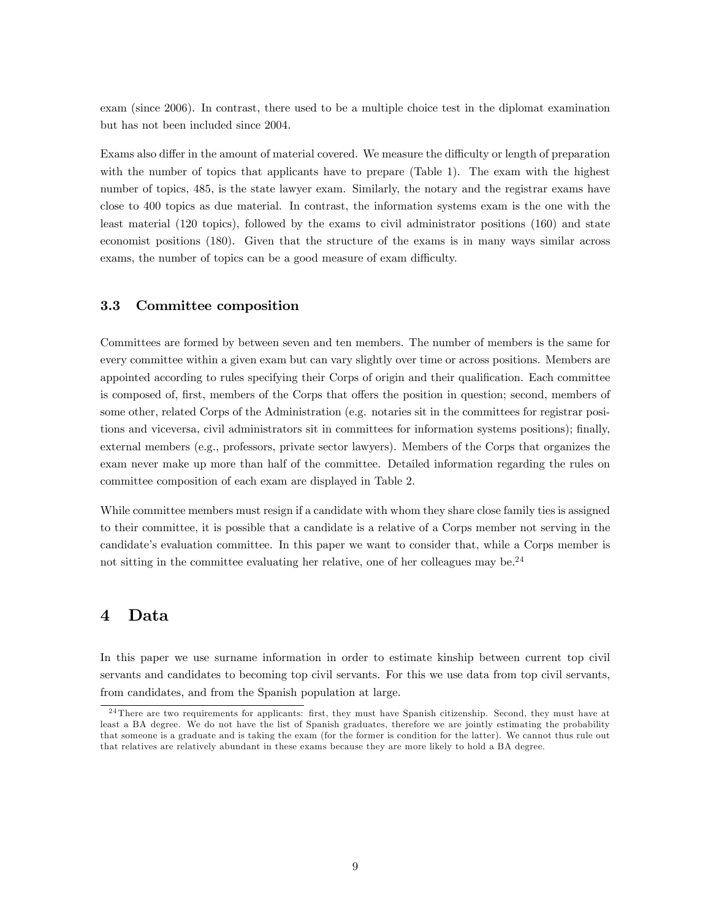exam (since 2006). In contrast, there used to be a multiple choice test in the diplomat examination but has not been included since 2004.

Exams also differ in the amount of material covered. We measure the difficulty or length of preparation with the number of topics that applicants have to prepare (Table 1). The exam with the highest number of topics, 485, is the state lawyer exam. Similarly, the notary and the registrar exams have close to 400 topics as due material. In contrast, the information systems exam is the one with the least material (120 topics), followed by the exams to civil administrator positions (160) and state economist positions (180). Given that the structure of the exams is in many ways similar across exams, the number of topics can be a good measure of exam difficulty.

### 3.3 Committee composition

Committees are formed by between seven and ten members. The number of members is the same for every committee within a given exam but can vary slightly over time or across positions. Members are appointed according to rules specifying their Corps of origin and their qualification. Each committee is composed of, first, members of the Corps that offers the position in question; second, members of some other, related Corps of the Administration (e.g. notaries sit in the committees for registrar positions and viceversa, civil administrators sit in committees for information systems positions); finally, external members (e.g., professors, private sector lawyers). Members of the Corps that organizes the exam never make up more than half of the committee. Detailed information regarding the rules on committee composition of each exam are displayed in Table 2.

While committee members must resign if a candidate with whom they share close family ties is assigned to their committee, it is possible that a candidate is a relative of a Corps member not serving in the candidate's evaluation committee. In this paper we want to consider that, while a Corps member is not sitting in the committee evaluating her relative, one of her colleagues may be.[24]

## 4 Data

In this paper we use surname information in order to estimate kinship between current top civil servants and candidates to becoming top civil servants. For this we use data from top civil servants, from candidates, and from the Spanish population at large.

[24] There are two requirements for applicants: first, they must have Spanish citizenship. Second, they must have at least a BA degree. We do not have the list of Spanish graduates, therefore we are jointly estimating the probability that someone is a graduate and is taking the exam (for the former is condition for the latter). We cannot thus rule out that relatives are relatively abundant in these exams because they are more likely to hold a BA degree.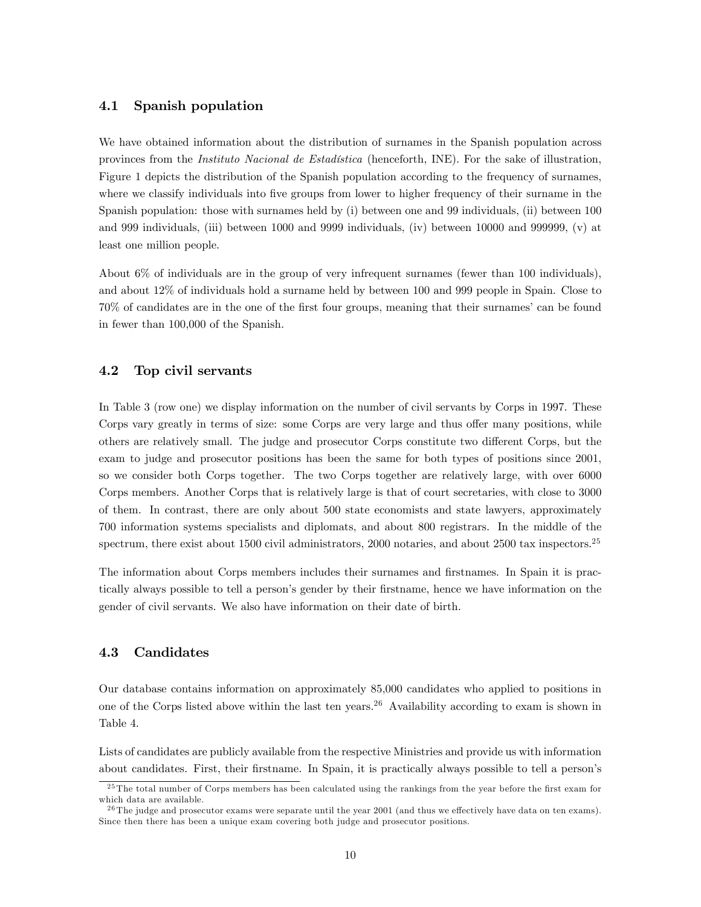## 4.1 Spanish population

We have obtained information about the distribution of surnames in the Spanish population across provinces from the *Instituto Nacional de Estadística* (henceforth, INE). For the sake of illustration, Figure 1 depicts the distribution of the Spanish population according to the frequency of surnames, where we classify individuals into five groups from lower to higher frequency of their surname in the Spanish population: those with surnames held by (i) between one and 99 individuals, (ii) between 100 and 999 individuals, (iii) between 1000 and 9999 individuals, (iv) between 10000 and 999999, (v) at least one million people.

About 6% of individuals are in the group of very infrequent surnames (fewer than 100 individuals), and about 12% of individuals hold a surname held by between 100 and 999 people in Spain. Close to 70% of candidates are in the one of the first four groups, meaning that their surnames' can be found in fewer than 100,000 of the Spanish.

## 4.2 Top civil servants

In Table 3 (row one) we display information on the number of civil servants by Corps in 1997. These Corps vary greatly in terms of size: some Corps are very large and thus offer many positions, while others are relatively small. The judge and prosecutor Corps constitute two different Corps, but the exam to judge and prosecutor positions has been the same for both types of positions since 2001, so we consider both Corps together. The two Corps together are relatively large, with over 6000 Corps members. Another Corps that is relatively large is that of court secretaries, with close to 3000 of them. In contrast, there are only about 500 state economists and state lawyers, approximately 700 information systems specialists and diplomats, and about 800 registrars. In the middle of the spectrum, there exist about 1500 civil administrators, 2000 notaries, and about 2500 tax inspectors.[25]

The information about Corps members includes their surnames and firstnames. In Spain it is practically always possible to tell a person's gender by their firstname, hence we have information on the gender of civil servants. We also have information on their date of birth.

## 4.3 Candidates

Our database contains information on approximately 85,000 candidates who applied to positions in one of the Corps listed above within the last ten years.[26] Availability according to exam is shown in Table 4.

Lists of candidates are publicly available from the respective Ministries and provide us with information about candidates. First, their firstname. In Spain, it is practically always possible to tell a person's

---

[25] The total number of Corps members has been calculated using the rankings from the year before the first exam for which data are available.

[26] The judge and prosecutor exams were separate until the year 2001 (and thus we effectively have data on ten exams). Since then there has been a unique exam covering both judge and prosecutor positions.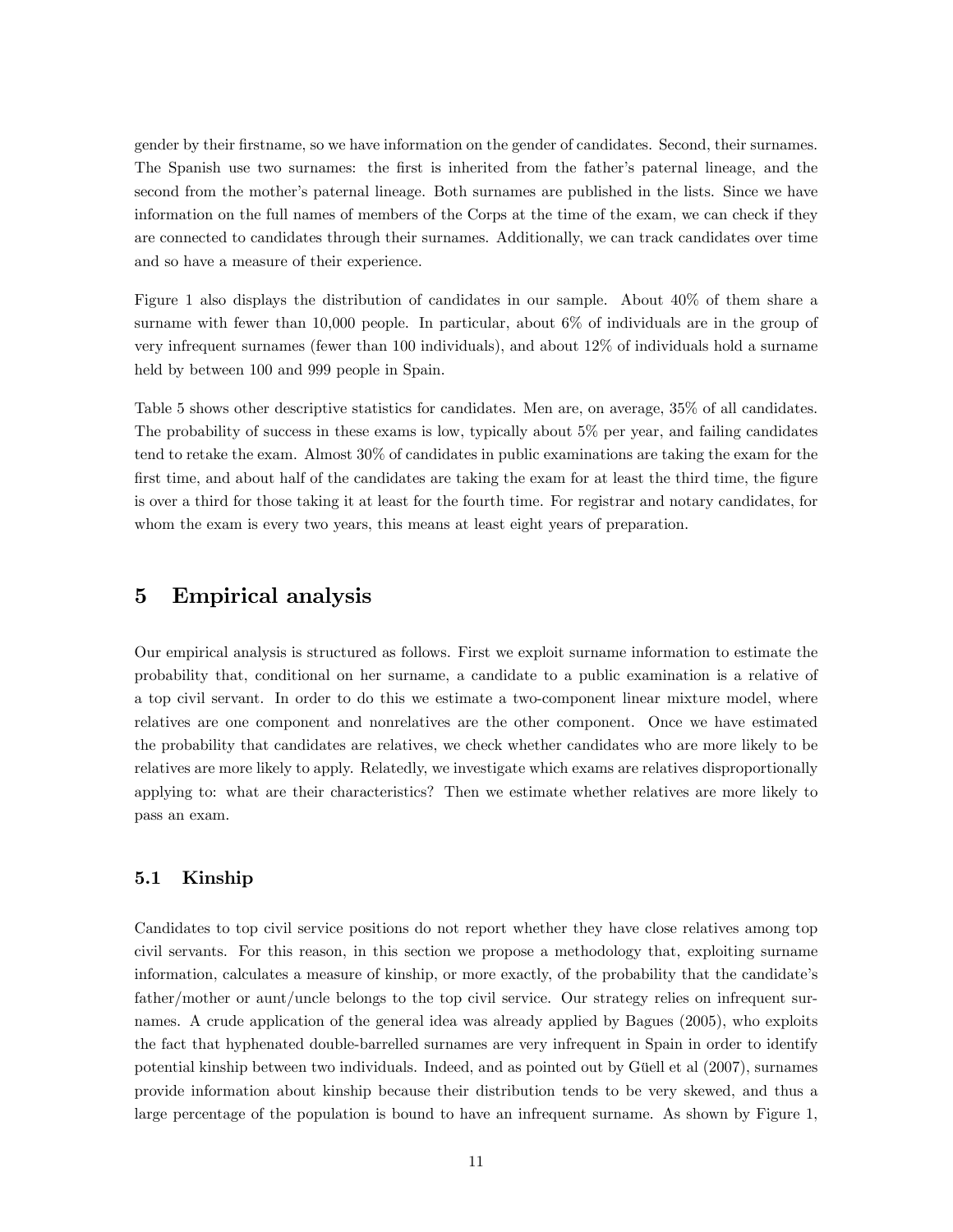gender by their firstname, so we have information on the gender of candidates. Second, their surnames. The Spanish use two surnames: the first is inherited from the father's paternal lineage, and the second from the mother's paternal lineage. Both surnames are published in the lists. Since we have information on the full names of members of the Corps at the time of the exam, we can check if they are connected to candidates through their surnames. Additionally, we can track candidates over time and so have a measure of their experience.

Figure 1 also displays the distribution of candidates in our sample. About 40% of them share a surname with fewer than 10,000 people. In particular, about 6% of individuals are in the group of very infrequent surnames (fewer than 100 individuals), and about 12% of individuals hold a surname held by between 100 and 999 people in Spain.

Table 5 shows other descriptive statistics for candidates. Men are, on average, 35% of all candidates. The probability of success in these exams is low, typically about 5% per year, and failing candidates tend to retake the exam. Almost 30% of candidates in public examinations are taking the exam for the first time, and about half of the candidates are taking the exam for at least the third time, the figure is over a third for those taking it at least for the fourth time. For registrar and notary candidates, for whom the exam is every two years, this means at least eight years of preparation.

# 5 Empirical analysis

Our empirical analysis is structured as follows. First we exploit surname information to estimate the probability that, conditional on her surname, a candidate to a public examination is a relative of a top civil servant. In order to do this we estimate a two-component linear mixture model, where relatives are one component and nonrelatives are the other component. Once we have estimated the probability that candidates are relatives, we check whether candidates who are more likely to be relatives are more likely to apply. Relatedly, we investigate which exams are relatives disproportionally applying to: what are their characteristics? Then we estimate whether relatives are more likely to pass an exam.

## 5.1 Kinship

Candidates to top civil service positions do not report whether they have close relatives among top civil servants. For this reason, in this section we propose a methodology that, exploiting surname information, calculates a measure of kinship, or more exactly, of the probability that the candidate's father/mother or aunt/uncle belongs to the top civil service. Our strategy relies on infrequent surnames. A crude application of the general idea was already applied by Bagues (2005), who exploits the fact that hyphenated double-barrelled surnames are very infrequent in Spain in order to identify potential kinship between two individuals. Indeed, and as pointed out by Güell et al (2007), surnames provide information about kinship because their distribution tends to be very skewed, and thus a large percentage of the population is bound to have an infrequent surname. As shown by Figure 1,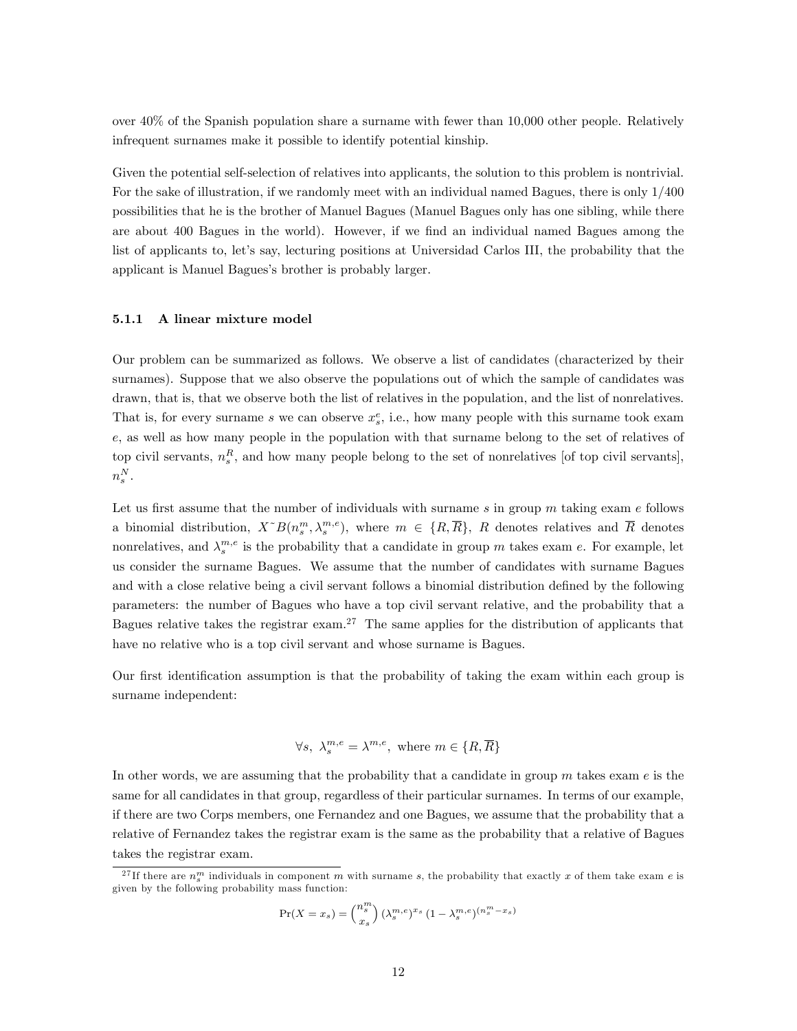over 40% of the Spanish population share a surname with fewer than 10,000 other people. Relatively infrequent surnames make it possible to identify potential kinship.

Given the potential self-selection of relatives into applicants, the solution to this problem is nontrivial. For the sake of illustration, if we randomly meet with an individual named Bagues, there is only 1/400 possibilities that he is the brother of Manuel Bagues (Manuel Bagues only has one sibling, while there are about 400 Bagues in the world). However, if we find an individual named Bagues among the list of applicants to, let's say, lecturing positions at Universidad Carlos III, the probability that the applicant is Manuel Bagues's brother is probably larger.

#### 5.1.1 A linear mixture model

Our problem can be summarized as follows. We observe a list of candidates (characterized by their surnames). Suppose that we also observe the populations out of which the sample of candidates was drawn, that is, that we observe both the list of relatives in the population, and the list of nonrelatives. That is, for every surname $s$ we can observe $x_s^e$, i.e., how many people with this surname took exam $e$, as well as how many people in the population with that surname belong to the set of relatives of top civil servants, $n_s^R$, and how many people belong to the set of nonrelatives [of top civil servants], $n_s^N$.

Let us first assume that the number of individuals with surname $s$ in group $m$ taking exam $e$ follows a binomial distribution, $X\tilde{\ }B(n_s^m, \lambda_s^{m,e})$, where $m \in \{R, \overline{R}\}$, $R$ denotes relatives and $\overline{R}$ denotes nonrelatives, and $\lambda_s^{m,e}$ is the probability that a candidate in group $m$ takes exam $e$. For example, let us consider the surname Bagues. We assume that the number of candidates with surname Bagues and with a close relative being a civil servant follows a binomial distribution defined by the following parameters: the number of Bagues who have a top civil servant relative, and the probability that a Bagues relative takes the registrar exam.[27] The same applies for the distribution of applicants that have no relative who is a top civil servant and whose surname is Bagues.

Our first identification assumption is that the probability of taking the exam within each group is surname independent:

$$\forall s,\ \lambda_s^{m,e} = \lambda^{m,e},\ \text{where } m \in \{R, \overline{R}\}$$

In other words, we are assuming that the probability that a candidate in group $m$ takes exam $e$ is the same for all candidates in that group, regardless of their particular surnames. In terms of our example, if there are two Corps members, one Fernandez and one Bagues, we assume that the probability that a relative of Fernandez takes the registrar exam is the same as the probability that a relative of Bagues takes the registrar exam.

[27] If there are $n_s^m$ individuals in component $m$ with surname $s$, the probability that exactly $x$ of them take exam $e$ is given by the following probability mass function:

$$\Pr(X = x_s) = \binom{n_s^m}{x_s} (\lambda_s^{m,e})^{x_s} (1 - \lambda_s^{m,e})^{(n_s^m - x_s)}$$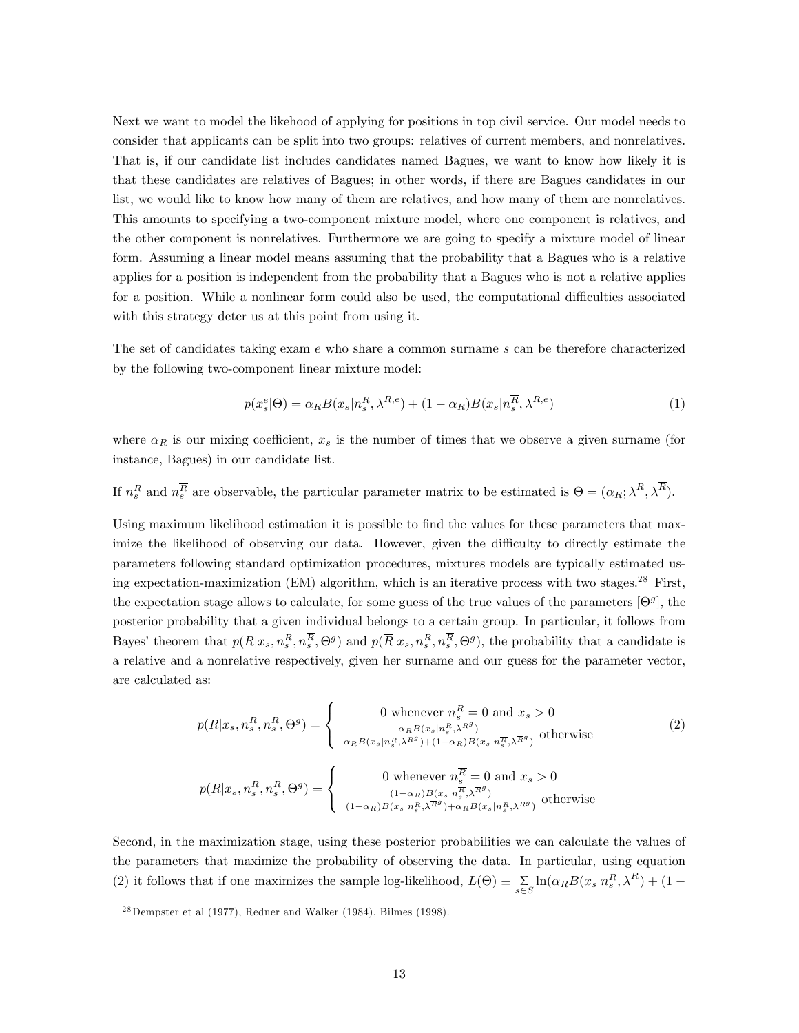Next we want to model the likehood of applying for positions in top civil service. Our model needs to consider that applicants can be split into two groups: relatives of current members, and nonrelatives. That is, if our candidate list includes candidates named Bagues, we want to know how likely it is that these candidates are relatives of Bagues; in other words, if there are Bagues candidates in our list, we would like to know how many of them are relatives, and how many of them are nonrelatives. This amounts to specifying a two-component mixture model, where one component is relatives, and the other component is nonrelatives. Furthermore we are going to specify a mixture model of linear form. Assuming a linear model means assuming that the probability that a Bagues who is a relative applies for a position is independent from the probability that a Bagues who is not a relative applies for a position. While a nonlinear form could also be used, the computational difficulties associated with this strategy deter us at this point from using it.

The set of candidates taking exam $e$ who share a common surname $s$ can be therefore characterized by the following two-component linear mixture model:

$$p(x_s^e|\Theta) = \alpha_R B(x_s|n_s^R, \lambda^{R,e}) + (1-\alpha_R) B(x_s|n_s^{\overline{R}}, \lambda^{\overline{R},e}) \tag{1}$$

where $\alpha_R$ is our mixing coefficient, $x_s$ is the number of times that we observe a given surname (for instance, Bagues) in our candidate list.

If $n_s^R$ and $n_s^{\overline{R}}$ are observable, the particular parameter matrix to be estimated is $\Theta = (\alpha_R; \lambda^R, \lambda^{\overline{R}})$.

Using maximum likelihood estimation it is possible to find the values for these parameters that maximize the likelihood of observing our data. However, given the difficulty to directly estimate the parameters following standard optimization procedures, mixtures models are typically estimated using expectation-maximization (EM) algorithm, which is an iterative process with two stages.[28] First, the expectation stage allows to calculate, for some guess of the true values of the parameters $[\Theta^g]$, the posterior probability that a given individual belongs to a certain group. In particular, it follows from Bayes' theorem that $p(R|x_s, n_s^R, n_s^{\overline{R}}, \Theta^g)$ and $p(\overline{R}|x_s, n_s^R, n_s^{\overline{R}}, \Theta^g)$, the probability that a candidate is a relative and a nonrelative respectively, given her surname and our guess for the parameter vector, are calculated as:

$$p(R|x_s, n_s^R, n_s^{\overline{R}}, \Theta^g) = \begin{cases} 0 \text{ whenever } n_s^R = 0 \text{ and } x_s > 0 \\ \frac{\alpha_R B(x_s|n_s^R, \lambda^{R^g})}{\alpha_R B(x_s|n_s^R, \lambda^{R^g}) + (1-\alpha_R) B(x_s|n_s^{\overline{R}}, \lambda^{\overline{R}^g})} \text{ otherwise} \end{cases} \tag{2}$$

$$p(\overline{R}|x_s, n_s^R, n_s^{\overline{R}}, \Theta^g) = \begin{cases} 0 \text{ whenever } n_s^{\overline{R}} = 0 \text{ and } x_s > 0 \\ \frac{(1-\alpha_R) B(x_s|n_s^{\overline{R}}, \lambda^{\overline{R}^g})}{(1-\alpha_R) B(x_s|n_s^{\overline{R}}, \lambda^{\overline{R}^g}) + \alpha_R B(x_s|n_s^R, \lambda^{R^g})} \text{ otherwise} \end{cases}$$

Second, in the maximization stage, using these posterior probabilities we can calculate the values of the parameters that maximize the probability of observing the data. In particular, using equation (2) it follows that if one maximizes the sample log-likelihood, $L(\Theta) \equiv \sum_{s \in S} \ln(\alpha_R B(x_s|n_s^R, \lambda^R) + (1 -$

[28] Dempster et al (1977), Redner and Walker (1984), Bilmes (1998).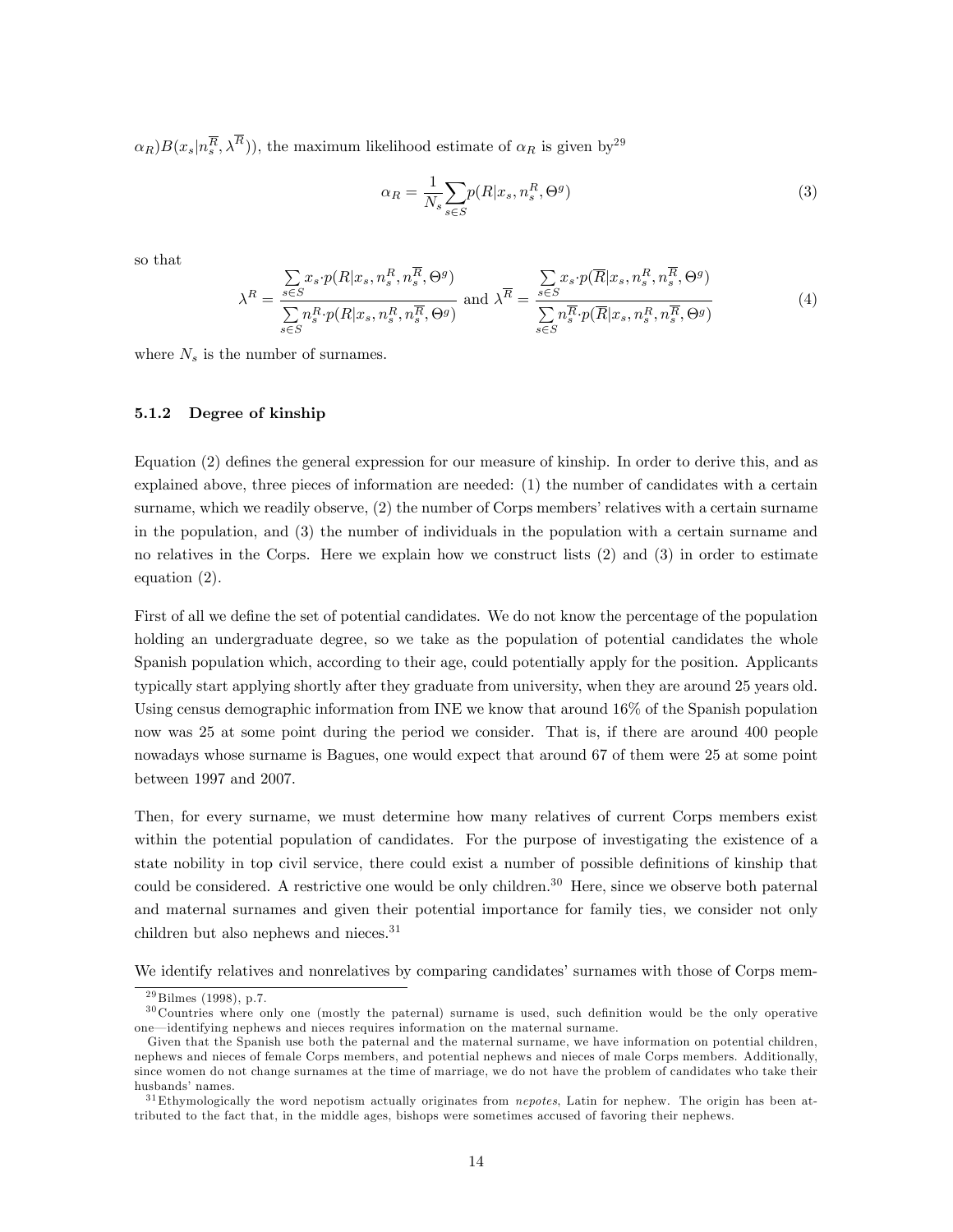$\alpha_R)B(x_s|n_s^{\overline{R}}, \lambda^{\overline{R}})$), the maximum likelihood estimate of $\alpha_R$ is given by[29]

$$\alpha_R = \frac{1}{N_s}\sum_{s \in S} p(R|x_s, n_s^R, \Theta^g) \tag{3}$$

so that

$$\lambda^R = \frac{\sum_{s \in S} x_s \cdot p(R|x_s, n_s^R, n_s^{\overline{R}}, \Theta^g)}{\sum_{s \in S} n_s^R \cdot p(R|x_s, n_s^R, n_s^{\overline{R}}, \Theta^g)} \text{ and } \lambda^{\overline{R}} = \frac{\sum_{s \in S} x_s \cdot p(\overline{R}|x_s, n_s^R, n_s^{\overline{R}}, \Theta^g)}{\sum_{s \in S} n_s^{\overline{R}} \cdot p(\overline{R}|x_s, n_s^R, n_s^{\overline{R}}, \Theta^g)} \tag{4}$$

where $N_s$ is the number of surnames.

#### 5.1.2 Degree of kinship

Equation (2) defines the general expression for our measure of kinship. In order to derive this, and as explained above, three pieces of information are needed: (1) the number of candidates with a certain surname, which we readily observe, (2) the number of Corps members' relatives with a certain surname in the population, and (3) the number of individuals in the population with a certain surname and no relatives in the Corps. Here we explain how we construct lists (2) and (3) in order to estimate equation (2).

First of all we define the set of potential candidates. We do not know the percentage of the population holding an undergraduate degree, so we take as the population of potential candidates the whole Spanish population which, according to their age, could potentially apply for the position. Applicants typically start applying shortly after they graduate from university, when they are around 25 years old. Using census demographic information from INE we know that around 16% of the Spanish population now was 25 at some point during the period we consider. That is, if there are around 400 people nowadays whose surname is Bagues, one would expect that around 67 of them were 25 at some point between 1997 and 2007.

Then, for every surname, we must determine how many relatives of current Corps members exist within the potential population of candidates. For the purpose of investigating the existence of a state nobility in top civil service, there could exist a number of possible definitions of kinship that could be considered. A restrictive one would be only children.[30] Here, since we observe both paternal and maternal surnames and given their potential importance for family ties, we consider not only children but also nephews and nieces.[31]

We identify relatives and nonrelatives by comparing candidates' surnames with those of Corps mem-

---

[29] Bilmes (1998), p.7.

[30] Countries where only one (mostly the paternal) surname is used, such definition would be the only operative one—identifying nephews and nieces requires information on the maternal surname.

Given that the Spanish use both the paternal and the maternal surname, we have information on potential children, nephews and nieces of female Corps members, and potential nephews and nieces of male Corps members. Additionally, since women do not change surnames at the time of marriage, we do not have the problem of candidates who take their husbands' names.

[31] Etymologically the word nepotism actually originates from *nepotes*, Latin for nephew. The origin has been attributed to the fact that, in the middle ages, bishops were sometimes accused of favoring their nephews.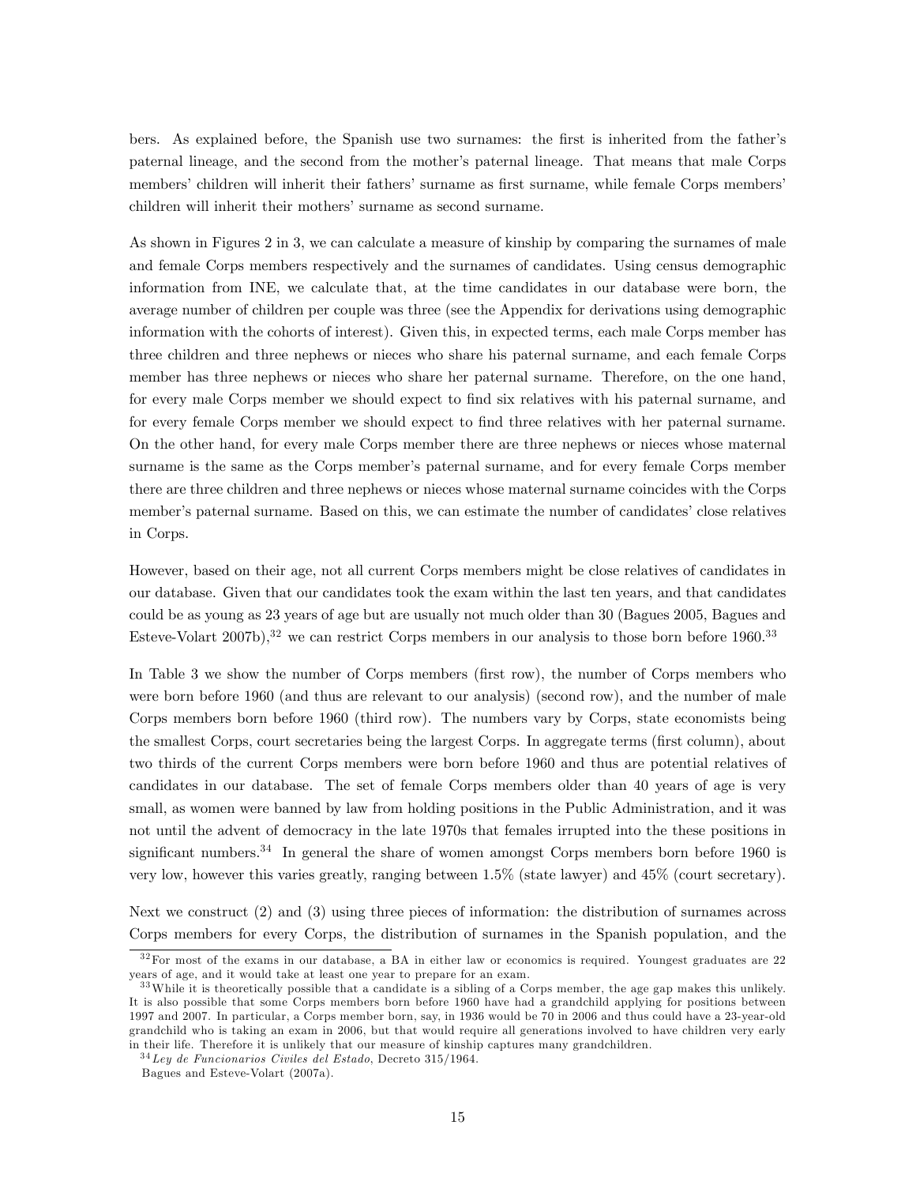bers. As explained before, the Spanish use two surnames: the first is inherited from the father's paternal lineage, and the second from the mother's paternal lineage. That means that male Corps members' children will inherit their fathers' surname as first surname, while female Corps members' children will inherit their mothers' surname as second surname.

As shown in Figures 2 in 3, we can calculate a measure of kinship by comparing the surnames of male and female Corps members respectively and the surnames of candidates. Using census demographic information from INE, we calculate that, at the time candidates in our database were born, the average number of children per couple was three (see the Appendix for derivations using demographic information with the cohorts of interest). Given this, in expected terms, each male Corps member has three children and three nephews or nieces who share his paternal surname, and each female Corps member has three nephews or nieces who share her paternal surname. Therefore, on the one hand, for every male Corps member we should expect to find six relatives with his paternal surname, and for every female Corps member we should expect to find three relatives with her paternal surname. On the other hand, for every male Corps member there are three nephews or nieces whose maternal surname is the same as the Corps member's paternal surname, and for every female Corps member there are three children and three nephews or nieces whose maternal surname coincides with the Corps member's paternal surname. Based on this, we can estimate the number of candidates' close relatives in Corps.

However, based on their age, not all current Corps members might be close relatives of candidates in our database. Given that our candidates took the exam within the last ten years, and that candidates could be as young as 23 years of age but are usually not much older than 30 (Bagues 2005, Bagues and Esteve-Volart 2007b),[32] we can restrict Corps members in our analysis to those born before 1960.[33]

In Table 3 we show the number of Corps members (first row), the number of Corps members who were born before 1960 (and thus are relevant to our analysis) (second row), and the number of male Corps members born before 1960 (third row). The numbers vary by Corps, state economists being the smallest Corps, court secretaries being the largest Corps. In aggregate terms (first column), about two thirds of the current Corps members were born before 1960 and thus are potential relatives of candidates in our database. The set of female Corps members older than 40 years of age is very small, as women were banned by law from holding positions in the Public Administration, and it was not until the advent of democracy in the late 1970s that females irrupted into the these positions in significant numbers.[34] In general the share of women amongst Corps members born before 1960 is very low, however this varies greatly, ranging between 1.5% (state lawyer) and 45% (court secretary).

Next we construct (2) and (3) using three pieces of information: the distribution of surnames across Corps members for every Corps, the distribution of surnames in the Spanish population, and the

---

[32] For most of the exams in our database, a BA in either law or economics is required. Youngest graduates are 22 years of age, and it would take at least one year to prepare for an exam.

[33] While it is theoretically possible that a candidate is a sibling of a Corps member, the age gap makes this unlikely. It is also possible that some Corps members born before 1960 have had a grandchild applying for positions between 1997 and 2007. In particular, a Corps member born, say, in 1936 would be 70 in 2006 and thus could have a 23-year-old grandchild who is taking an exam in 2006, but that would require all generations involved to have children very early in their life. Therefore it is unlikely that our measure of kinship captures many grandchildren.

[34] *Ley de Funcionarios Civiles del Estado*, Decreto 315/1964.

Bagues and Esteve-Volart (2007a).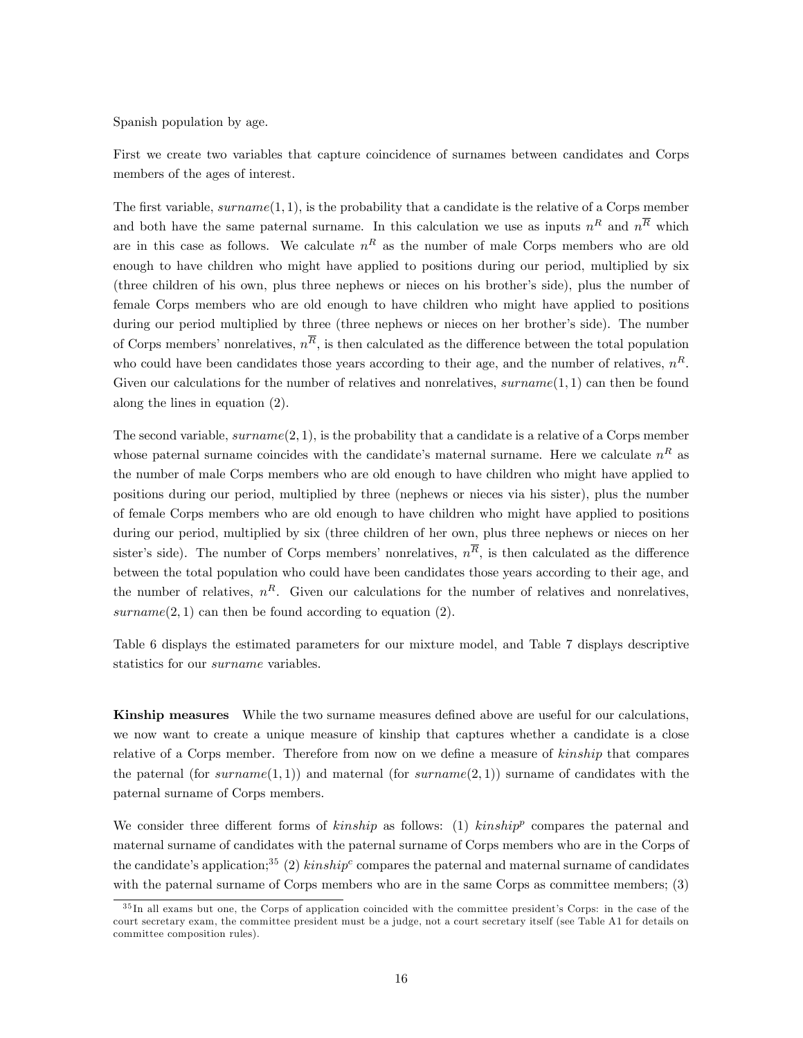Spanish population by age.

First we create two variables that capture coincidence of surnames between candidates and Corps members of the ages of interest.

The first variable, $surname(1,1)$, is the probability that a candidate is the relative of a Corps member and both have the same paternal surname. In this calculation we use as inputs $n^R$ and $n^{\overline{R}}$ which are in this case as follows. We calculate $n^R$ as the number of male Corps members who are old enough to have children who might have applied to positions during our period, multiplied by six (three children of his own, plus three nephews or nieces on his brother's side), plus the number of female Corps members who are old enough to have children who might have applied to positions during our period multiplied by three (three nephews or nieces on her brother's side). The number of Corps members' nonrelatives, $n^{\overline{R}}$, is then calculated as the difference between the total population who could have been candidates those years according to their age, and the number of relatives, $n^R$. Given our calculations for the number of relatives and nonrelatives, $surname(1,1)$ can then be found along the lines in equation (2).

The second variable, $surname(2,1)$, is the probability that a candidate is a relative of a Corps member whose paternal surname coincides with the candidate's maternal surname. Here we calculate $n^R$ as the number of male Corps members who are old enough to have children who might have applied to positions during our period, multiplied by three (nephews or nieces via his sister), plus the number of female Corps members who are old enough to have children who might have applied to positions during our period, multiplied by six (three children of her own, plus three nephews or nieces on her sister's side). The number of Corps members' nonrelatives, $n^{\overline{R}}$, is then calculated as the difference between the total population who could have been candidates those years according to their age, and the number of relatives, $n^R$. Given our calculations for the number of relatives and nonrelatives, $surname(2,1)$ can then be found according to equation (2).

Table 6 displays the estimated parameters for our mixture model, and Table 7 displays descriptive statistics for our *surname* variables.

**Kinship measures** While the two surname measures defined above are useful for our calculations, we now want to create a unique measure of kinship that captures whether a candidate is a close relative of a Corps member. Therefore from now on we define a measure of *kinship* that compares the paternal (for $surname(1,1)$) and maternal (for $surname(2,1)$) surname of candidates with the paternal surname of Corps members.

We consider three different forms of *kinship* as follows: (1) $kinship^p$ compares the paternal and maternal surname of candidates with the paternal surname of Corps members who are in the Corps of the candidate's application;[35] (2) $kinship^c$ compares the paternal and maternal surname of candidates with the paternal surname of Corps members who are in the same Corps as committee members; (3)

[35] In all exams but one, the Corps of application coincided with the committee president's Corps: in the case of the court secretary exam, the committee president must be a judge, not a court secretary itself (see Table A1 for details on committee composition rules).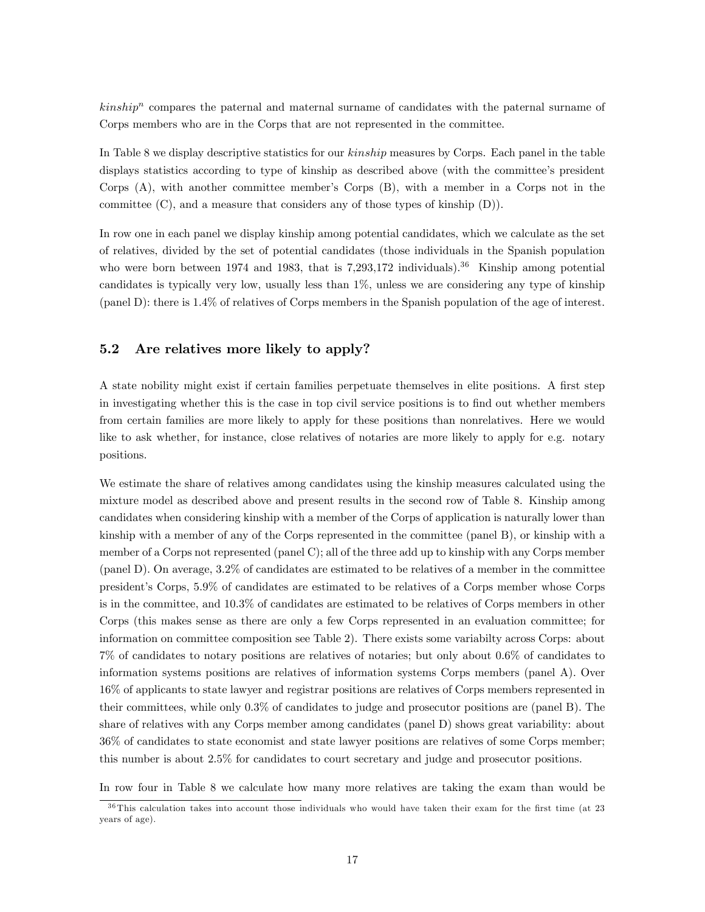$kinship^n$ compares the paternal and maternal surname of candidates with the paternal surname of Corps members who are in the Corps that are not represented in the committee.

In Table 8 we display descriptive statistics for our *kinship* measures by Corps. Each panel in the table displays statistics according to type of kinship as described above (with the committee's president Corps (A), with another committee member's Corps (B), with a member in a Corps not in the committee (C), and a measure that considers any of those types of kinship (D)).

In row one in each panel we display kinship among potential candidates, which we calculate as the set of relatives, divided by the set of potential candidates (those individuals in the Spanish population who were born between 1974 and 1983, that is 7,293,172 individuals).[36] Kinship among potential candidates is typically very low, usually less than 1%, unless we are considering any type of kinship (panel D): there is 1.4% of relatives of Corps members in the Spanish population of the age of interest.

## 5.2 Are relatives more likely to apply?

A state nobility might exist if certain families perpetuate themselves in elite positions. A first step in investigating whether this is the case in top civil service positions is to find out whether members from certain families are more likely to apply for these positions than nonrelatives. Here we would like to ask whether, for instance, close relatives of notaries are more likely to apply for e.g. notary positions.

We estimate the share of relatives among candidates using the kinship measures calculated using the mixture model as described above and present results in the second row of Table 8. Kinship among candidates when considering kinship with a member of the Corps of application is naturally lower than kinship with a member of any of the Corps represented in the committee (panel B), or kinship with a member of a Corps not represented (panel C); all of the three add up to kinship with any Corps member (panel D). On average, 3.2% of candidates are estimated to be relatives of a member in the committee president's Corps, 5.9% of candidates are estimated to be relatives of a Corps member whose Corps is in the committee, and 10.3% of candidates are estimated to be relatives of Corps members in other Corps (this makes sense as there are only a few Corps represented in an evaluation committee; for information on committee composition see Table 2). There exists some variabilty across Corps: about 7% of candidates to notary positions are relatives of notaries; but only about 0.6% of candidates to information systems positions are relatives of information systems Corps members (panel A). Over 16% of applicants to state lawyer and registrar positions are relatives of Corps members represented in their committees, while only 0.3% of candidates to judge and prosecutor positions are (panel B). The share of relatives with any Corps member among candidates (panel D) shows great variability: about 36% of candidates to state economist and state lawyer positions are relatives of some Corps member; this number is about 2.5% for candidates to court secretary and judge and prosecutor positions.

In row four in Table 8 we calculate how many more relatives are taking the exam than would be

[36] This calculation takes into account those individuals who would have taken their exam for the first time (at 23 years of age).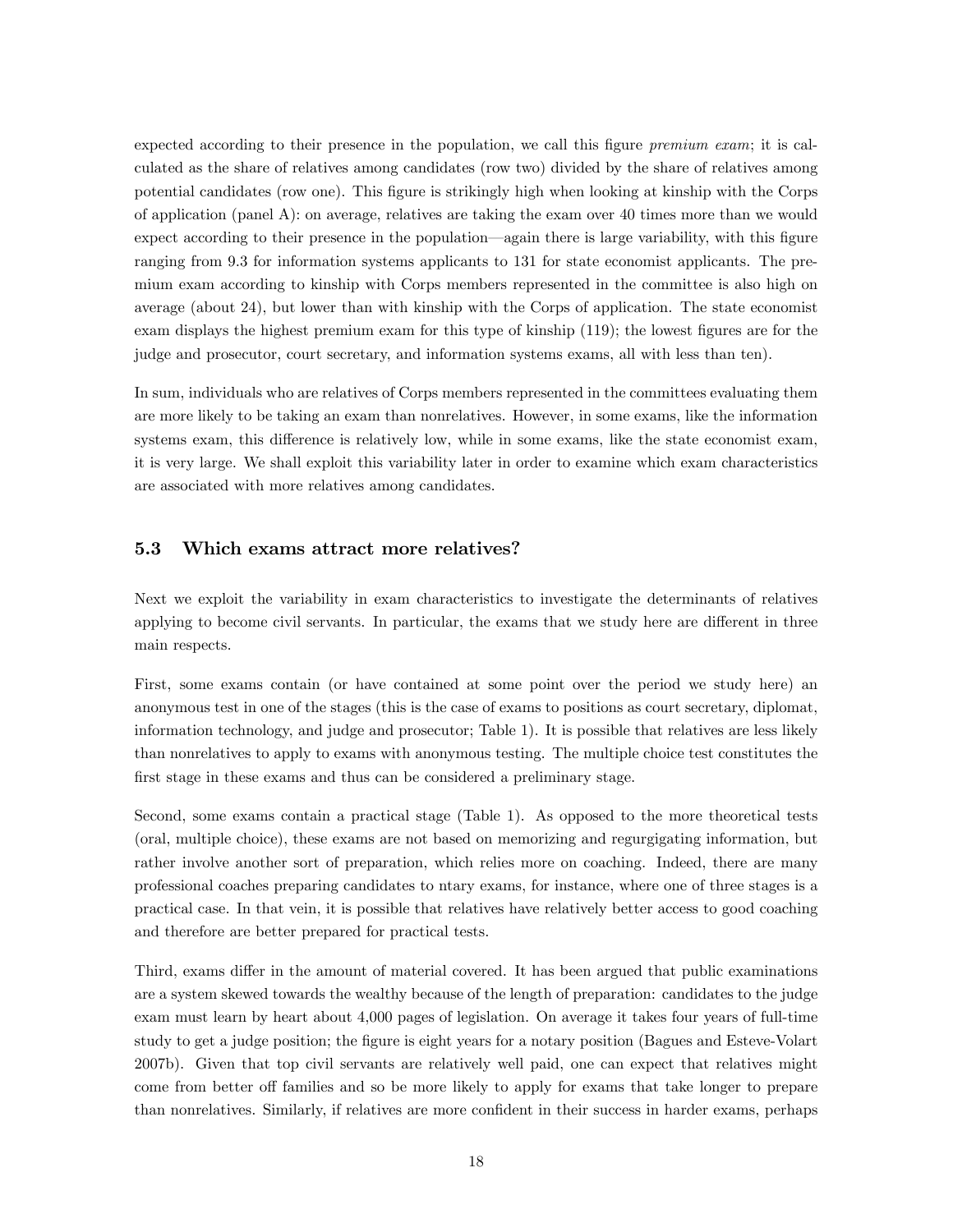expected according to their presence in the population, we call this figure *premium exam*; it is calculated as the share of relatives among candidates (row two) divided by the share of relatives among potential candidates (row one). This figure is strikingly high when looking at kinship with the Corps of application (panel A): on average, relatives are taking the exam over 40 times more than we would expect according to their presence in the population—again there is large variability, with this figure ranging from 9.3 for information systems applicants to 131 for state economist applicants. The premium exam according to kinship with Corps members represented in the committee is also high on average (about 24), but lower than with kinship with the Corps of application. The state economist exam displays the highest premium exam for this type of kinship (119); the lowest figures are for the judge and prosecutor, court secretary, and information systems exams, all with less than ten).

In sum, individuals who are relatives of Corps members represented in the committees evaluating them are more likely to be taking an exam than nonrelatives. However, in some exams, like the information systems exam, this difference is relatively low, while in some exams, like the state economist exam, it is very large. We shall exploit this variability later in order to examine which exam characteristics are associated with more relatives among candidates.

## 5.3 Which exams attract more relatives?

Next we exploit the variability in exam characteristics to investigate the determinants of relatives applying to become civil servants. In particular, the exams that we study here are different in three main respects.

First, some exams contain (or have contained at some point over the period we study here) an anonymous test in one of the stages (this is the case of exams to positions as court secretary, diplomat, information technology, and judge and prosecutor; Table 1). It is possible that relatives are less likely than nonrelatives to apply to exams with anonymous testing. The multiple choice test constitutes the first stage in these exams and thus can be considered a preliminary stage.

Second, some exams contain a practical stage (Table 1). As opposed to the more theoretical tests (oral, multiple choice), these exams are not based on memorizing and regurgigating information, but rather involve another sort of preparation, which relies more on coaching. Indeed, there are many professional coaches preparing candidates to ntary exams, for instance, where one of three stages is a practical case. In that vein, it is possible that relatives have relatively better access to good coaching and therefore are better prepared for practical tests.

Third, exams differ in the amount of material covered. It has been argued that public examinations are a system skewed towards the wealthy because of the length of preparation: candidates to the judge exam must learn by heart about 4,000 pages of legislation. On average it takes four years of full-time study to get a judge position; the figure is eight years for a notary position (Bagues and Esteve-Volart 2007b). Given that top civil servants are relatively well paid, one can expect that relatives might come from better off families and so be more likely to apply for exams that take longer to prepare than nonrelatives. Similarly, if relatives are more confident in their success in harder exams, perhaps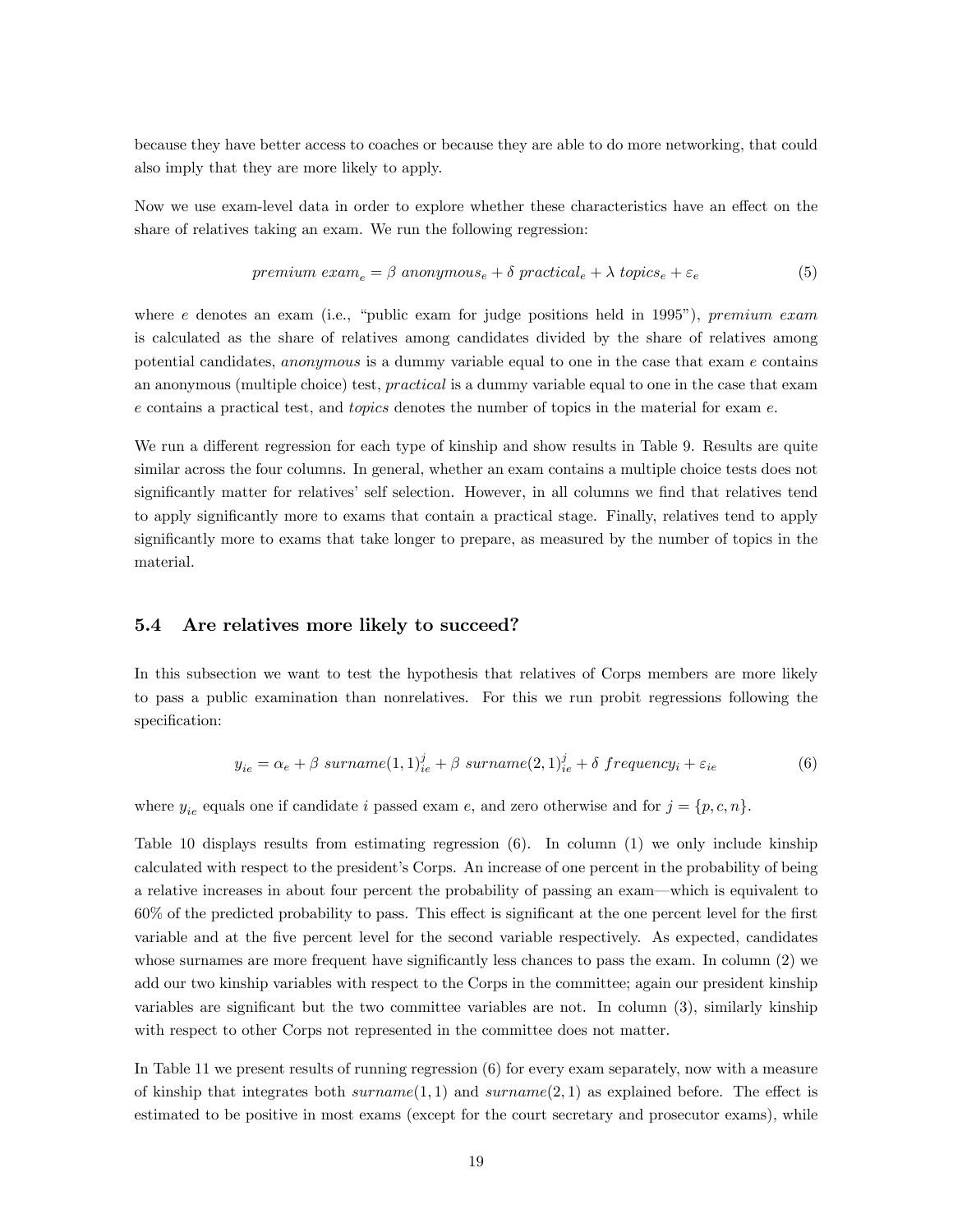because they have better access to coaches or because they are able to do more networking, that could also imply that they are more likely to apply.

Now we use exam-level data in order to explore whether these characteristics have an effect on the share of relatives taking an exam. We run the following regression:

$$premium\ exam_e = \beta\ anonymous_e + \delta\ practical_e + \lambda\ topics_e + \varepsilon_e \tag{5}$$

where $e$ denotes an exam (i.e., "public exam for judge positions held in 1995"), *premium exam* is calculated as the share of relatives among candidates divided by the share of relatives among potential candidates, *anonymous* is a dummy variable equal to one in the case that exam $e$ contains an anonymous (multiple choice) test, *practical* is a dummy variable equal to one in the case that exam $e$ contains a practical test, and *topics* denotes the number of topics in the material for exam $e$.

We run a different regression for each type of kinship and show results in Table 9. Results are quite similar across the four columns. In general, whether an exam contains a multiple choice tests does not significantly matter for relatives' self selection. However, in all columns we find that relatives tend to apply significantly more to exams that contain a practical stage. Finally, relatives tend to apply significantly more to exams that take longer to prepare, as measured by the number of topics in the material.

### 5.4 Are relatives more likely to succeed?

In this subsection we want to test the hypothesis that relatives of Corps members are more likely to pass a public examination than nonrelatives. For this we run probit regressions following the specification:

$$y_{ie} = \alpha_e + \beta\ surname(1,1)^j_{ie} + \beta\ surname(2,1)^j_{ie} + \delta\ frequency_i + \varepsilon_{ie} \tag{6}$$

where $y_{ie}$ equals one if candidate $i$ passed exam $e$, and zero otherwise and for $j = \{p, c, n\}$.

Table 10 displays results from estimating regression (6). In column (1) we only include kinship calculated with respect to the president's Corps. An increase of one percent in the probability of being a relative increases in about four percent the probability of passing an exam—which is equivalent to 60% of the predicted probability to pass. This effect is significant at the one percent level for the first variable and at the five percent level for the second variable respectively. As expected, candidates whose surnames are more frequent have significantly less chances to pass the exam. In column (2) we add our two kinship variables with respect to the Corps in the committee; again our president kinship variables are significant but the two committee variables are not. In column (3), similarly kinship with respect to other Corps not represented in the committee does not matter.

In Table 11 we present results of running regression (6) for every exam separately, now with a measure of kinship that integrates both $surname(1,1)$ and $surname(2,1)$ as explained before. The effect is estimated to be positive in most exams (except for the court secretary and prosecutor exams), while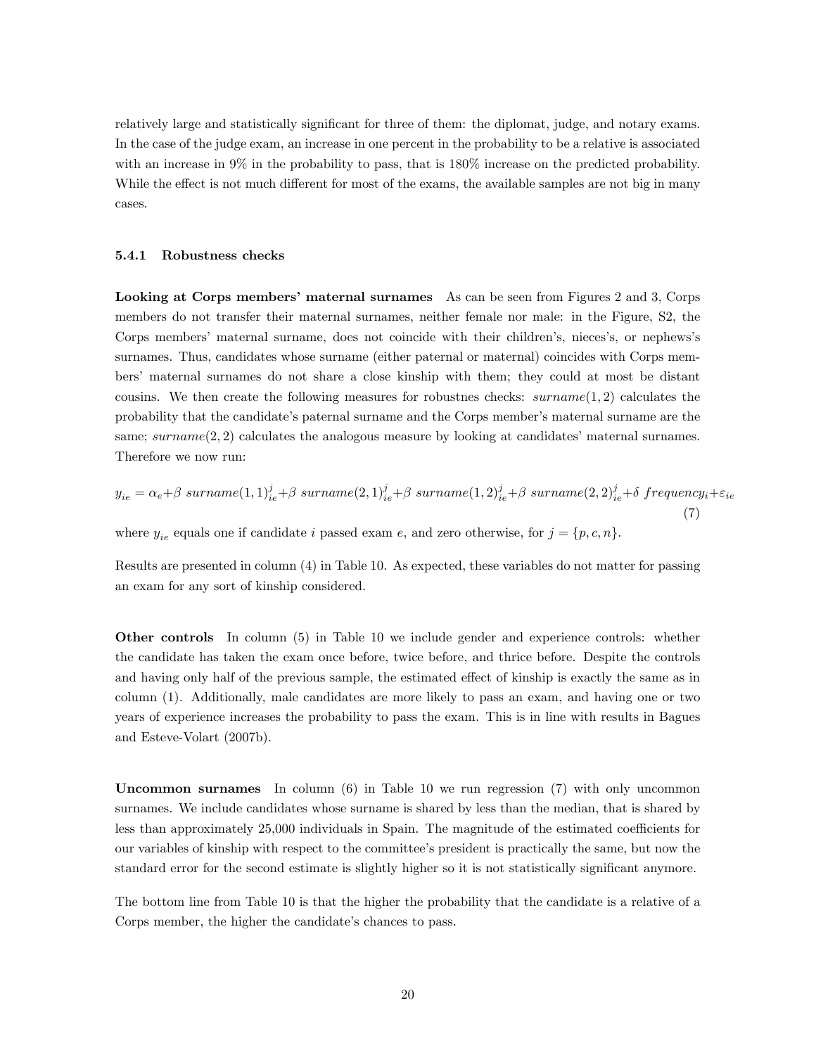relatively large and statistically significant for three of them: the diplomat, judge, and notary exams. In the case of the judge exam, an increase in one percent in the probability to be a relative is associated with an increase in 9% in the probability to pass, that is 180% increase on the predicted probability. While the effect is not much different for most of the exams, the available samples are not big in many cases.

#### 5.4.1 Robustness checks

**Looking at Corps members' maternal surnames** As can be seen from Figures 2 and 3, Corps members do not transfer their maternal surnames, neither female nor male: in the Figure, S2, the Corps members' maternal surname, does not coincide with their children's, nieces's, or nephews's surnames. Thus, candidates whose surname (either paternal or maternal) coincides with Corps members' maternal surnames do not share a close kinship with them; they could at most be distant cousins. We then create the following measures for robustnes checks: $surname(1,2)$ calculates the probability that the candidate's paternal surname and the Corps member's maternal surname are the same; $surname(2,2)$ calculates the analogous measure by looking at candidates' maternal surnames. Therefore we now run:

$$y_{ie} = \alpha_e + \beta \ surname(1,1)^j_{ie} + \beta \ surname(2,1)^j_{ie} + \beta \ surname(1,2)^j_{ie} + \beta \ surname(2,2)^j_{ie} + \delta \ frequency_i + \varepsilon_{ie} \tag{7}$$

where $y_{ie}$ equals one if candidate $i$ passed exam $e$, and zero otherwise, for $j = \{p, c, n\}$.

Results are presented in column (4) in Table 10. As expected, these variables do not matter for passing an exam for any sort of kinship considered.

**Other controls** In column (5) in Table 10 we include gender and experience controls: whether the candidate has taken the exam once before, twice before, and thrice before. Despite the controls and having only half of the previous sample, the estimated effect of kinship is exactly the same as in column (1). Additionally, male candidates are more likely to pass an exam, and having one or two years of experience increases the probability to pass the exam. This is in line with results in Bagues and Esteve-Volart (2007b).

**Uncommon surnames** In column (6) in Table 10 we run regression (7) with only uncommon surnames. We include candidates whose surname is shared by less than the median, that is shared by less than approximately 25,000 individuals in Spain. The magnitude of the estimated coefficients for our variables of kinship with respect to the committee's president is practically the same, but now the standard error for the second estimate is slightly higher so it is not statistically significant anymore.

The bottom line from Table 10 is that the higher the probability that the candidate is a relative of a Corps member, the higher the candidate's chances to pass.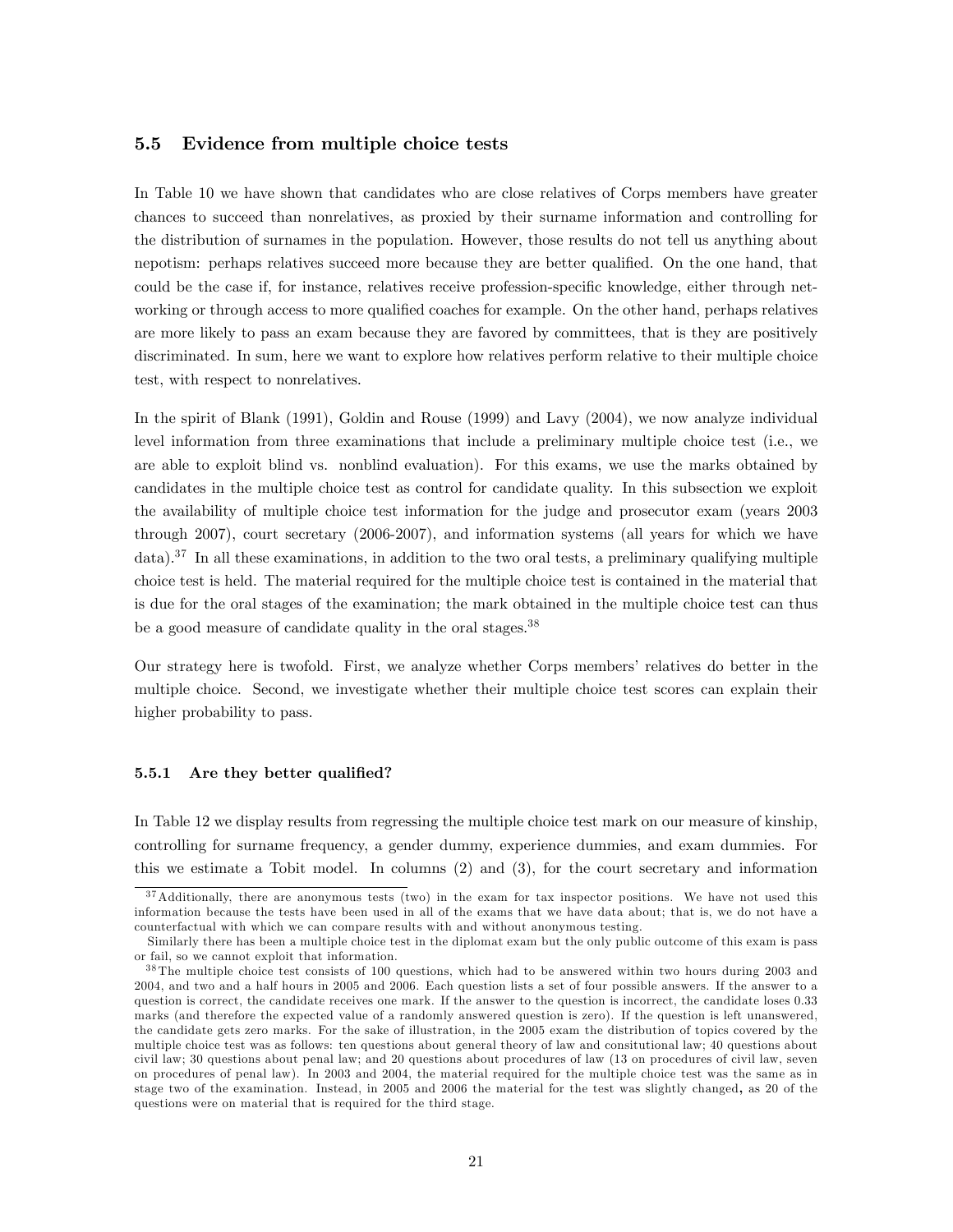### 5.5 Evidence from multiple choice tests

In Table 10 we have shown that candidates who are close relatives of Corps members have greater chances to succeed than nonrelatives, as proxied by their surname information and controlling for the distribution of surnames in the population. However, those results do not tell us anything about nepotism: perhaps relatives succeed more because they are better qualified. On the one hand, that could be the case if, for instance, relatives receive profession-specific knowledge, either through networking or through access to more qualified coaches for example. On the other hand, perhaps relatives are more likely to pass an exam because they are favored by committees, that is they are positively discriminated. In sum, here we want to explore how relatives perform relative to their multiple choice test, with respect to nonrelatives.

In the spirit of Blank (1991), Goldin and Rouse (1999) and Lavy (2004), we now analyze individual level information from three examinations that include a preliminary multiple choice test (i.e., we are able to exploit blind vs. nonblind evaluation). For this exams, we use the marks obtained by candidates in the multiple choice test as control for candidate quality. In this subsection we exploit the availability of multiple choice test information for the judge and prosecutor exam (years 2003 through 2007), court secretary (2006-2007), and information systems (all years for which we have data).[37] In all these examinations, in addition to the two oral tests, a preliminary qualifying multiple choice test is held. The material required for the multiple choice test is contained in the material that is due for the oral stages of the examination; the mark obtained in the multiple choice test can thus be a good measure of candidate quality in the oral stages.[38]

Our strategy here is twofold. First, we analyze whether Corps members' relatives do better in the multiple choice. Second, we investigate whether their multiple choice test scores can explain their higher probability to pass.

#### 5.5.1 Are they better qualified?

In Table 12 we display results from regressing the multiple choice test mark on our measure of kinship, controlling for surname frequency, a gender dummy, experience dummies, and exam dummies. For this we estimate a Tobit model. In columns (2) and (3), for the court secretary and information

---

[37] Additionally, there are anonymous tests (two) in the exam for tax inspector positions. We have not used this information because the tests have been used in all of the exams that we have data about; that is, we do not have a counterfactual with which we can compare results with and without anonymous testing.

Similarly there has been a multiple choice test in the diplomat exam but the only public outcome of this exam is pass or fail, so we cannot exploit that information.

[38] The multiple choice test consists of 100 questions, which had to be answered within two hours during 2003 and 2004, and two and a half hours in 2005 and 2006. Each question lists a set of four possible answers. If the answer to a question is correct, the candidate receives one mark. If the answer to the question is incorrect, the candidate loses 0.33 marks (and therefore the expected value of a randomly answered question is zero). If the question is left unanswered, the candidate gets zero marks. For the sake of illustration, in the 2005 exam the distribution of topics covered by the multiple choice test was as follows: ten questions about general theory of law and consitutional law; 40 questions about civil law; 30 questions about penal law; and 20 questions about procedures of law (13 on procedures of civil law, seven on procedures of penal law). In 2003 and 2004, the material required for the multiple choice test was the same as in stage two of the examination. Instead, in 2005 and 2006 the material for the test was slightly changed, as 20 of the questions were on material that is required for the third stage.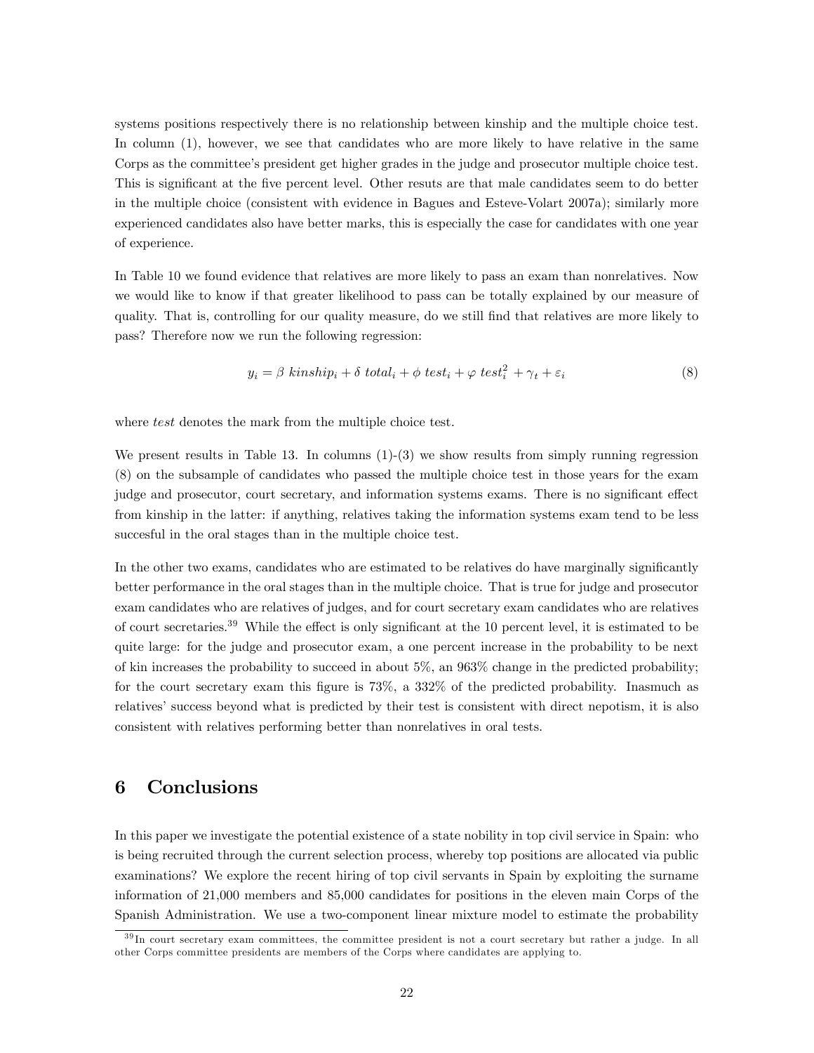systems positions respectively there is no relationship between kinship and the multiple choice test. In column (1), however, we see that candidates who are more likely to have relative in the same Corps as the committee's president get higher grades in the judge and prosecutor multiple choice test. This is significant at the five percent level. Other resuts are that male candidates seem to do better in the multiple choice (consistent with evidence in Bagues and Esteve-Volart 2007a); similarly more experienced candidates also have better marks, this is especially the case for candidates with one year of experience.

In Table 10 we found evidence that relatives are more likely to pass an exam than nonrelatives. Now we would like to know if that greater likelihood to pass can be totally explained by our measure of quality. That is, controlling for our quality measure, do we still find that relatives are more likely to pass? Therefore now we run the following regression:

$$y_i = \beta \ kinship_i + \delta \ total_i + \phi \ test_i + \varphi \ test_i^2 + \gamma_t + \varepsilon_i \tag{8}$$

where *test* denotes the mark from the multiple choice test.

We present results in Table 13. In columns (1)-(3) we show results from simply running regression (8) on the subsample of candidates who passed the multiple choice test in those years for the exam judge and prosecutor, court secretary, and information systems exams. There is no significant effect from kinship in the latter: if anything, relatives taking the information systems exam tend to be less succesful in the oral stages than in the multiple choice test.

In the other two exams, candidates who are estimated to be relatives do have marginally significantly better performance in the oral stages than in the multiple choice. That is true for judge and prosecutor exam candidates who are relatives of judges, and for court secretary exam candidates who are relatives of court secretaries.[39] While the effect is only significant at the 10 percent level, it is estimated to be quite large: for the judge and prosecutor exam, a one percent increase in the probability to be next of kin increases the probability to succeed in about 5%, an 963% change in the predicted probability; for the court secretary exam this figure is 73%, a 332% of the predicted probability. Inasmuch as relatives' success beyond what is predicted by their test is consistent with direct nepotism, it is also consistent with relatives performing better than nonrelatives in oral tests.

# 6 Conclusions

In this paper we investigate the potential existence of a state nobility in top civil service in Spain: who is being recruited through the current selection process, whereby top positions are allocated via public examinations? We explore the recent hiring of top civil servants in Spain by exploiting the surname information of 21,000 members and 85,000 candidates for positions in the eleven main Corps of the Spanish Administration. We use a two-component linear mixture model to estimate the probability

[39] In court secretary exam committees, the committee president is not a court secretary but rather a judge. In all other Corps committee presidents are members of the Corps where candidates are applying to.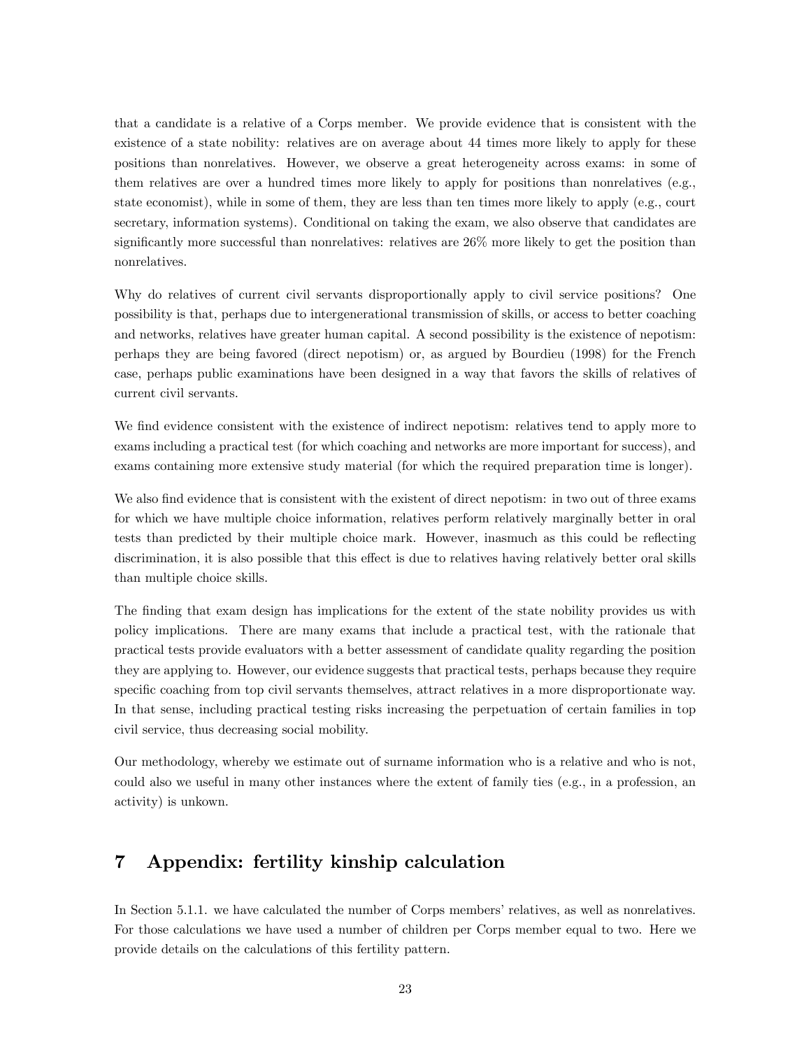that a candidate is a relative of a Corps member. We provide evidence that is consistent with the existence of a state nobility: relatives are on average about 44 times more likely to apply for these positions than nonrelatives. However, we observe a great heterogeneity across exams: in some of them relatives are over a hundred times more likely to apply for positions than nonrelatives (e.g., state economist), while in some of them, they are less than ten times more likely to apply (e.g., court secretary, information systems). Conditional on taking the exam, we also observe that candidates are significantly more successful than nonrelatives: relatives are 26% more likely to get the position than nonrelatives.

Why do relatives of current civil servants disproportionally apply to civil service positions? One possibility is that, perhaps due to intergenerational transmission of skills, or access to better coaching and networks, relatives have greater human capital. A second possibility is the existence of nepotism: perhaps they are being favored (direct nepotism) or, as argued by Bourdieu (1998) for the French case, perhaps public examinations have been designed in a way that favors the skills of relatives of current civil servants.

We find evidence consistent with the existence of indirect nepotism: relatives tend to apply more to exams including a practical test (for which coaching and networks are more important for success), and exams containing more extensive study material (for which the required preparation time is longer).

We also find evidence that is consistent with the existent of direct nepotism: in two out of three exams for which we have multiple choice information, relatives perform relatively marginally better in oral tests than predicted by their multiple choice mark. However, inasmuch as this could be reflecting discrimination, it is also possible that this effect is due to relatives having relatively better oral skills than multiple choice skills.

The finding that exam design has implications for the extent of the state nobility provides us with policy implications. There are many exams that include a practical test, with the rationale that practical tests provide evaluators with a better assessment of candidate quality regarding the position they are applying to. However, our evidence suggests that practical tests, perhaps because they require specific coaching from top civil servants themselves, attract relatives in a more disproportionate way. In that sense, including practical testing risks increasing the perpetuation of certain families in top civil service, thus decreasing social mobility.

Our methodology, whereby we estimate out of surname information who is a relative and who is not, could also we useful in many other instances where the extent of family ties (e.g., in a profession, an activity) is unkown.

# 7 Appendix: fertility kinship calculation

In Section 5.1.1. we have calculated the number of Corps members' relatives, as well as nonrelatives. For those calculations we have used a number of children per Corps member equal to two. Here we provide details on the calculations of this fertility pattern.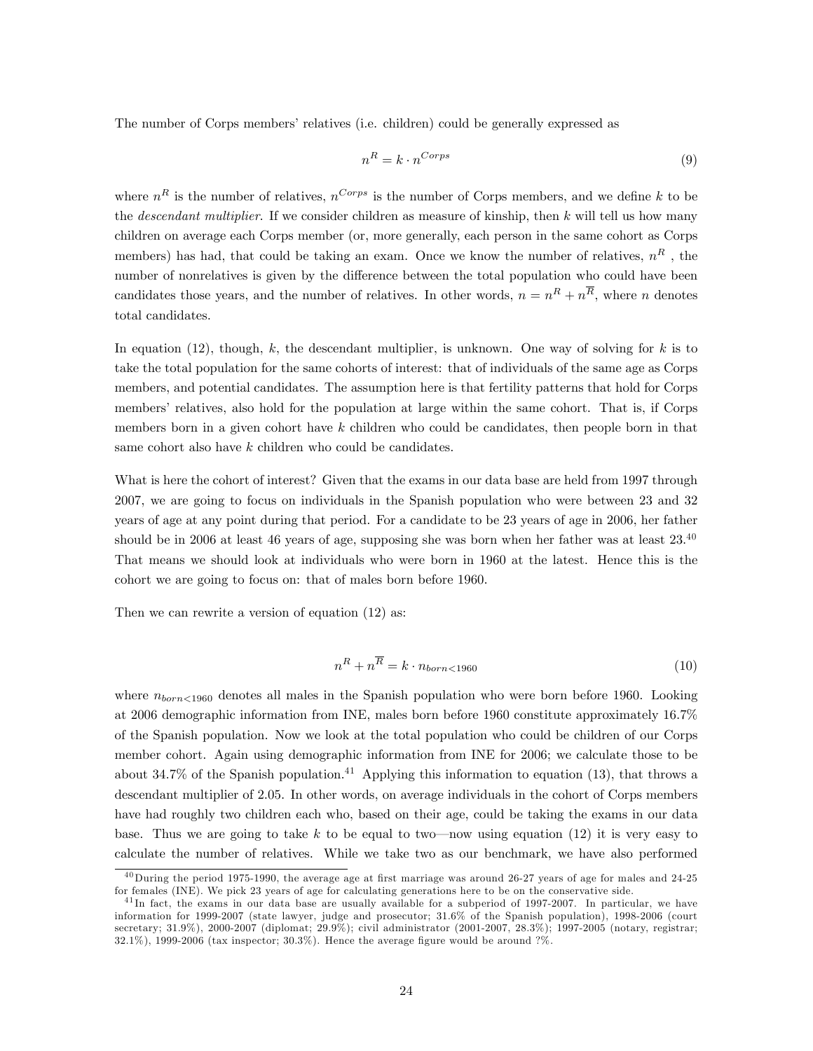The number of Corps members' relatives (i.e. children) could be generally expressed as

$$n^R = k \cdot n^{Corps} \tag{9}$$

where $n^R$ is the number of relatives, $n^{Corps}$ is the number of Corps members, and we define $k$ to be the *descendant multiplier*. If we consider children as measure of kinship, then $k$ will tell us how many children on average each Corps member (or, more generally, each person in the same cohort as Corps members) has had, that could be taking an exam. Once we know the number of relatives, $n^R$ , the number of nonrelatives is given by the difference between the total population who could have been candidates those years, and the number of relatives. In other words, $n = n^R + n^{\overline{R}}$, where $n$ denotes total candidates.

In equation (12), though, $k$, the descendant multiplier, is unknown. One way of solving for $k$ is to take the total population for the same cohorts of interest: that of individuals of the same age as Corps members, and potential candidates. The assumption here is that fertility patterns that hold for Corps members' relatives, also hold for the population at large within the same cohort. That is, if Corps members born in a given cohort have $k$ children who could be candidates, then people born in that same cohort also have $k$ children who could be candidates.

What is here the cohort of interest? Given that the exams in our data base are held from 1997 through 2007, we are going to focus on individuals in the Spanish population who were between 23 and 32 years of age at any point during that period. For a candidate to be 23 years of age in 2006, her father should be in 2006 at least 46 years of age, supposing she was born when her father was at least 23.[40] That means we should look at individuals who were born in 1960 at the latest. Hence this is the cohort we are going to focus on: that of males born before 1960.

Then we can rewrite a version of equation (12) as:

$$n^R + n^{\overline{R}} = k \cdot n_{born<1960} \tag{10}$$

where $n_{born<1960}$ denotes all males in the Spanish population who were born before 1960. Looking at 2006 demographic information from INE, males born before 1960 constitute approximately 16.7% of the Spanish population. Now we look at the total population who could be children of our Corps member cohort. Again using demographic information from INE for 2006; we calculate those to be about 34.7% of the Spanish population.[41] Applying this information to equation (13), that throws a descendant multiplier of 2.05. In other words, on average individuals in the cohort of Corps members have had roughly two children each who, based on their age, could be taking the exams in our data base. Thus we are going to take $k$ to be equal to two—now using equation (12) it is very easy to calculate the number of relatives. While we take two as our benchmark, we have also performed

[40] During the period 1975-1990, the average age at first marriage was around 26-27 years of age for males and 24-25 for females (INE). We pick 23 years of age for calculating generations here to be on the conservative side.

[41] In fact, the exams in our data base are usually available for a subperiod of 1997-2007. In particular, we have information for 1999-2007 (state lawyer, judge and prosecutor; 31.6% of the Spanish population), 1998-2006 (court secretary; 31.9%), 2000-2007 (diplomat; 29.9%); civil administrator (2001-2007, 28.3%); 1997-2005 (notary, registrar; 32.1%), 1999-2006 (tax inspector; 30.3%). Hence the average figure would be around ?%.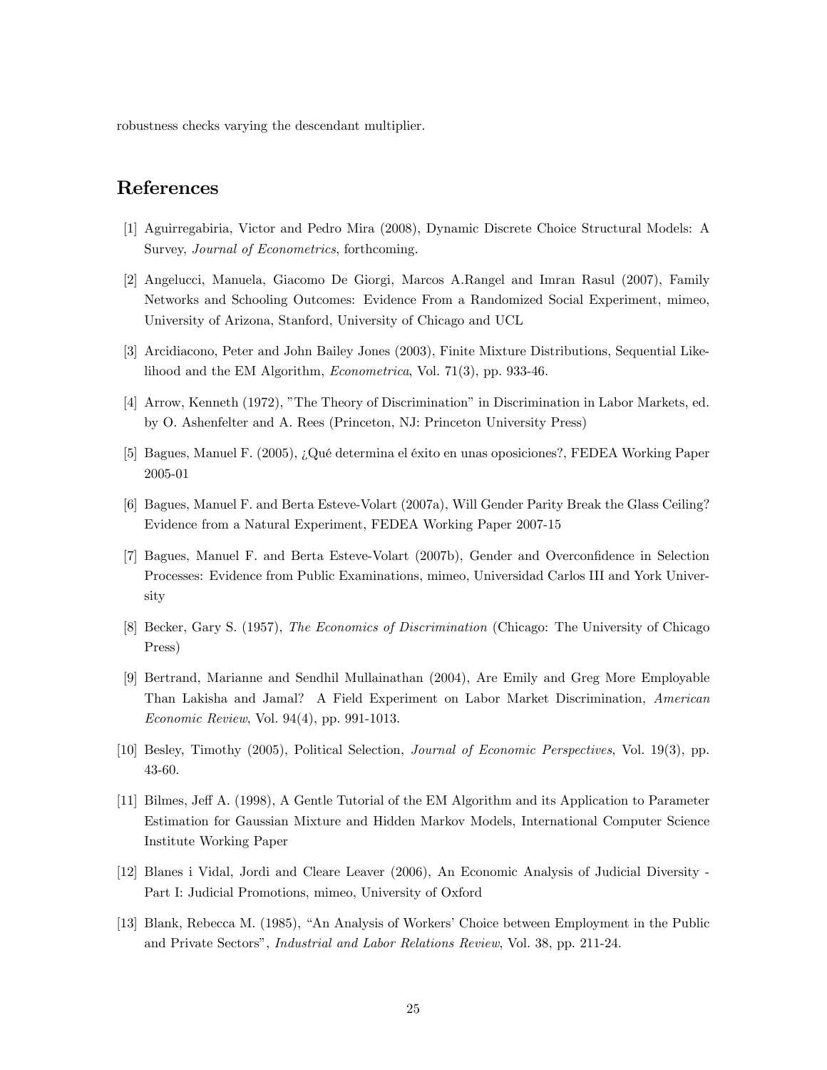robustness checks varying the descendant multiplier.

# References

[1] Aguirregabiria, Victor and Pedro Mira (2008), Dynamic Discrete Choice Structural Models: A Survey, *Journal of Econometrics*, forthcoming.

[2] Angelucci, Manuela, Giacomo De Giorgi, Marcos A.Rangel and Imran Rasul (2007), Family Networks and Schooling Outcomes: Evidence From a Randomized Social Experiment, mimeo, University of Arizona, Stanford, University of Chicago and UCL

[3] Arcidiacono, Peter and John Bailey Jones (2003), Finite Mixture Distributions, Sequential Likelihood and the EM Algorithm, *Econometrica*, Vol. 71(3), pp. 933-46.

[4] Arrow, Kenneth (1972), "The Theory of Discrimination" in Discrimination in Labor Markets, ed. by O. Ashenfelter and A. Rees (Princeton, NJ: Princeton University Press)

[5] Bagues, Manuel F. (2005), ¿Qué determina el éxito en unas oposiciones?, FEDEA Working Paper 2005-01

[6] Bagues, Manuel F. and Berta Esteve-Volart (2007a), Will Gender Parity Break the Glass Ceiling? Evidence from a Natural Experiment, FEDEA Working Paper 2007-15

[7] Bagues, Manuel F. and Berta Esteve-Volart (2007b), Gender and Overconfidence in Selection Processes: Evidence from Public Examinations, mimeo, Universidad Carlos III and York University

[8] Becker, Gary S. (1957), *The Economics of Discrimination* (Chicago: The University of Chicago Press)

[9] Bertrand, Marianne and Sendhil Mullainathan (2004), Are Emily and Greg More Employable Than Lakisha and Jamal? A Field Experiment on Labor Market Discrimination, *American Economic Review*, Vol. 94(4), pp. 991-1013.

[10] Besley, Timothy (2005), Political Selection, *Journal of Economic Perspectives*, Vol. 19(3), pp. 43-60.

[11] Bilmes, Jeff A. (1998), A Gentle Tutorial of the EM Algorithm and its Application to Parameter Estimation for Gaussian Mixture and Hidden Markov Models, International Computer Science Institute Working Paper

[12] Blanes i Vidal, Jordi and Cleare Leaver (2006), An Economic Analysis of Judicial Diversity - Part I: Judicial Promotions, mimeo, University of Oxford

[13] Blank, Rebecca M. (1985), "An Analysis of Workers' Choice between Employment in the Public and Private Sectors", *Industrial and Labor Relations Review*, Vol. 38, pp. 211-24.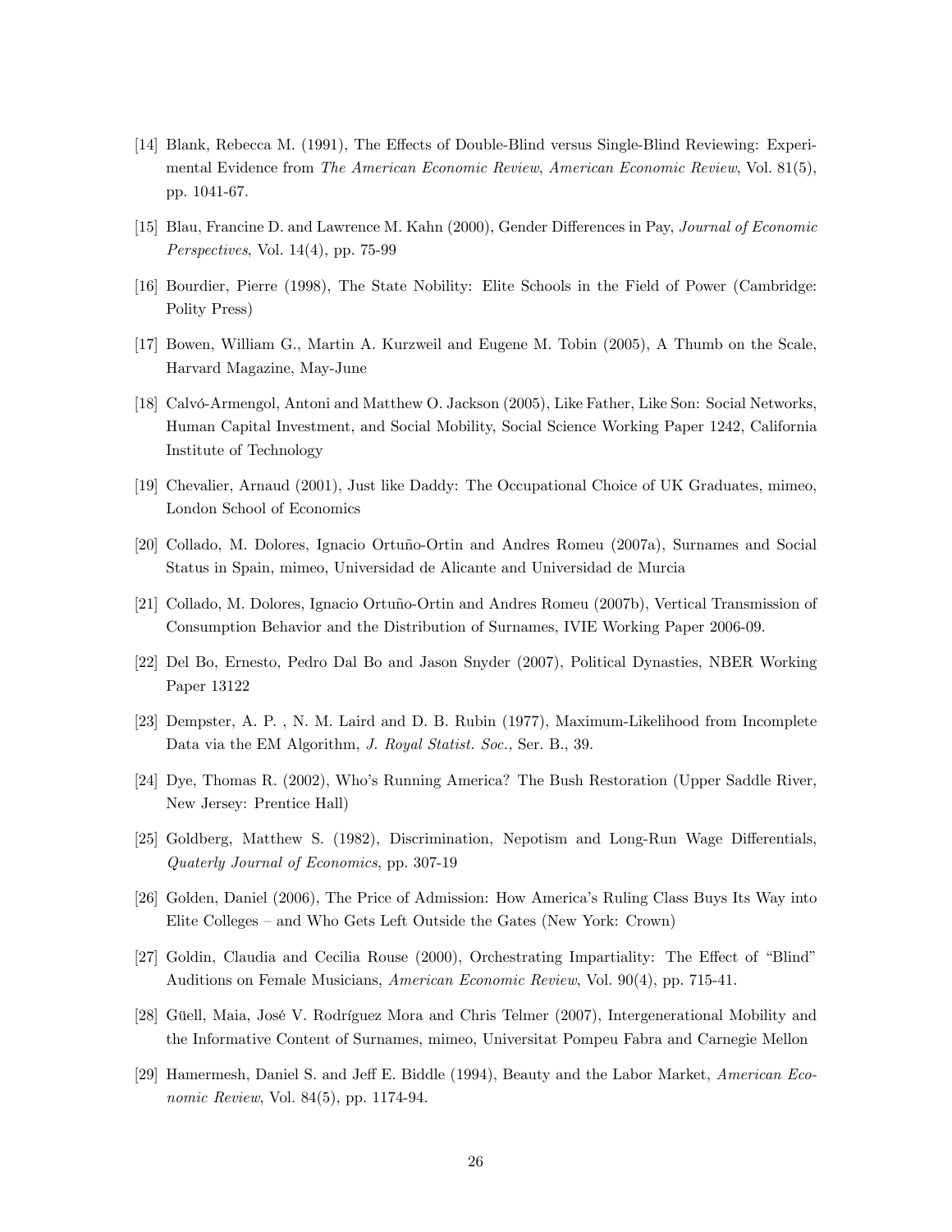[14] Blank, Rebecca M. (1991), The Effects of Double-Blind versus Single-Blind Reviewing: Experimental Evidence from *The American Economic Review*, *American Economic Review*, Vol. 81(5), pp. 1041-67.

[15] Blau, Francine D. and Lawrence M. Kahn (2000), Gender Differences in Pay, *Journal of Economic Perspectives*, Vol. 14(4), pp. 75-99

[16] Bourdier, Pierre (1998), The State Nobility: Elite Schools in the Field of Power (Cambridge: Polity Press)

[17] Bowen, William G., Martin A. Kurzweil and Eugene M. Tobin (2005), A Thumb on the Scale, Harvard Magazine, May-June

[18] Calvó-Armengol, Antoni and Matthew O. Jackson (2005), Like Father, Like Son: Social Networks, Human Capital Investment, and Social Mobility, Social Science Working Paper 1242, California Institute of Technology

[19] Chevalier, Arnaud (2001), Just like Daddy: The Occupational Choice of UK Graduates, mimeo, London School of Economics

[20] Collado, M. Dolores, Ignacio Ortuño-Ortin and Andres Romeu (2007a), Surnames and Social Status in Spain, mimeo, Universidad de Alicante and Universidad de Murcia

[21] Collado, M. Dolores, Ignacio Ortuño-Ortin and Andres Romeu (2007b), Vertical Transmission of Consumption Behavior and the Distribution of Surnames, IVIE Working Paper 2006-09.

[22] Del Bo, Ernesto, Pedro Dal Bo and Jason Snyder (2007), Political Dynasties, NBER Working Paper 13122

[23] Dempster, A. P. , N. M. Laird and D. B. Rubin (1977), Maximum-Likelihood from Incomplete Data via the EM Algorithm, *J. Royal Statist. Soc.,* Ser. B., 39.

[24] Dye, Thomas R. (2002), Who's Running America? The Bush Restoration (Upper Saddle River, New Jersey: Prentice Hall)

[25] Goldberg, Matthew S. (1982), Discrimination, Nepotism and Long-Run Wage Differentials, *Quaterly Journal of Economics*, pp. 307-19

[26] Golden, Daniel (2006), The Price of Admission: How America's Ruling Class Buys Its Way into Elite Colleges – and Who Gets Left Outside the Gates (New York: Crown)

[27] Goldin, Claudia and Cecilia Rouse (2000), Orchestrating Impartiality: The Effect of "Blind" Auditions on Female Musicians, *American Economic Review*, Vol. 90(4), pp. 715-41.

[28] Güell, Maia, José V. Rodríguez Mora and Chris Telmer (2007), Intergenerational Mobility and the Informative Content of Surnames, mimeo, Universitat Pompeu Fabra and Carnegie Mellon

[29] Hamermesh, Daniel S. and Jeff E. Biddle (1994), Beauty and the Labor Market, *American Economic Review*, Vol. 84(5), pp. 1174-94.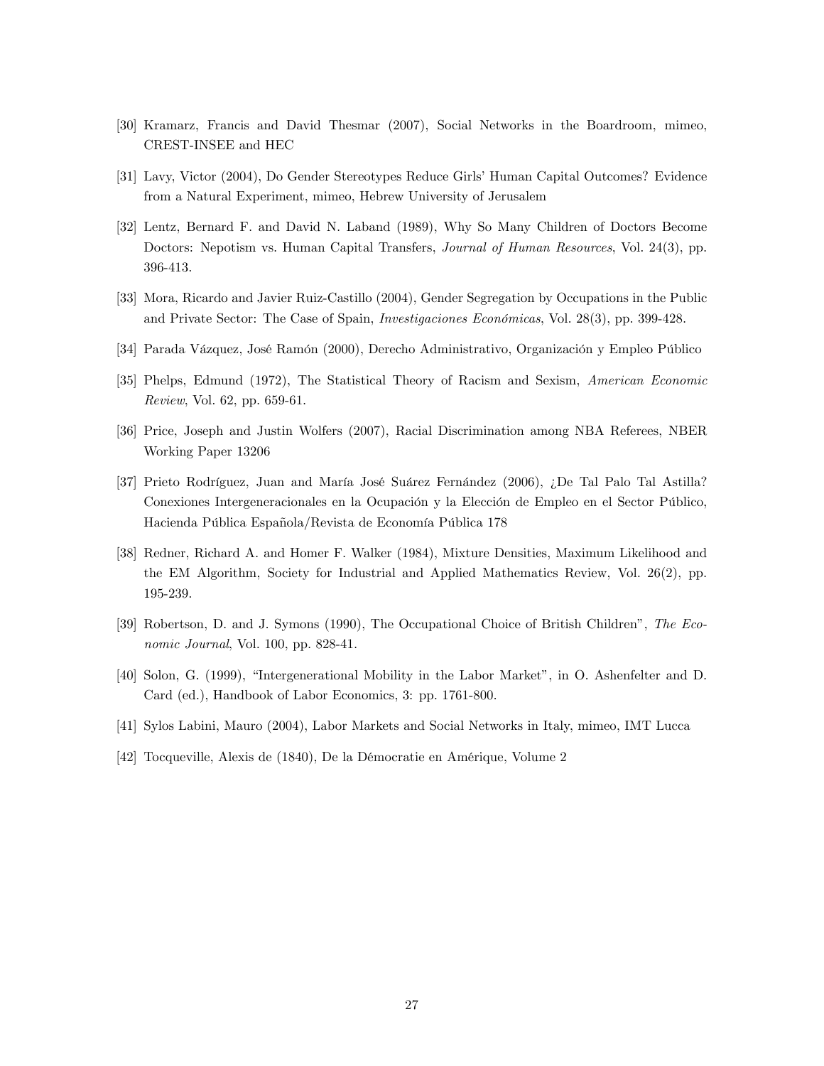[30] Kramarz, Francis and David Thesmar (2007), Social Networks in the Boardroom, mimeo, CREST-INSEE and HEC

[31] Lavy, Victor (2004), Do Gender Stereotypes Reduce Girls' Human Capital Outcomes? Evidence from a Natural Experiment, mimeo, Hebrew University of Jerusalem

[32] Lentz, Bernard F. and David N. Laband (1989), Why So Many Children of Doctors Become Doctors: Nepotism vs. Human Capital Transfers, *Journal of Human Resources*, Vol. 24(3), pp. 396-413.

[33] Mora, Ricardo and Javier Ruiz-Castillo (2004), Gender Segregation by Occupations in the Public and Private Sector: The Case of Spain, *Investigaciones Económicas*, Vol. 28(3), pp. 399-428.

[34] Parada Vázquez, José Ramón (2000), Derecho Administrativo, Organización y Empleo Público

[35] Phelps, Edmund (1972), The Statistical Theory of Racism and Sexism, *American Economic Review*, Vol. 62, pp. 659-61.

[36] Price, Joseph and Justin Wolfers (2007), Racial Discrimination among NBA Referees, NBER Working Paper 13206

[37] Prieto Rodríguez, Juan and María José Suárez Fernández (2006), ¿De Tal Palo Tal Astilla? Conexiones Intergeneracionales en la Ocupación y la Elección de Empleo en el Sector Público, Hacienda Pública Española/Revista de Economía Pública 178

[38] Redner, Richard A. and Homer F. Walker (1984), Mixture Densities, Maximum Likelihood and the EM Algorithm, Society for Industrial and Applied Mathematics Review, Vol. 26(2), pp. 195-239.

[39] Robertson, D. and J. Symons (1990), The Occupational Choice of British Children", *The Economic Journal*, Vol. 100, pp. 828-41.

[40] Solon, G. (1999), "Intergenerational Mobility in the Labor Market", in O. Ashenfelter and D. Card (ed.), Handbook of Labor Economics, 3: pp. 1761-800.

[41] Sylos Labini, Mauro (2004), Labor Markets and Social Networks in Italy, mimeo, IMT Lucca

[42] Tocqueville, Alexis de (1840), De la Démocratie en Amérique, Volume 2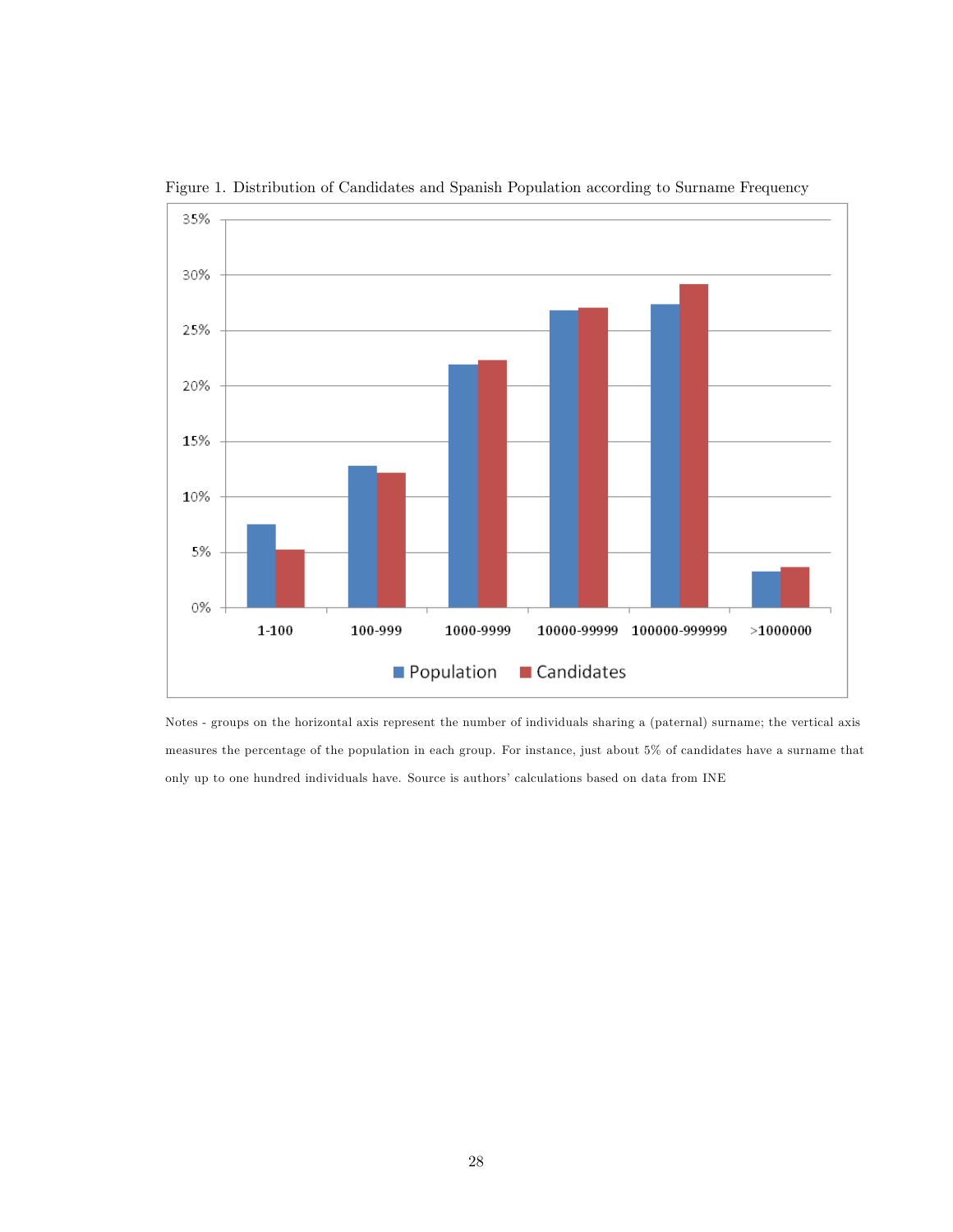Figure 1. Distribution of Candidates and Spanish Population according to Surname Frequency

Notes - groups on the horizontal axis represent the number of individuals sharing a (paternal) surname; the vertical axis measures the percentage of the population in each group. For instance, just about 5% of candidates have a surname that only up to one hundred individuals have. Source is authors' calculations based on data from INE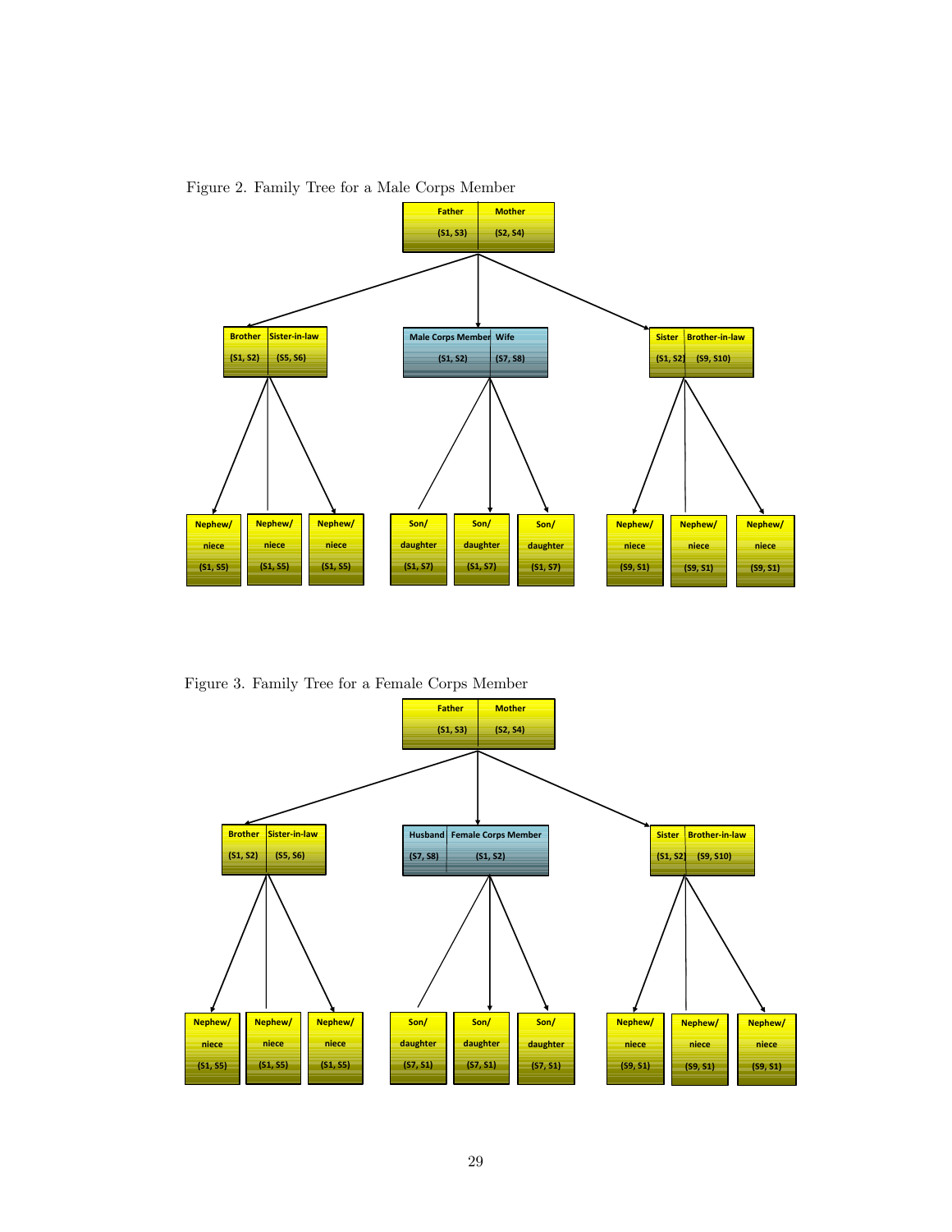Figure 2. Family Tree for a Male Corps Member

Father (S1, S3) | Mother (S2, S4)

Brother (S1, S2) | Sister-in-law (S5, S6)

Male Corps Member (S1, S2) | Wife (S7, S8)

Sister (S1, S2) | Brother-in-law (S9, S10)

Nephew/ niece (S1, S5) | Nephew/ niece (S1, S5) | Nephew/ niece (S1, S5)

Son/ daughter (S1, S7) | Son/ daughter (S1, S7) | Son/ daughter (S1, S7)

Nephew/ niece (S9, S1) | Nephew/ niece (S9, S1) | Nephew/ niece (S9, S1)

Figure 3. Family Tree for a Female Corps Member

Father (S1, S3) | Mother (S2, S4)

Brother (S1, S2) | Sister-in-law (S5, S6)

Husband (S7, S8) | Female Corps Member (S1, S2)

Sister (S1, S2) | Brother-in-law (S9, S10)

Nephew/ niece (S1, S5) | Nephew/ niece (S1, S5) | Nephew/ niece (S1, S5)

Son/ daughter (S7, S1) | Son/ daughter (S7, S1) | Son/ daughter (S7, S1)

Nephew/ niece (S9, S1) | Nephew/ niece (S9, S1) | Nephew/ niece (S9, S1)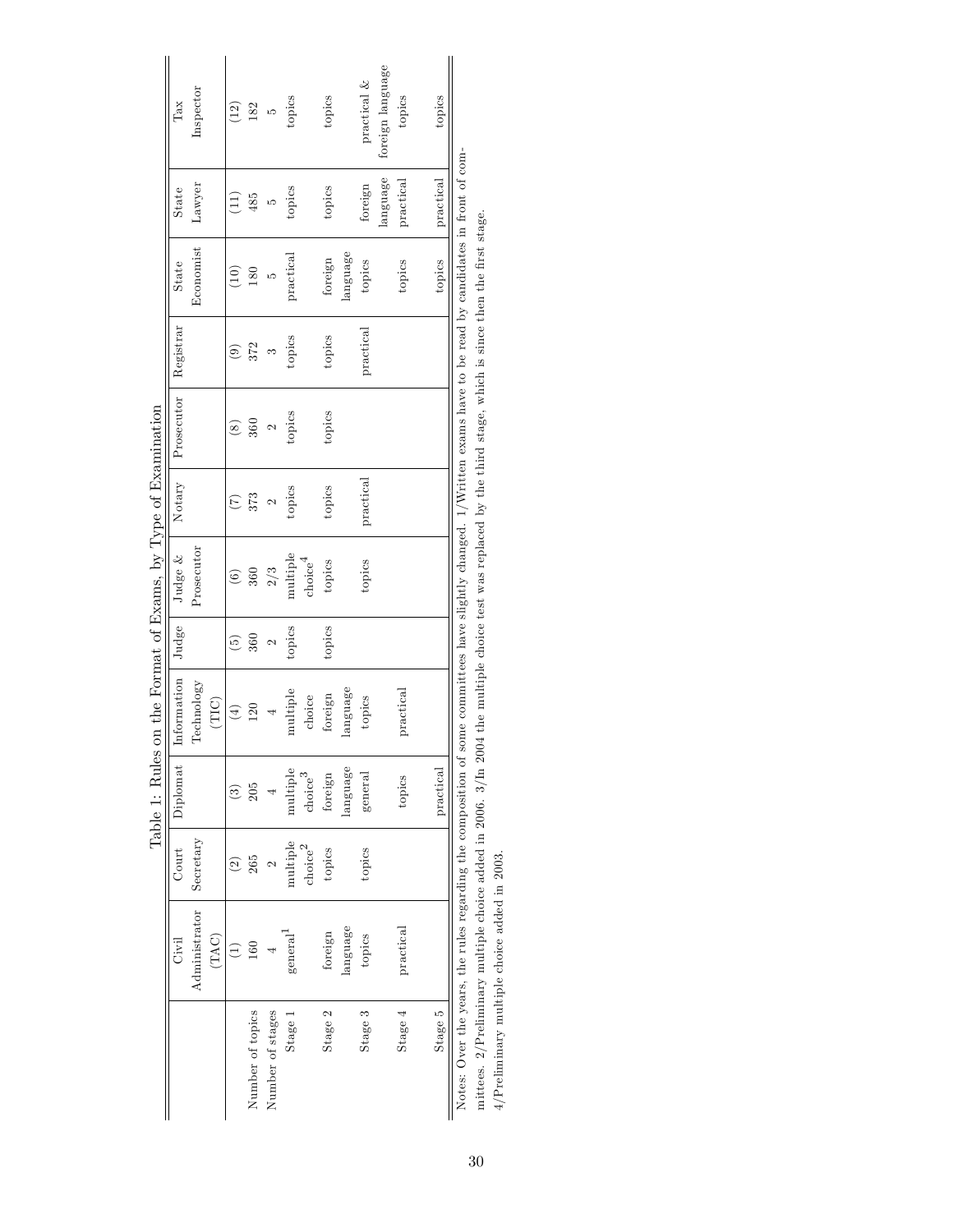Table 1: Rules on the Format of Exams, by Type of Examination

| | Civil Administrator (TAC) | Court Secretary | Diplomat | Information Technology (TIC) | Judge | Judge & Prosecutor | Notary | Prosecutor | Registrar | State Economist | State Lawyer | Tax Inspector |
|---|---|---|---|---|---|---|---|---|---|---|---|---|
| | (1) | (2) | (3) | (4) | (5) | (6) | (7) | (8) | (9) | (10) | (11) | (12) |
| Number of topics | 160 | 265 | 205 | 120 | 360 | 360 | 373 | 360 | 372 | 180 | 485 | 182 |
| Number of stages | 4 | 2 | 4 | 4 | 2 | 2/3 | 2 | 2 | 3 | 5 | 5 | 5 |
| Stage 1 | general[1] | multiple choice[2] | multiple choice[3] | multiple choice | topics | multiple choice[4] | topics | topics | topics | practical | topics | topics |
| Stage 2 | foreign language | topics | foreign language | foreign language | topics | topics | topics | topics | topics | foreign language | topics | topics |
| Stage 3 | topics | topics | general | topics | | topics | practical | | practical | topics | foreign language | practical & foreign language |
| Stage 4 | practical | | topics | practical | | | | | | topics | practical | topics |
| Stage 5 | | | practical | | | | | | | topics | practical | topics |

Notes: Over the years, the rules regarding the composition of some committees have slightly changed. 1/Written exams have to be read by candidates in front of committees. 2/Preliminary multiple choice added in 2006. 3/In 2004 the multiple choice test was replaced by the third stage, which is since then the first stage. 4/Preliminary multiple choice added in 2003.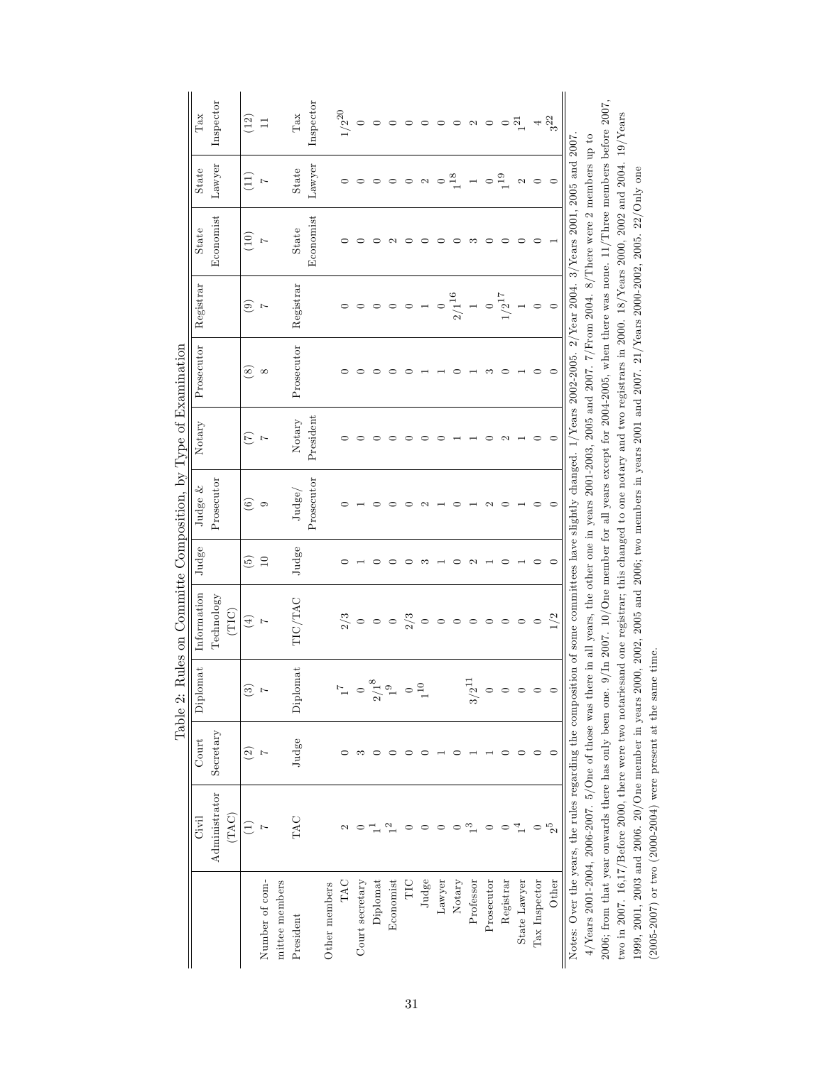Table 2: Rules on Committe Composition, by Type of Examination

| | Civil Administrator (TAC) | Court Secretary | Diplomat | Information Technology (TIC) | Judge | Judge & Prosecutor | Notary | Prosecutor | Registrar | State Economist | State Lawyer | Tax Inspector |
|---|---|---|---|---|---|---|---|---|---|---|---|---|
| | (1) | (2) | (3) | (4) | (5) | (6) | (7) | (8) | (9) | (10) | (11) | (12) |
| Number of committee members | 7 | 7 | 7 | 7 | 10 | 9 | 7 | 8 | 7 | 7 | 7 | 11 |
| President | TAC | Judge | Diplomat | TIC/TAC | Judge | Judge/ Prosecutor | Notary President | Prosecutor | Registrar | State Economist | State Lawyer | Tax Inspector |
| Other members | | | | | | | | | | | | |
| TAC | 2 | 0 | 1[7] | 2/3 | 0 | 0 | 0 | 0 | 0 | 0 | 0 | 1/2[20] |
| Court secretary | 0 | 3 | 0 | 0 | 1 | 1 | 0 | 0 | 0 | 0 | 0 | 0 |
| Diplomat | 1[1] | 0 | 2/1[8] | 0 | 0 | 0 | 0 | 0 | 0 | 0 | 0 | 0 |
| Economist | 1[2] | 0 | 1[9] | 0 | 0 | 0 | 0 | 0 | 0 | 2 | 0 | 0 |
| TIC | 0 | 0 | 0 | 2/3 | 0 | 0 | 0 | 0 | 0 | 0 | 0 | 0 |
| Judge | 0 | 0 | 1[10] | 0 | 3 | 2 | 0 | 1 | 1 | 0 | 2 | 0 |
| Lawyer | 0 | 1 | | 0 | 1 | 1 | 0 | 1 | 0 | 0 | 0 | 0 |
| Notary | 0 | 0 | | 0 | 0 | 0 | 1 | 0 | 2/1[16] | 0 | 1[18] | 0 |
| Professor | 1[3] | 1 | 3/2[11] | 0 | 2 | 1 | 1 | 1 | 1 | 3 | 1 | 2 |
| Prosecutor | 0 | 1 | 0 | 0 | 1 | 2 | 0 | 3 | 0 | 0 | 0 | 0 |
| Registrar | 0 | 0 | 0 | 0 | 0 | 0 | 2 | 0 | 1/2[17] | 0 | 1[19] | 0 |
| State Lawyer | 1[4] | 0 | 0 | 0 | 1 | 1 | 1 | 1 | 1 | 0 | 2 | 1[21] |
| Tax Inspector | 0 | 0 | 0 | 0 | 0 | 0 | 0 | 0 | 0 | 0 | 0 | 4 |
| Other | 2[5] | 0 | 0 | 1/2 | 0 | 0 | 0 | 0 | 0 | 1 | 0 | 3[22] |

Notes: Over the years, the rules regarding the composition of some committees have slightly changed. 1/Years 2002-2005. 2/Year 2004. 3/Years 2001, 2005 and 2007. 4/Years 2001-2004, 2006-2007. 5/One of those was there in all years, the other one in years 2001-2003, 2005 and 2007. 7/From 2004. 8/There were 2 members up to 2006; from that year onwards there has only been one. 9/In 2007. 10/One member for all years except for 2004-2005, when there was none. 11/Three members before 2007, two in 2007. 16,17/Before 2000, there were two notariesand one registrar; this changed to one notary and two registrars in 2000. 18/Years 2000, 2002 and 2004. 19/Years 1999, 2001, 2003 and 2006. 20/One member in years 2000, 2002, 2005 and 2006; two members in years 2001 and 2007. 21/Years 2000-2002, 2005. 22/Only one (2005-2007) or two (2000-2004) were present at the same time.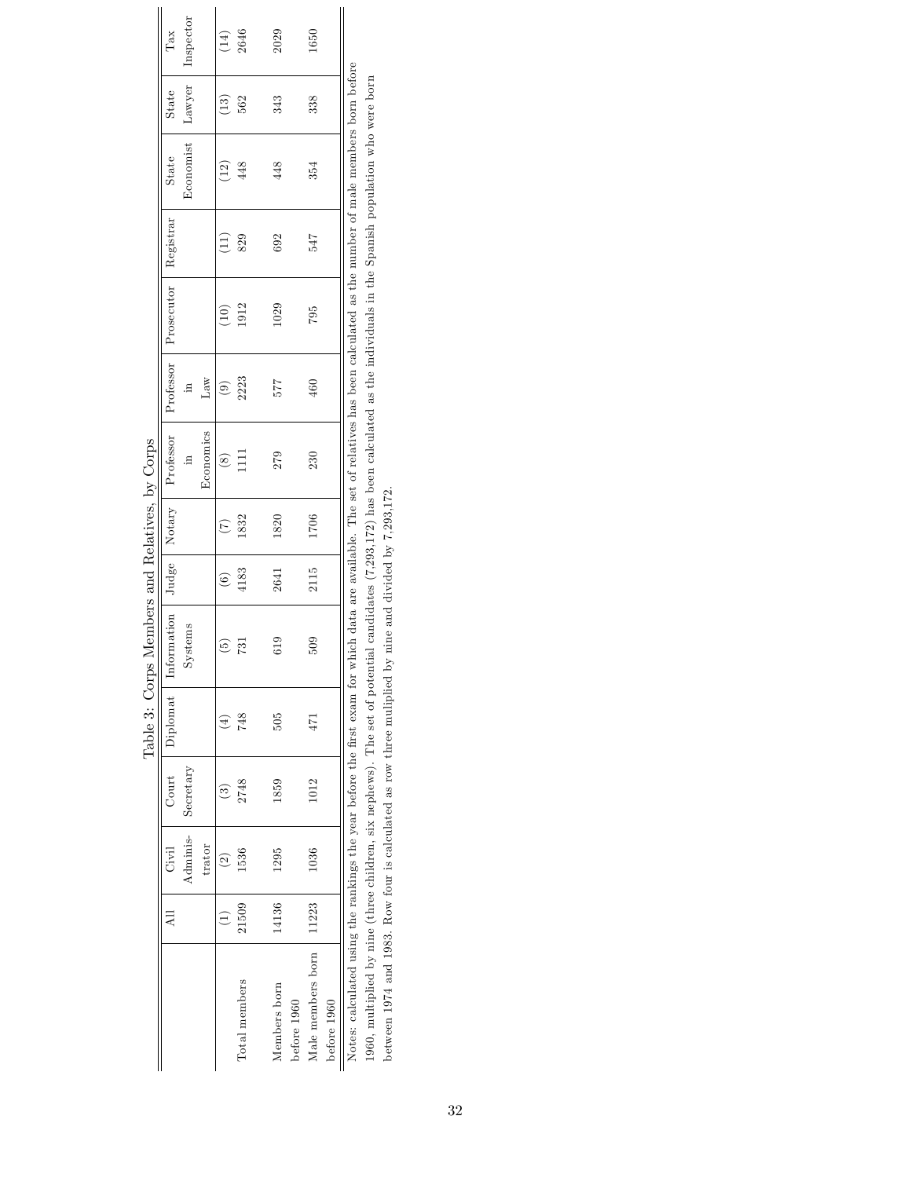# Table 3: Corps Members and Relatives, by Corps

| | All | Civil Administrator | Court Secretary | Diplomat | Information Systems | Judge | Notary | Professor in Economics | Professor in Law | Prosecutor | Registrar | State Economist | State Lawyer | Tax Inspector |
|---|---|---|---|---|---|---|---|---|---|---|---|---|---|---|
| | (1) | (2) | (3) | (4) | (5) | (6) | (7) | (8) | (9) | (10) | (11) | (12) | (13) | (14) |
| Total members | 21509 | 1536 | 2748 | 748 | 731 | 4183 | 1832 | 1111 | 2223 | 1912 | 829 | 448 | 562 | 2646 |
| Members born before 1960 | 14136 | 1295 | 1859 | 505 | 619 | 2641 | 1820 | 279 | 577 | 1029 | 692 | 448 | 343 | 2029 |
| Male members born before 1960 | 11223 | 1036 | 1012 | 471 | 509 | 2115 | 1706 | 230 | 460 | 795 | 547 | 354 | 338 | 1650 |

Notes: calculated using the rankings the year before the first exam for which data are available. The set of relatives has been calculated as the number of male members born before 1960, multiplied by nine (three children, six nephews). The set of potential candidates (7,293,172) has been calculated as the individuals in the Spanish population who were born between 1974 and 1983. Row four is calculated as row three mulitplied by nine and divided by 7,293,172.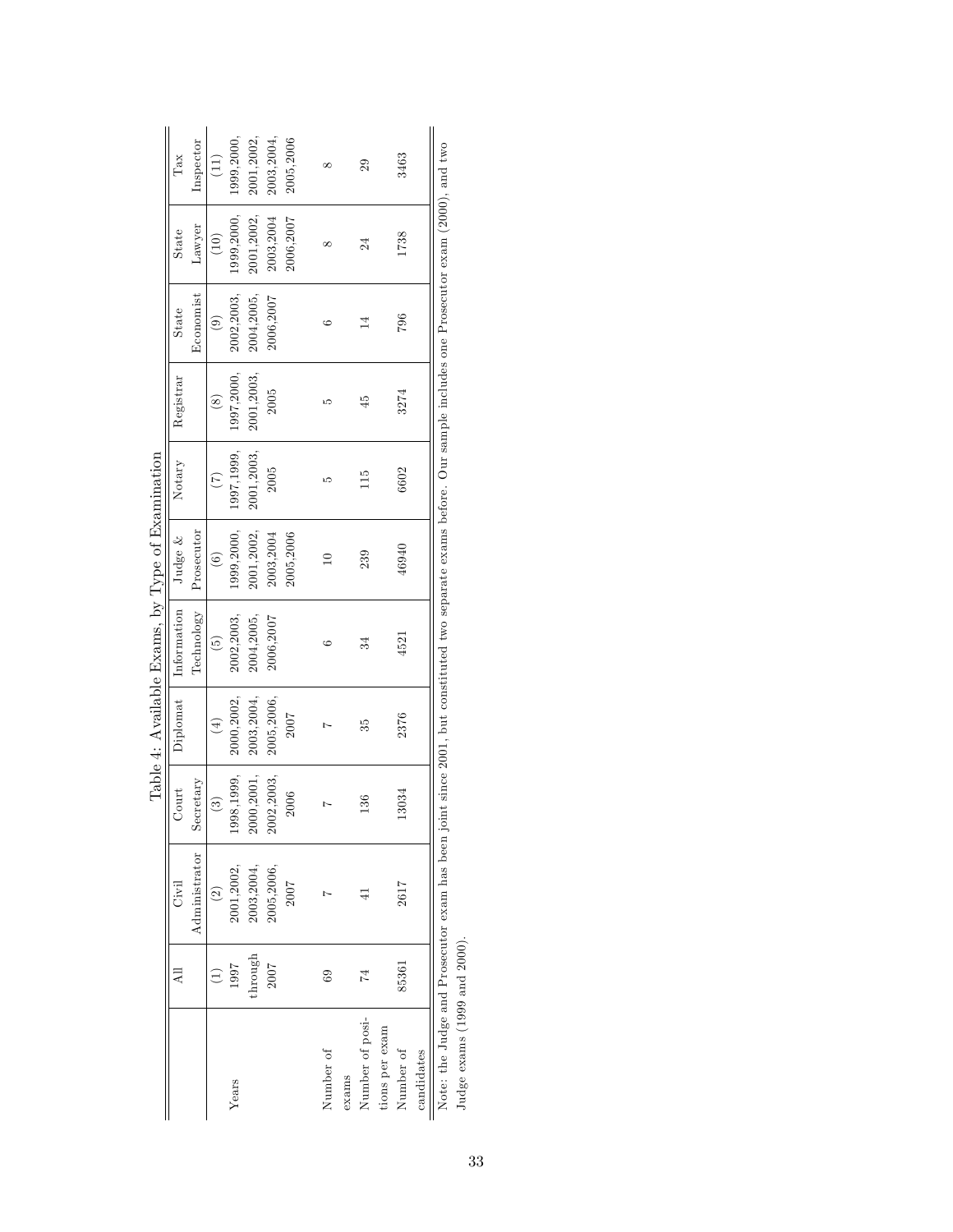Table 4: Available Exams, by Type of Examination

| | All | Civil Administrator | Court Secretary | Diplomat | Information Technology | Judge & Prosecutor | Notary | Registrar | State Economist | State Lawyer | Tax Inspector |
|---|---|---|---|---|---|---|---|---|---|---|---|
| | (1) | (2) | (3) | (4) | (5) | (6) | (7) | (8) | (9) | (10) | (11) |
| Years | 1997 through 2007 | 2001,2002, 2003,2004, 2005,2006, 2007 | 1998,1999, 2000,2001, 2002,2003, 2006 | 2000,2002, 2003,2004, 2005,2006, 2007 | 2002,2003, 2004,2005, 2006,2007 | 1999,2000, 2001,2002, 2003,2004 2005,2006 | 1997,1999, 2001,2003, 2005 | 1997,2000, 2001,2003, 2005 | 2002,2003, 2004,2005, 2006,2007 | 1999,2000, 2001,2002, 2003,2004 2006,2007 | 1999,2000, 2001,2002, 2003,2004, 2005,2006 |
| Number of exams | 69 | 7 | 7 | 7 | 6 | 10 | 5 | 5 | 6 | 8 | 8 |
| Number of positions per exam | 74 | 41 | 136 | 35 | 34 | 239 | 115 | 45 | 14 | 24 | 29 |
| Number of candidates | 85361 | 2617 | 13034 | 2376 | 4521 | 46940 | 6602 | 3274 | 796 | 1738 | 3463 |

Note: the Judge and Prosecutor exam has been joint since 2001, but constituted two separate exams before. Our sample includes one Prosecutor exam (2000), and two Judge exams (1999 and 2000).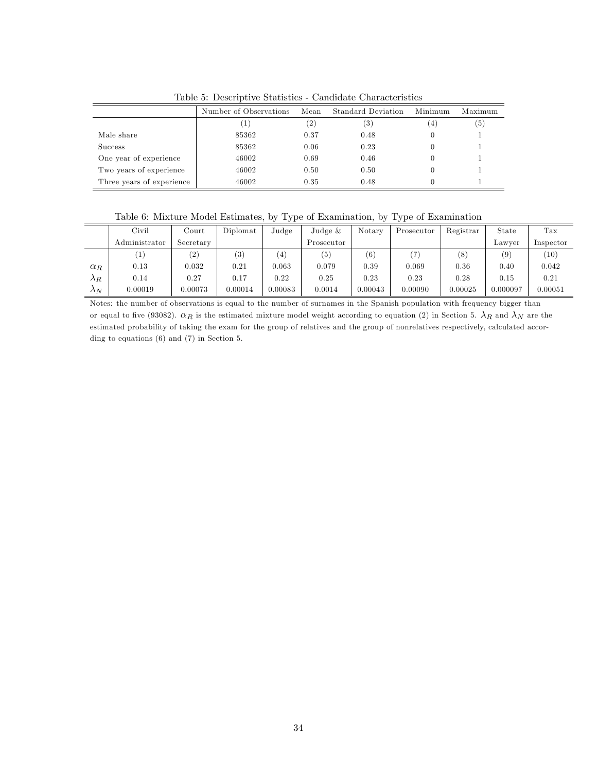Table 5: Descriptive Statistics - Candidate Characteristics

| | Number of Observations | Mean | Standard Deviation | Minimum | Maximum |
|---|---|---|---|---|---|
| | (1) | (2) | (3) | (4) | (5) |
| Male share | 85362 | 0.37 | 0.48 | 0 | 1 |
| Success | 85362 | 0.06 | 0.23 | 0 | 1 |
| One year of experience | 46002 | 0.69 | 0.46 | 0 | 1 |
| Two years of experience | 46002 | 0.50 | 0.50 | 0 | 1 |
| Three years of experience | 46002 | 0.35 | 0.48 | 0 | 1 |

Table 6: Mixture Model Estimates, by Type of Examination, by Type of Examination

| | Civil Administrator | Court Secretary | Diplomat | Judge | Judge & Prosecutor | Notary | Prosecutor | Registrar | State Lawyer | Tax Inspector |
|---|---|---|---|---|---|---|---|---|---|---|
| | (1) | (2) | (3) | (4) | (5) | (6) | (7) | (8) | (9) | (10) |
| $\alpha_R$ | 0.13 | 0.032 | 0.21 | 0.063 | 0.079 | 0.39 | 0.069 | 0.36 | 0.40 | 0.042 |
| $\lambda_R$ | 0.14 | 0.27 | 0.17 | 0.22 | 0.25 | 0.23 | 0.23 | 0.28 | 0.15 | 0.21 |
| $\lambda_N$ | 0.00019 | 0.00073 | 0.00014 | 0.00083 | 0.0014 | 0.00043 | 0.00090 | 0.00025 | 0.000097 | 0.00051 |

Notes: the number of observations is equal to the number of surnames in the Spanish population with frequency bigger than or equal to five (93082). $\alpha_R$ is the estimated mixture model weight according to equation (2) in Section 5. $\lambda_R$ and $\lambda_N$ are the estimated probability of taking the exam for the group of relatives and the group of nonrelatives respectively, calculated according to equations (6) and (7) in Section 5.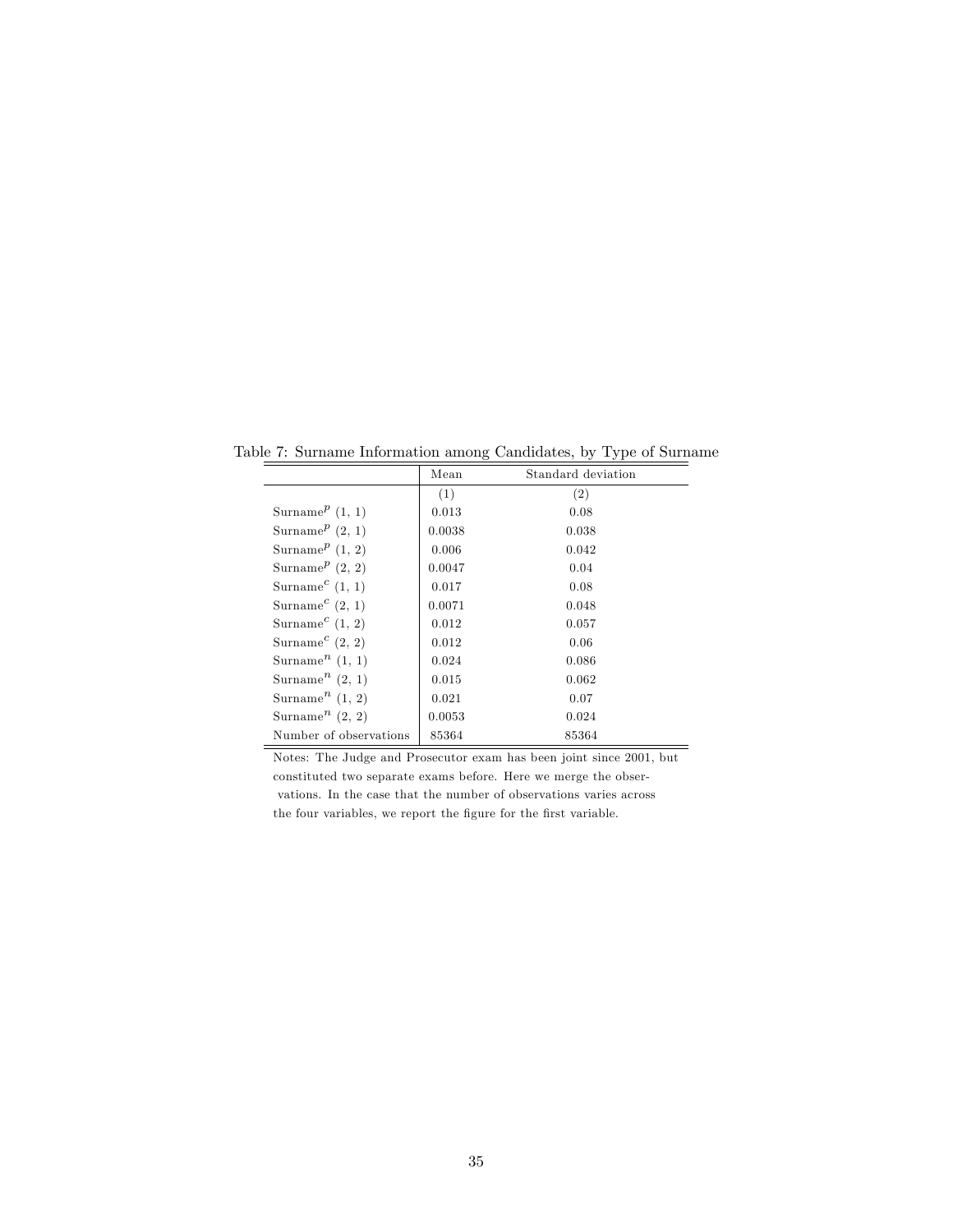Table 7: Surname Information among Candidates, by Type of Surname

| | Mean | Standard deviation |
|---|---|---|
| | (1) | (2) |
| Surname$^{p}$ (1, 1) | 0.013 | 0.08 |
| Surname$^{p}$ (2, 1) | 0.0038 | 0.038 |
| Surname$^{p}$ (1, 2) | 0.006 | 0.042 |
| Surname$^{p}$ (2, 2) | 0.0047 | 0.04 |
| Surname$^{c}$ (1, 1) | 0.017 | 0.08 |
| Surname$^{c}$ (2, 1) | 0.0071 | 0.048 |
| Surname$^{c}$ (1, 2) | 0.012 | 0.057 |
| Surname$^{c}$ (2, 2) | 0.012 | 0.06 |
| Surname$^{n}$ (1, 1) | 0.024 | 0.086 |
| Surname$^{n}$ (2, 1) | 0.015 | 0.062 |
| Surname$^{n}$ (1, 2) | 0.021 | 0.07 |
| Surname$^{n}$ (2, 2) | 0.0053 | 0.024 |
| Number of observations | 85364 | 85364 |

Notes: The Judge and Prosecutor exam has been joint since 2001, but constituted two separate exams before. Here we merge the observations. In the case that the number of observations varies across the four variables, we report the figure for the first variable.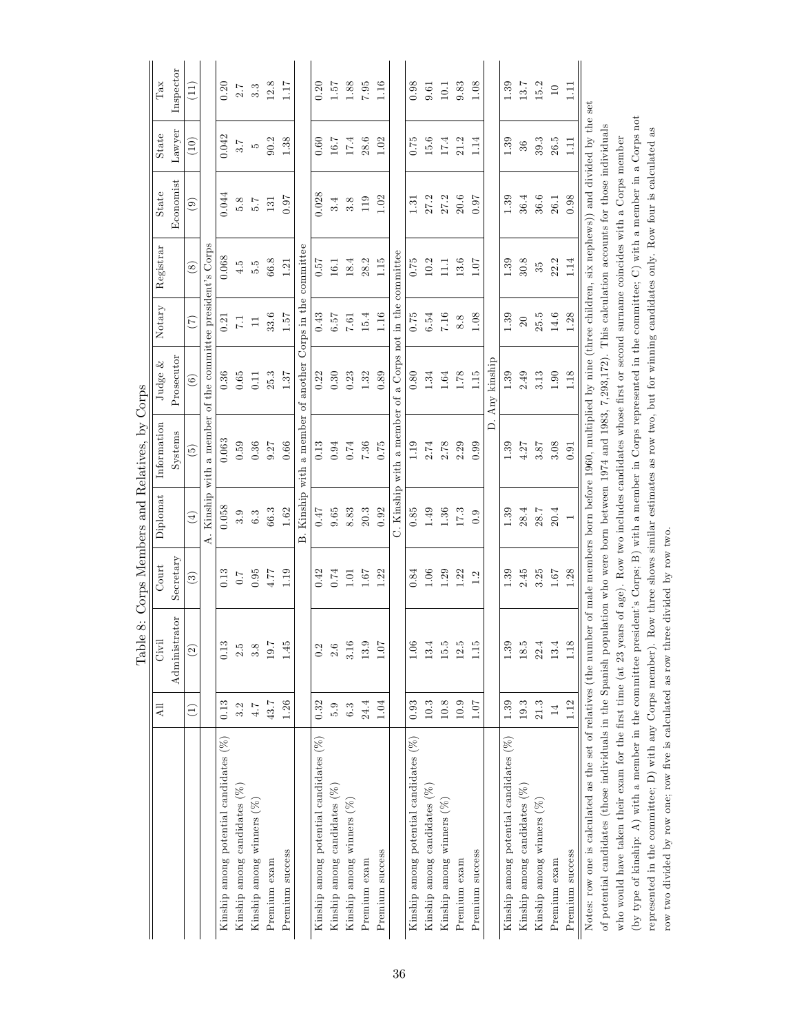Table 8: Corps Members and Relatives, by Corps

| | All | Civil Administrator | Court Secretary | Diplomat | Information Systems | Judge & Prosecutor | Notary | Registrar | State Economist | State Lawyer | Tax Inspector |
|---|---|---|---|---|---|---|---|---|---|---|---|
| | (1) | (2) | (3) | (4) | (5) | (6) | (7) | (8) | (9) | (10) | (11) |
| **A. Kinship with a member of the committee president's Corps** | | | | | | | | | | | |
| Kinship among potential candidates (%) | 0.13 | 0.13 | 0.13 | 0.058 | 0.063 | 0.36 | 0.21 | 0.068 | 0.044 | 0.042 | 0.20 |
| Kinship among candidates (%) | 3.2 | 2.5 | 0.7 | 3.9 | 0.59 | 0.65 | 7.1 | 4.5 | 5.8 | 3.7 | 2.7 |
| Kinship among winners (%) | 4.7 | 3.8 | 0.95 | 6.3 | 0.36 | 0.11 | 11 | 5.5 | 5.7 | 5 | 3.3 |
| Premium exam | 43.7 | 19.7 | 4.77 | 66.3 | 9.27 | 25.3 | 33.6 | 66.8 | 131 | 90.2 | 12.8 |
| Premium success | 1.26 | 1.45 | 1.19 | 1.62 | 0.66 | 1.37 | 1.57 | 1.21 | 0.97 | 1.38 | 1.17 |
| **B. Kinship with a member of another Corps in the committee** | | | | | | | | | | | |
| Kinship among potential candidates (%) | 0.32 | 0.2 | 0.42 | 0.47 | 0.13 | 0.22 | 0.43 | 0.57 | 0.028 | 0.60 | 0.20 |
| Kinship among candidates (%) | 5.9 | 2.6 | 0.74 | 9.65 | 0.94 | 0.30 | 6.57 | 16.1 | 3.4 | 16.7 | 1.57 |
| Kinship among winners (%) | 6.3 | 3.16 | 1.01 | 8.83 | 0.74 | 0.23 | 7.61 | 18.4 | 3.8 | 17.4 | 1.88 |
| Premium exam | 24.4 | 13.9 | 1.67 | 20.3 | 7.36 | 1.32 | 15.4 | 28.2 | 119 | 28.6 | 7.95 |
| Premium success | 1.04 | 1.07 | 1.22 | 0.92 | 0.75 | 0.89 | 1.16 | 1.15 | 1.02 | 1.02 | 1.16 |
| **C. Kinship with a member of a Corps not in the committee** | | | | | | | | | | | |
| Kinship among potential candidates (%) | 0.93 | 1.06 | 0.84 | 0.85 | 1.19 | 0.80 | 0.75 | 0.75 | 1.31 | 0.75 | 0.98 |
| Kinship among candidates (%) | 10.3 | 13.4 | 1.06 | 1.49 | 2.74 | 1.34 | 6.54 | 10.2 | 27.2 | 15.6 | 9.61 |
| Kinship among winners (%) | 10.8 | 15.5 | 1.29 | 1.36 | 2.78 | 1.64 | 7.16 | 11.1 | 27.2 | 17.4 | 10.1 |
| Premium exam | 10.9 | 12.5 | 1.22 | 17.3 | 2.29 | 1.78 | 8.8 | 13.6 | 20.6 | 21.2 | 9.83 |
| Premium success | 1.07 | 1.15 | 1.2 | 0.9 | 0.99 | 1.15 | 1.08 | 1.07 | 0.97 | 1.14 | 1.08 |
| **D. Any kinship** | | | | | | | | | | | |
| Kinship among potential candidates (%) | 1.39 | 1.39 | 1.39 | 1.39 | 1.39 | 1.39 | 1.39 | 1.39 | 1.39 | 1.39 | 1.39 |
| Kinship among candidates (%) | 19.3 | 18.5 | 2.45 | 28.4 | 4.27 | 2.49 | 20 | 30.8 | 36.4 | 36 | 13.7 |
| Kinship among winners (%) | 21.3 | 22.4 | 3.25 | 28.7 | 3.87 | 3.13 | 25.5 | 35 | 36.6 | 39.3 | 15.2 |
| Premium exam | 14 | 13.4 | 1.67 | 20.4 | 3.08 | 1.90 | 14.6 | 22.2 | 26.1 | 26.5 | 10 |
| Premium success | 1.12 | 1.18 | 1.28 | 1 | 0.91 | 1.18 | 1.28 | 1.14 | 0.98 | 1.11 | 1.11 |

Notes: row one is calculated as the set of relatives (the number of male members born before 1960, multiplied by nine (three children, six nephews)) and divided by the set of potential candidates (those individuals in the Spanish population who were born between 1974 and 1983, 7,293,172). This calculation accounts for those individuals who would have taken their exam for the first time (at 23 years of age). Row two includes candidates whose first or second surname coincides with a Corps member (by type of kinship: A) with a member in the committee president's Corps; B) with a member in Corps represented in the committee; C) with a member in a Corps not represented in the committee; D) with any Corps member). Row three shows similar estimates as row two, but for winning candidates only. Row four is calculated as row two divided by row one; row five is calculated as row three divided by row two.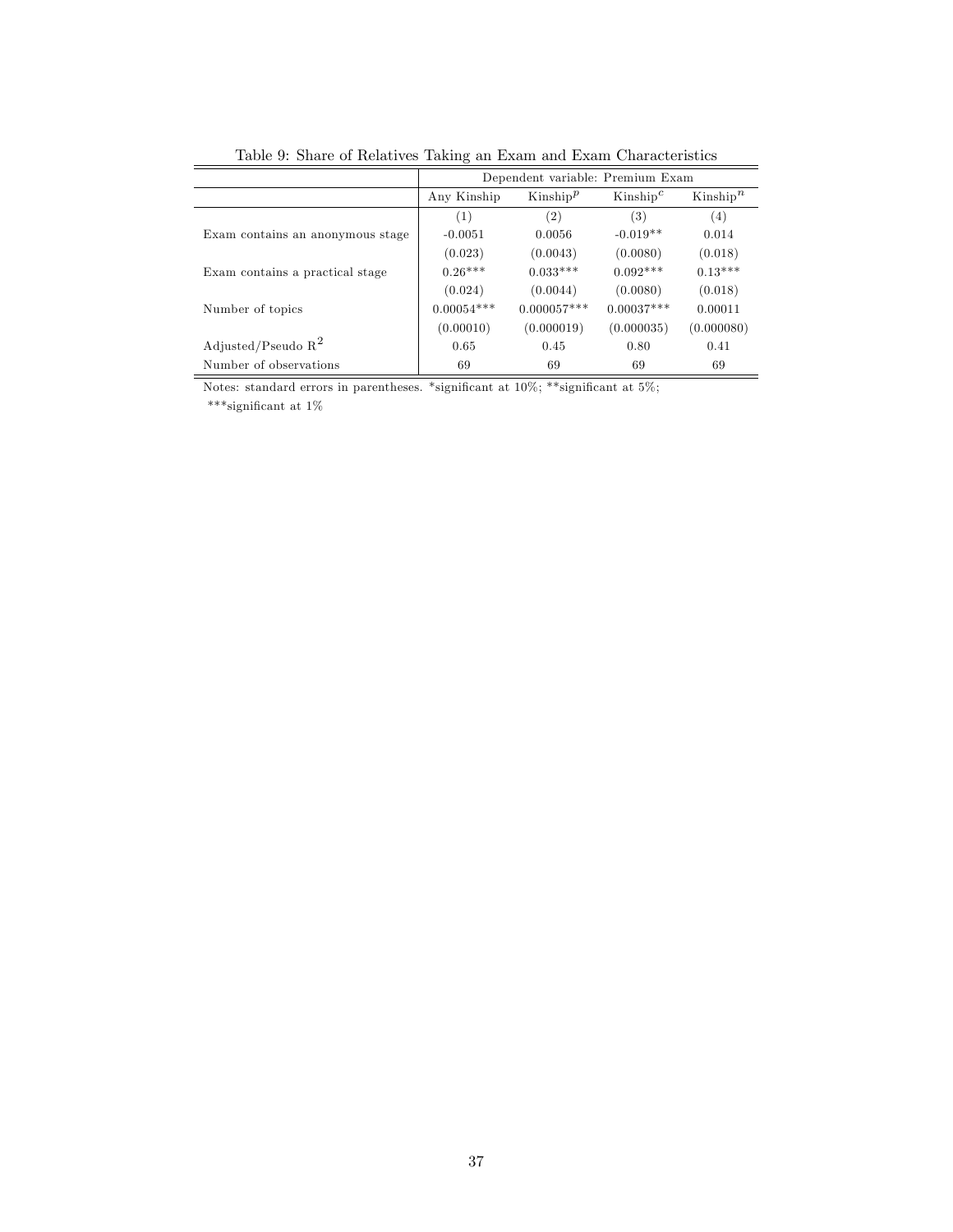Table 9: Share of Relatives Taking an Exam and Exam Characteristics

| | Dependent variable: Premium Exam | | | |
|---|---|---|---|---|
| | Any Kinship | Kinship$^p$ | Kinship$^c$ | Kinship$^n$ |
| | (1) | (2) | (3) | (4) |
| Exam contains an anonymous stage | -0.0051 | 0.0056 | -0.019** | 0.014 |
| | (0.023) | (0.0043) | (0.0080) | (0.018) |
| Exam contains a practical stage | 0.26*** | 0.033*** | 0.092*** | 0.13*** |
| | (0.024) | (0.0044) | (0.0080) | (0.018) |
| Number of topics | 0.00054*** | 0.000057*** | 0.00037*** | 0.00011 |
| | (0.00010) | (0.000019) | (0.000035) | (0.000080) |
| Adjusted/Pseudo $R^2$ | 0.65 | 0.45 | 0.80 | 0.41 |
| Number of observations | 69 | 69 | 69 | 69 |

Notes: standard errors in parentheses. *significant at 10%; **significant at 5%; ***significant at 1%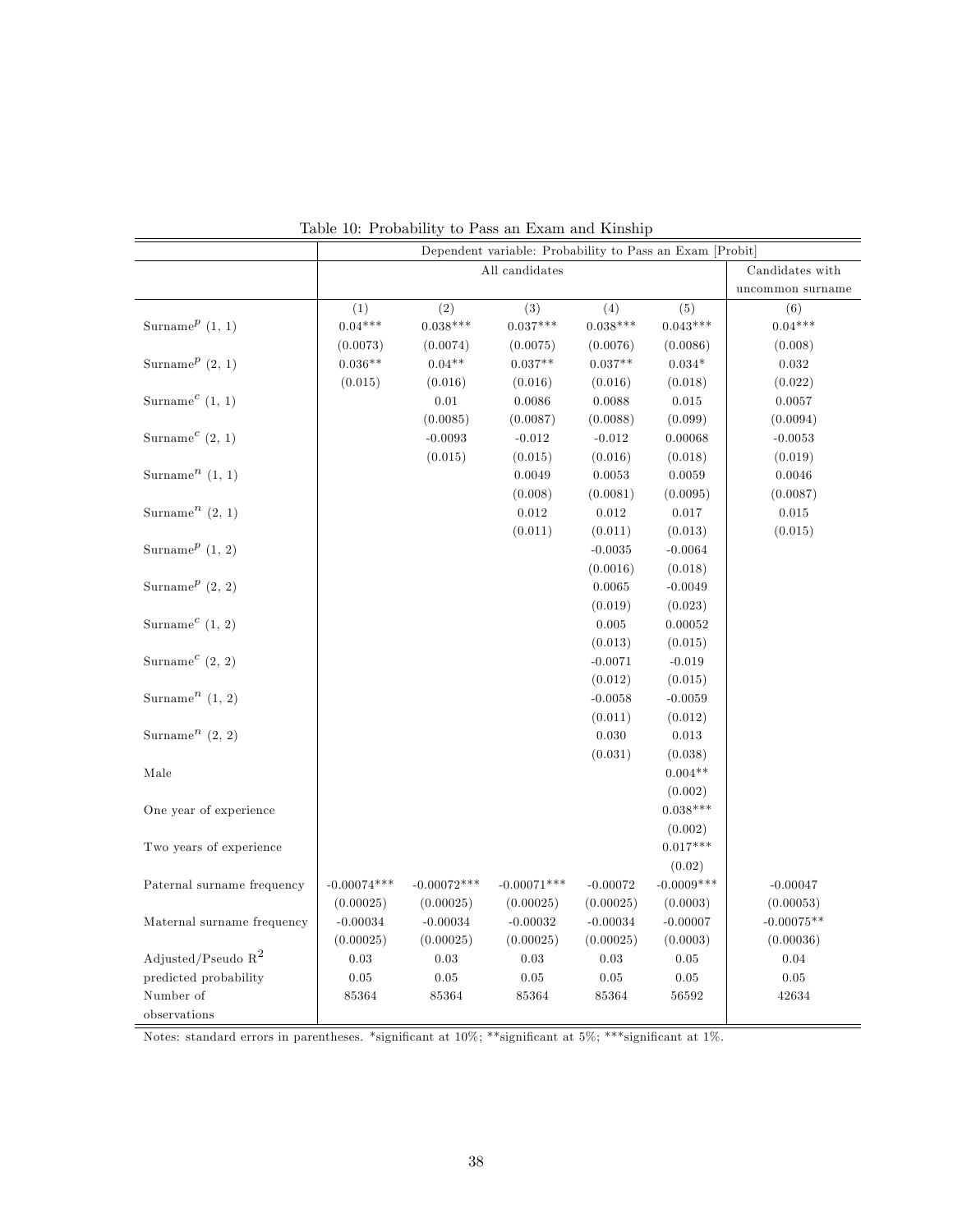Table 10: Probability to Pass an Exam and Kinship

| | Dependent variable: Probability to Pass an Exam [Probit] | | | | | |
|---|---|---|---|---|---|---|
| | All candidates | | | | | Candidates with uncommon surname |
| | (1) | (2) | (3) | (4) | (5) | (6) |
| Surname$^p$ (1, 1) | 0.04*** | 0.038*** | 0.037*** | 0.038*** | 0.043*** | 0.04*** |
| | (0.0073) | (0.0074) | (0.0075) | (0.0076) | (0.0086) | (0.008) |
| Surname$^p$ (2, 1) | 0.036** | 0.04** | 0.037** | 0.037** | 0.034* | 0.032 |
| | (0.015) | (0.016) | (0.016) | (0.016) | (0.018) | (0.022) |
| Surname$^c$ (1, 1) | | 0.01 | 0.0086 | 0.0088 | 0.015 | 0.0057 |
| | | (0.0085) | (0.0087) | (0.0088) | (0.099) | (0.0094) |
| Surname$^c$ (2, 1) | | -0.0093 | -0.012 | -0.012 | 0.00068 | -0.0053 |
| | | (0.015) | (0.015) | (0.016) | (0.018) | (0.019) |
| Surname$^n$ (1, 1) | | | 0.0049 | 0.0053 | 0.0059 | 0.0046 |
| | | | (0.008) | (0.0081) | (0.0095) | (0.0087) |
| Surname$^n$ (2, 1) | | | 0.012 | 0.012 | 0.017 | 0.015 |
| | | | (0.011) | (0.011) | (0.013) | (0.015) |
| Surname$^p$ (1, 2) | | | | -0.0035 | -0.0064 | |
| | | | | (0.0016) | (0.018) | |
| Surname$^p$ (2, 2) | | | | 0.0065 | -0.0049 | |
| | | | | (0.019) | (0.023) | |
| Surname$^c$ (1, 2) | | | | 0.005 | 0.00052 | |
| | | | | (0.013) | (0.015) | |
| Surname$^c$ (2, 2) | | | | -0.0071 | -0.019 | |
| | | | | (0.012) | (0.015) | |
| Surname$^n$ (1, 2) | | | | -0.0058 | -0.0059 | |
| | | | | (0.011) | (0.012) | |
| Surname$^n$ (2, 2) | | | | 0.030 | 0.013 | |
| | | | | (0.031) | (0.038) | |
| Male | | | | | 0.004** | |
| | | | | | (0.002) | |
| One year of experience | | | | | 0.038*** | |
| | | | | | (0.002) | |
| Two years of experience | | | | | 0.017*** | |
| | | | | | (0.02) | |
| Paternal surname frequency | -0.00074*** | -0.00072*** | -0.00071*** | -0.00072 | -0.0009*** | -0.00047 |
| | (0.00025) | (0.00025) | (0.00025) | (0.00025) | (0.0003) | (0.00053) |
| Maternal surname frequency | -0.00034 | -0.00034 | -0.00032 | -0.00034 | -0.00007 | -0.00075** |
| | (0.00025) | (0.00025) | (0.00025) | (0.00025) | (0.0003) | (0.00036) |
| Adjusted/Pseudo $R^2$ | 0.03 | 0.03 | 0.03 | 0.03 | 0.05 | 0.04 |
| predicted probability | 0.05 | 0.05 | 0.05 | 0.05 | 0.05 | 0.05 |
| Number of observations | 85364 | 85364 | 85364 | 85364 | 56592 | 42634 |

Notes: standard errors in parentheses. *significant at 10%; **significant at 5%; ***significant at 1%.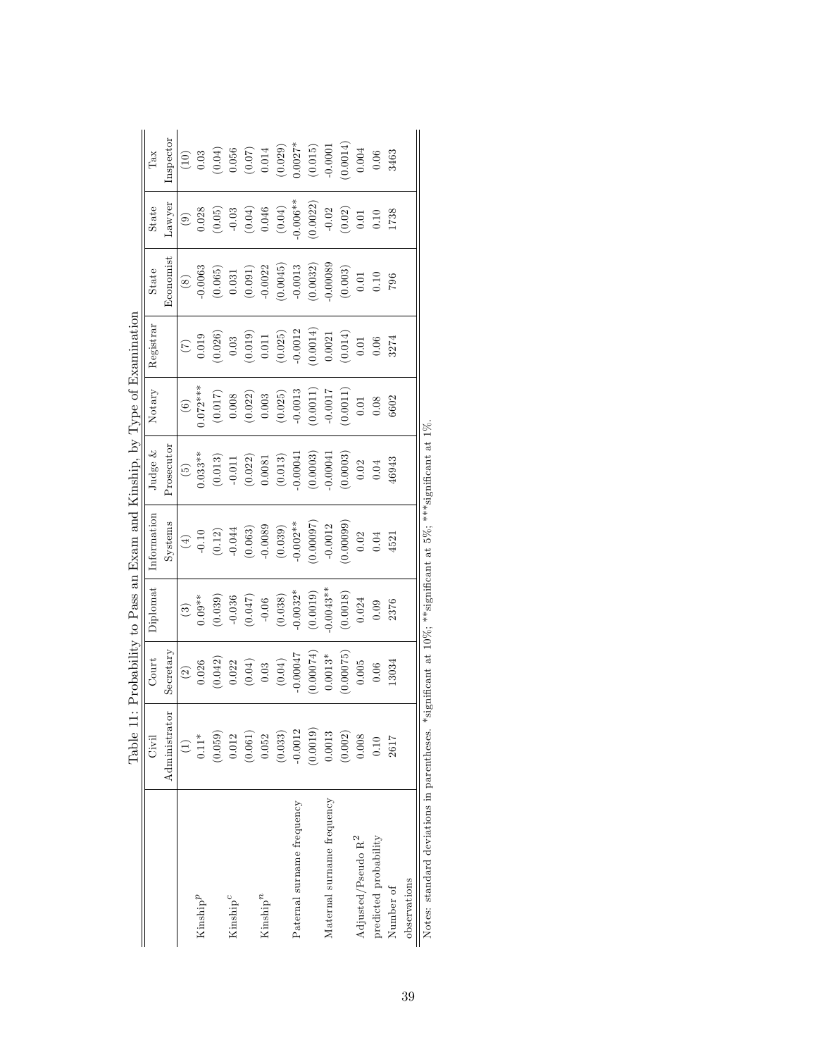Table 11: Probability to Pass an Exam and Kinship, by Type of Examination

| | Civil Administrator | Court Secretary | Diplomat | Information Systems | Judge & Prosecutor | Notary | Registrar | State Economist | State Lawyer | Tax Inspector |
|---|---|---|---|---|---|---|---|---|---|---|
| | (1) | (2) | (3) | (4) | (5) | (6) | (7) | (8) | (9) | (10) |
| Kinship$^p$ | 0.11* | 0.026 | 0.09** | -0.10 | 0.033** | 0.072*** | 0.019 | -0.0063 | 0.028 | 0.03 |
| | (0.059) | (0.042) | (0.039) | (0.12) | (0.013) | (0.017) | (0.026) | (0.065) | (0.05) | (0.04) |
| Kinship$^c$ | 0.012 | 0.022 | -0.036 | -0.044 | -0.011 | 0.008 | 0.03 | 0.031 | -0.03 | 0.056 |
| | (0.061) | (0.04) | (0.047) | (0.063) | (0.022) | (0.022) | (0.019) | (0.091) | (0.04) | (0.07) |
| Kinship$^n$ | 0.052 | 0.03 | -0.06 | -0.0089 | 0.0081 | 0.003 | 0.011 | -0.0022 | 0.046 | 0.014 |
| | (0.033) | (0.04) | (0.038) | (0.039) | (0.013) | (0.025) | (0.025) | (0.0045) | (0.04) | (0.029) |
| Paternal surname frequency | -0.0012 | -0.00047 | -0.0032* | -0.002** | -0.00041 | -0.0013 | -0.0012 | -0.0013 | -0.006** | 0.0027* |
| | (0.0019) | (0.00074) | (0.0019) | (0.00097) | (0.0003) | (0.0011) | (0.0014) | (0.0032) | (0.0022) | (0.015) |
| Maternal surname frequency | 0.0013 | 0.0013* | -0.0043** | -0.0012 | -0.00041 | -0.0017 | 0.0021 | -0.00089 | -0.02 | -0.0001 |
| | (0.002) | (0.00075) | (0.0018) | (0.00099) | (0.0003) | (0.0011) | (0.014) | (0.003) | (0.02) | (0.0014) |
| Adjusted/Pseudo $R^2$ | 0.008 | 0.005 | 0.024 | 0.02 | 0.02 | 0.01 | 0.01 | 0.01 | 0.01 | 0.004 |
| predicted probability | 0.10 | 0.06 | 0.09 | 0.04 | 0.04 | 0.08 | 0.06 | 0.10 | 0.10 | 0.06 |
| Number of observations | 2617 | 13034 | 2376 | 4521 | 46943 | 6602 | 3274 | 796 | 1738 | 3463 |

Notes: standard deviations in parentheses. *significant at 10%; **significant at 5%; ***significant at 1%.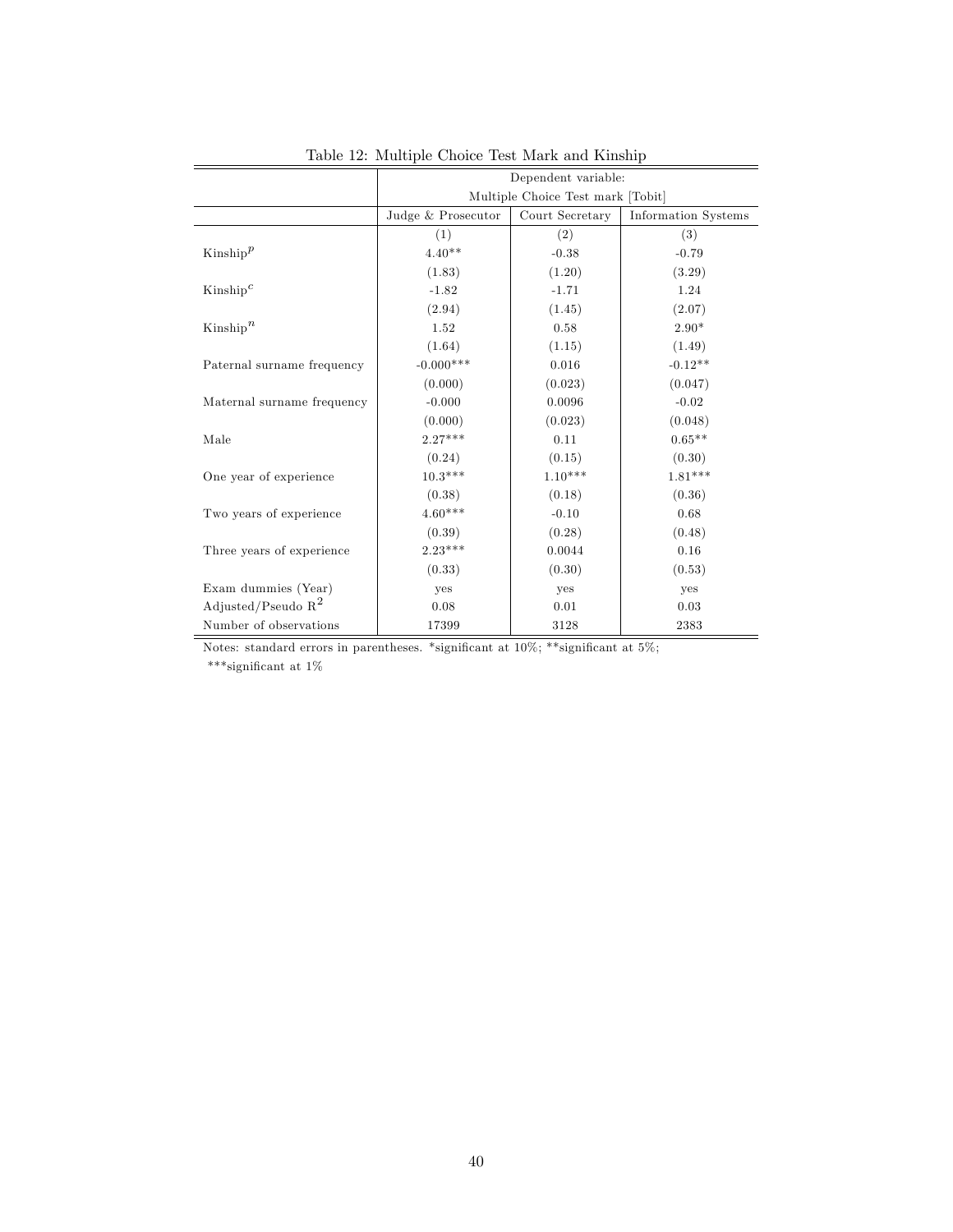Table 12: Multiple Choice Test Mark and Kinship

| | Dependent variable: | | |
|---|---|---|---|
| | Multiple Choice Test mark [Tobit] | | |
| | Judge & Prosecutor | Court Secretary | Information Systems |
| | (1) | (2) | (3) |
| Kinship$^p$ | 4.40** | -0.38 | -0.79 |
| | (1.83) | (1.20) | (3.29) |
| Kinship$^c$ | -1.82 | -1.71 | 1.24 |
| | (2.94) | (1.45) | (2.07) |
| Kinship$^n$ | 1.52 | 0.58 | 2.90* |
| | (1.64) | (1.15) | (1.49) |
| Paternal surname frequency | -0.000*** | 0.016 | -0.12** |
| | (0.000) | (0.023) | (0.047) |
| Maternal surname frequency | -0.000 | 0.0096 | -0.02 |
| | (0.000) | (0.023) | (0.048) |
| Male | 2.27*** | 0.11 | 0.65** |
| | (0.24) | (0.15) | (0.30) |
| One year of experience | 10.3*** | 1.10*** | 1.81*** |
| | (0.38) | (0.18) | (0.36) |
| Two years of experience | 4.60*** | -0.10 | 0.68 |
| | (0.39) | (0.28) | (0.48) |
| Three years of experience | 2.23*** | 0.0044 | 0.16 |
| | (0.33) | (0.30) | (0.53) |
| Exam dummies (Year) | yes | yes | yes |
| Adjusted/Pseudo $R^2$ | 0.08 | 0.01 | 0.03 |
| Number of observations | 17399 | 3128 | 2383 |

Notes: standard errors in parentheses. *significant at 10%; **significant at 5%; ***significant at 1%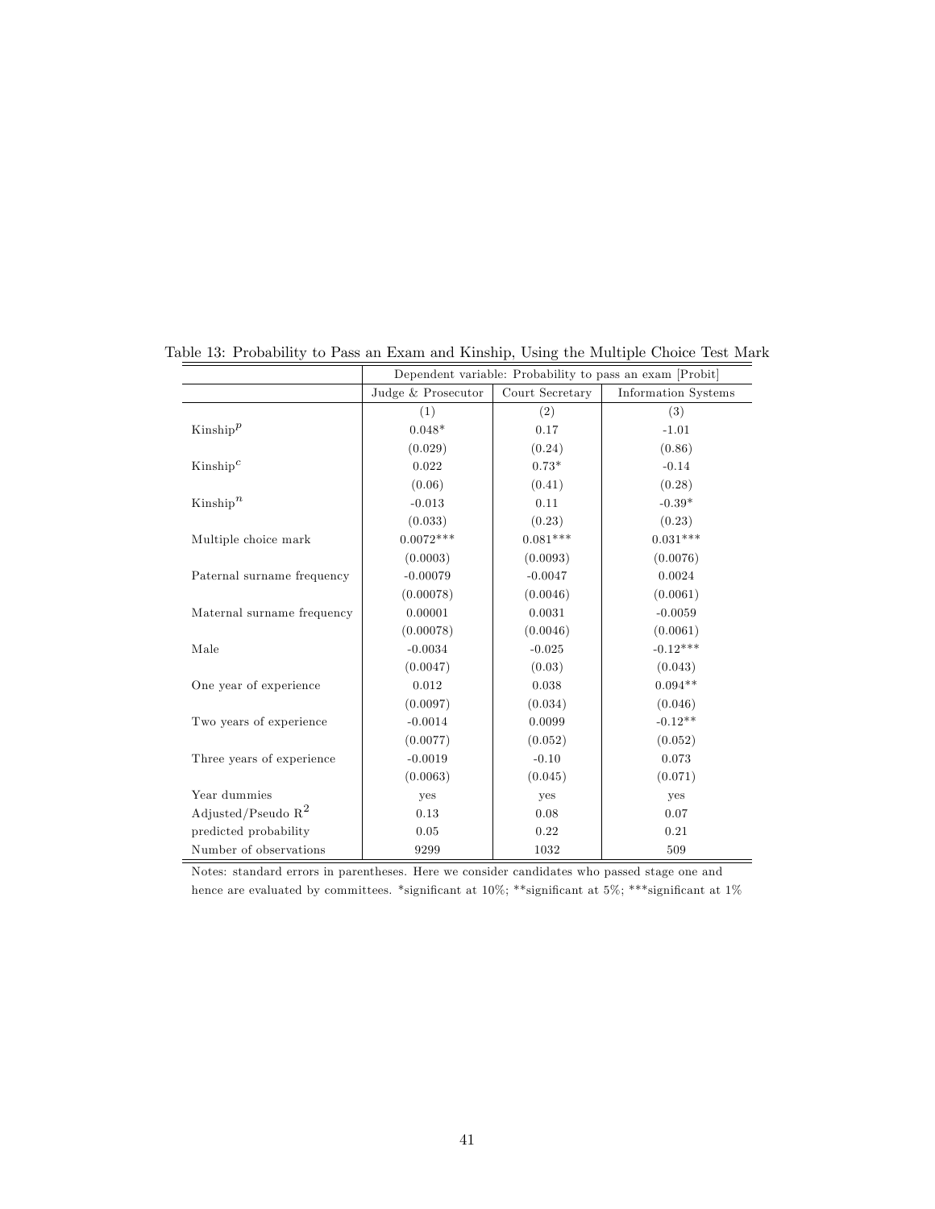Table 13: Probability to Pass an Exam and Kinship, Using the Multiple Choice Test Mark

| | Dependent variable: Probability to pass an exam [Probit] | | |
|---|---|---|---|
| | Judge & Prosecutor | Court Secretary | Information Systems |
| | (1) | (2) | (3) |
| Kinship$^p$ | 0.048* | 0.17 | -1.01 |
| | (0.029) | (0.24) | (0.86) |
| Kinship$^c$ | 0.022 | 0.73* | -0.14 |
| | (0.06) | (0.41) | (0.28) |
| Kinship$^n$ | -0.013 | 0.11 | -0.39* |
| | (0.033) | (0.23) | (0.23) |
| Multiple choice mark | 0.0072*** | 0.081*** | 0.031*** |
| | (0.0003) | (0.0093) | (0.0076) |
| Paternal surname frequency | -0.00079 | -0.0047 | 0.0024 |
| | (0.00078) | (0.0046) | (0.0061) |
| Maternal surname frequency | 0.00001 | 0.0031 | -0.0059 |
| | (0.00078) | (0.0046) | (0.0061) |
| Male | -0.0034 | -0.025 | -0.12*** |
| | (0.0047) | (0.03) | (0.043) |
| One year of experience | 0.012 | 0.038 | 0.094** |
| | (0.0097) | (0.034) | (0.046) |
| Two years of experience | -0.0014 | 0.0099 | -0.12** |
| | (0.0077) | (0.052) | (0.052) |
| Three years of experience | -0.0019 | -0.10 | 0.073 |
| | (0.0063) | (0.045) | (0.071) |
| Year dummies | yes | yes | yes |
| Adjusted/Pseudo $R^2$ | 0.13 | 0.08 | 0.07 |
| predicted probability | 0.05 | 0.22 | 0.21 |
| Number of observations | 9299 | 1032 | 509 |

Notes: standard errors in parentheses. Here we consider candidates who passed stage one and hence are evaluated by committees. *significant at 10%; **significant at 5%; ***significant at 1%